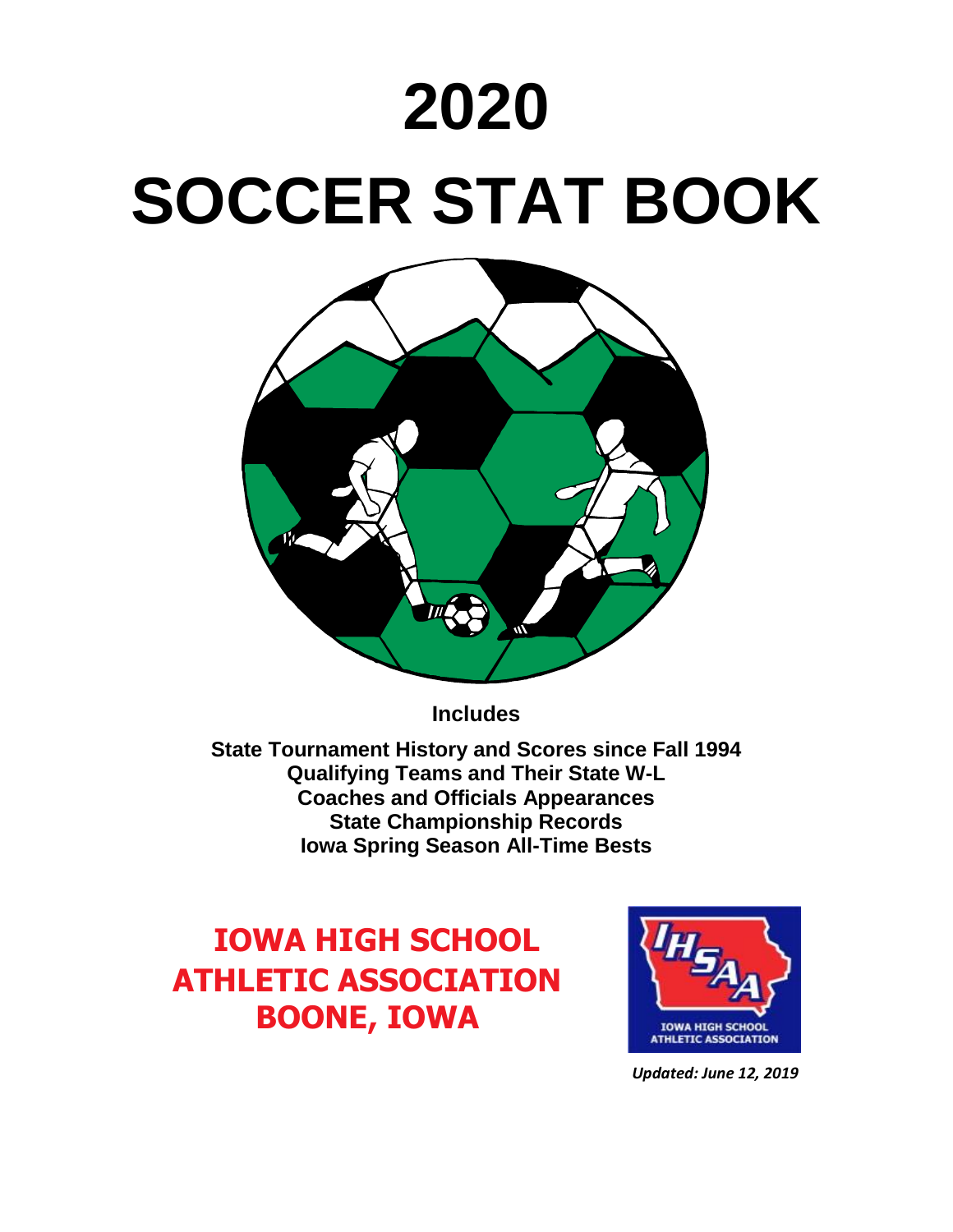# 2020

# SOCCER STAT BOOK

**Includes**

**State Tournament History and Scores since Fall 1994**
**Qualifying Teams and Their State W-L**
**Coaches and Officials Appearances**
**State Championship Records**
**Iowa Spring Season All-Time Bests**

## IOWA HIGH SCHOOL ATHLETIC ASSOCIATION BOONE, IOWA

IOWA HIGH SCHOOL ATHLETIC ASSOCIATION

*Updated: June 12, 2019*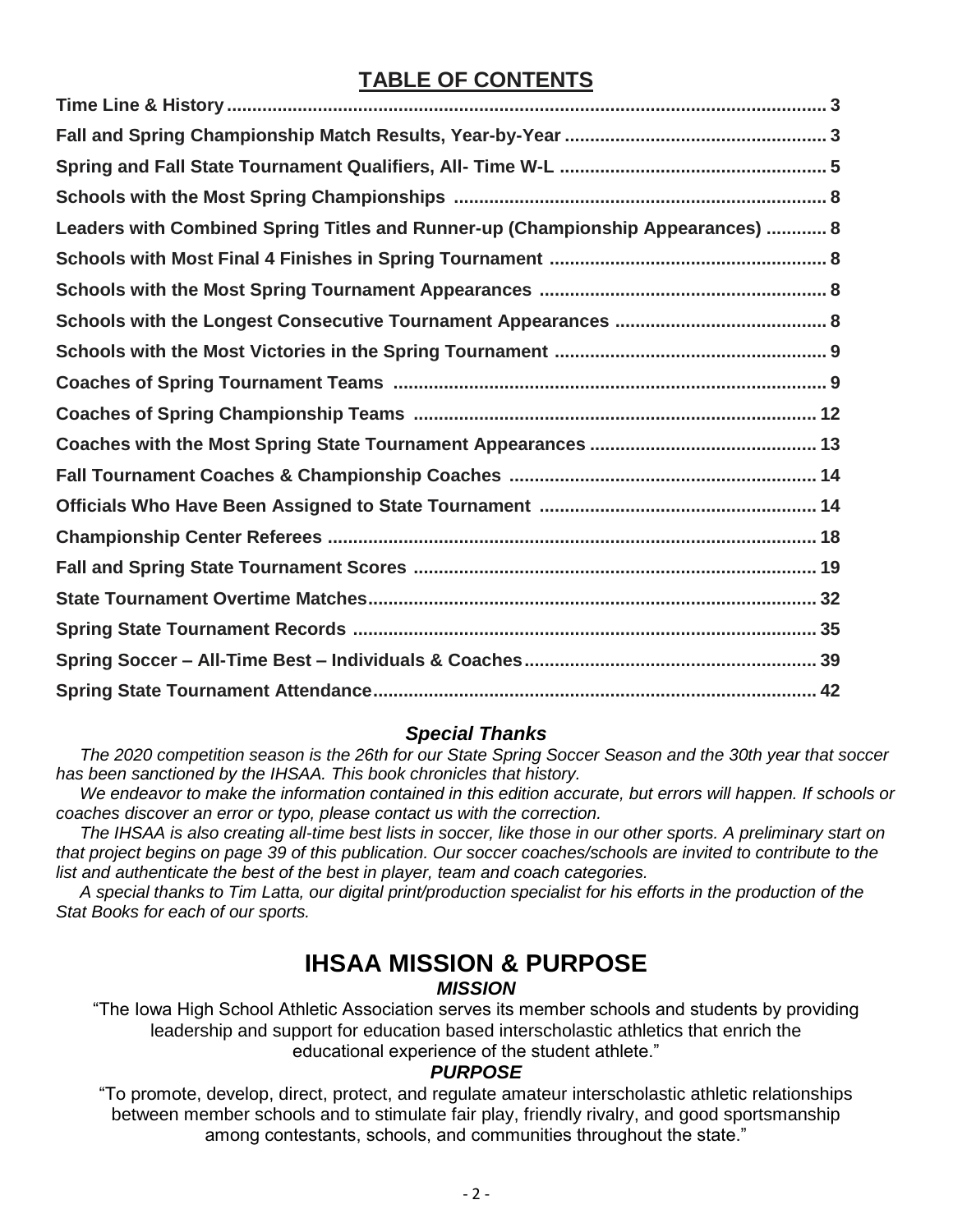## TABLE OF CONTENTS

| | |
|---|---|
| **Time Line & History** | **3** |
| **Fall and Spring Championship Match Results, Year-by-Year** | **3** |
| **Spring and Fall State Tournament Qualifiers, All- Time W-L** | **5** |
| **Schools with the Most Spring Championships** | **8** |
| **Leaders with Combined Spring Titles and Runner-up (Championship Appearances)** | **8** |
| **Schools with Most Final 4 Finishes in Spring Tournament** | **8** |
| **Schools with the Most Spring Tournament Appearances** | **8** |
| **Schools with the Longest Consecutive Tournament Appearances** | **8** |
| **Schools with the Most Victories in the Spring Tournament** | **9** |
| **Coaches of Spring Tournament Teams** | **9** |
| **Coaches of Spring Championship Teams** | **12** |
| **Coaches with the Most Spring State Tournament Appearances** | **13** |
| **Fall Tournament Coaches & Championship Coaches** | **14** |
| **Officials Who Have Been Assigned to State Tournament** | **14** |
| **Championship Center Referees** | **18** |
| **Fall and Spring State Tournament Scores** | **19** |
| **State Tournament Overtime Matches** | **32** |
| **Spring State Tournament Records** | **35** |
| **Spring Soccer – All-Time Best – Individuals & Coaches** | **39** |
| **Spring State Tournament Attendance** | **42** |

### *Special Thanks*

*The 2020 competition season is the 26th for our State Spring Soccer Season and the 30th year that soccer has been sanctioned by the IHSAA. This book chronicles that history.*

*We endeavor to make the information contained in this edition accurate, but errors will happen. If schools or coaches discover an error or typo, please contact us with the correction.*

*The IHSAA is also creating all-time best lists in soccer, like those in our other sports. A preliminary start on that project begins on page 39 of this publication. Our soccer coaches/schools are invited to contribute to the list and authenticate the best of the best in player, team and coach categories.*

*A special thanks to Tim Latta, our digital print/production specialist for his efforts in the production of the Stat Books for each of our sports.*

# IHSAA MISSION & PURPOSE

### *MISSION*

"The Iowa High School Athletic Association serves its member schools and students by providing leadership and support for education based interscholastic athletics that enrich the educational experience of the student athlete."

### *PURPOSE*

"To promote, develop, direct, protect, and regulate amateur interscholastic athletic relationships between member schools and to stimulate fair play, friendly rivalry, and good sportsmanship among contestants, schools, and communities throughout the state."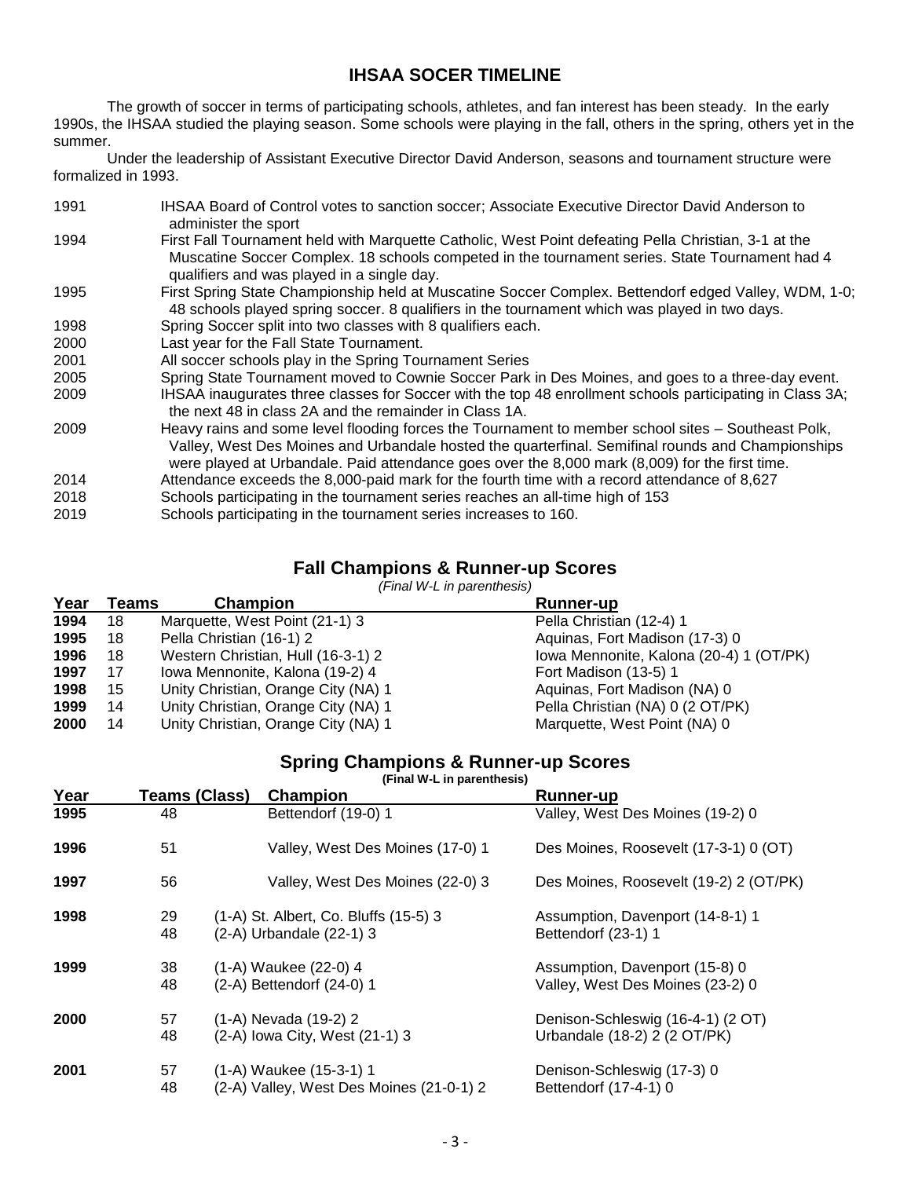## IHSAA SOCER TIMELINE

The growth of soccer in terms of participating schools, athletes, and fan interest has been steady. In the early 1990s, the IHSAA studied the playing season. Some schools were playing in the fall, others in the spring, others yet in the summer.

Under the leadership of Assistant Executive Director David Anderson, seasons and tournament structure were formalized in 1993.

| | |
|---|---|
| 1991 | IHSAA Board of Control votes to sanction soccer; Associate Executive Director David Anderson to administer the sport |
| 1994 | First Fall Tournament held with Marquette Catholic, West Point defeating Pella Christian, 3-1 at the Muscatine Soccer Complex. 18 schools competed in the tournament series. State Tournament had 4 qualifiers and was played in a single day. |
| 1995 | First Spring State Championship held at Muscatine Soccer Complex. Bettendorf edged Valley, WDM, 1-0; 48 schools played spring soccer. 8 qualifiers in the tournament which was played in two days. |
| 1998 | Spring Soccer split into two classes with 8 qualifiers each. |
| 2000 | Last year for the Fall State Tournament. |
| 2001 | All soccer schools play in the Spring Tournament Series |
| 2005 | Spring State Tournament moved to Cownie Soccer Park in Des Moines, and goes to a three-day event. |
| 2009 | IHSAA inaugurates three classes for Soccer with the top 48 enrollment schools participating in Class 3A; the next 48 in class 2A and the remainder in Class 1A. |
| 2009 | Heavy rains and some level flooding forces the Tournament to member school sites – Southeast Polk, Valley, West Des Moines and Urbandale hosted the quarterfinal. Semifinal rounds and Championships were played at Urbandale. Paid attendance goes over the 8,000 mark (8,009) for the first time. |
| 2014 | Attendance exceeds the 8,000-paid mark for the fourth time with a record attendance of 8,627 |
| 2018 | Schools participating in the tournament series reaches an all-time high of 153 |
| 2019 | Schools participating in the tournament series increases to 160. |

## Fall Champions & Runner-up Scores

*(Final W-L in parenthesis)*

| Year | Teams | Champion | Runner-up |
|---|---|---|---|
| **1994** | 18 | Marquette, West Point (21-1) 3 | Pella Christian (12-4) 1 |
| **1995** | 18 | Pella Christian (16-1) 2 | Aquinas, Fort Madison (17-3) 0 |
| **1996** | 18 | Western Christian, Hull (16-3-1) 2 | Iowa Mennonite, Kalona (20-4) 1 (OT/PK) |
| **1997** | 17 | Iowa Mennonite, Kalona (19-2) 4 | Fort Madison (13-5) 1 |
| **1998** | 15 | Unity Christian, Orange City (NA) 1 | Aquinas, Fort Madison (NA) 0 |
| **1999** | 14 | Unity Christian, Orange City (NA) 1 | Pella Christian (NA) 0 (2 OT/PK) |
| **2000** | 14 | Unity Christian, Orange City (NA) 1 | Marquette, West Point (NA) 0 |

## Spring Champions & Runner-up Scores

**(Final W-L in parenthesis)**

| Year | Teams (Class) | Champion | Runner-up |
|---|---|---|---|
| **1995** | 48 | Bettendorf (19-0) 1 | Valley, West Des Moines (19-2) 0 |
| **1996** | 51 | Valley, West Des Moines (17-0) 1 | Des Moines, Roosevelt (17-3-1) 0 (OT) |
| **1997** | 56 | Valley, West Des Moines (22-0) 3 | Des Moines, Roosevelt (19-2) 2 (OT/PK) |
| **1998** | 29 | (1-A) St. Albert, Co. Bluffs (15-5) 3 | Assumption, Davenport (14-8-1) 1 |
| | 48 | (2-A) Urbandale (22-1) 3 | Bettendorf (23-1) 1 |
| **1999** | 38 | (1-A) Waukee (22-0) 4 | Assumption, Davenport (15-8) 0 |
| | 48 | (2-A) Bettendorf (24-0) 1 | Valley, West Des Moines (23-2) 0 |
| **2000** | 57 | (1-A) Nevada (19-2) 2 | Denison-Schleswig (16-4-1) (2 OT) |
| | 48 | (2-A) Iowa City, West (21-1) 3 | Urbandale (18-2) 2 (2 OT/PK) |
| **2001** | 57 | (1-A) Waukee (15-3-1) 1 | Denison-Schleswig (17-3) 0 |
| | 48 | (2-A) Valley, West Des Moines (21-0-1) 2 | Bettendorf (17-4-1) 0 |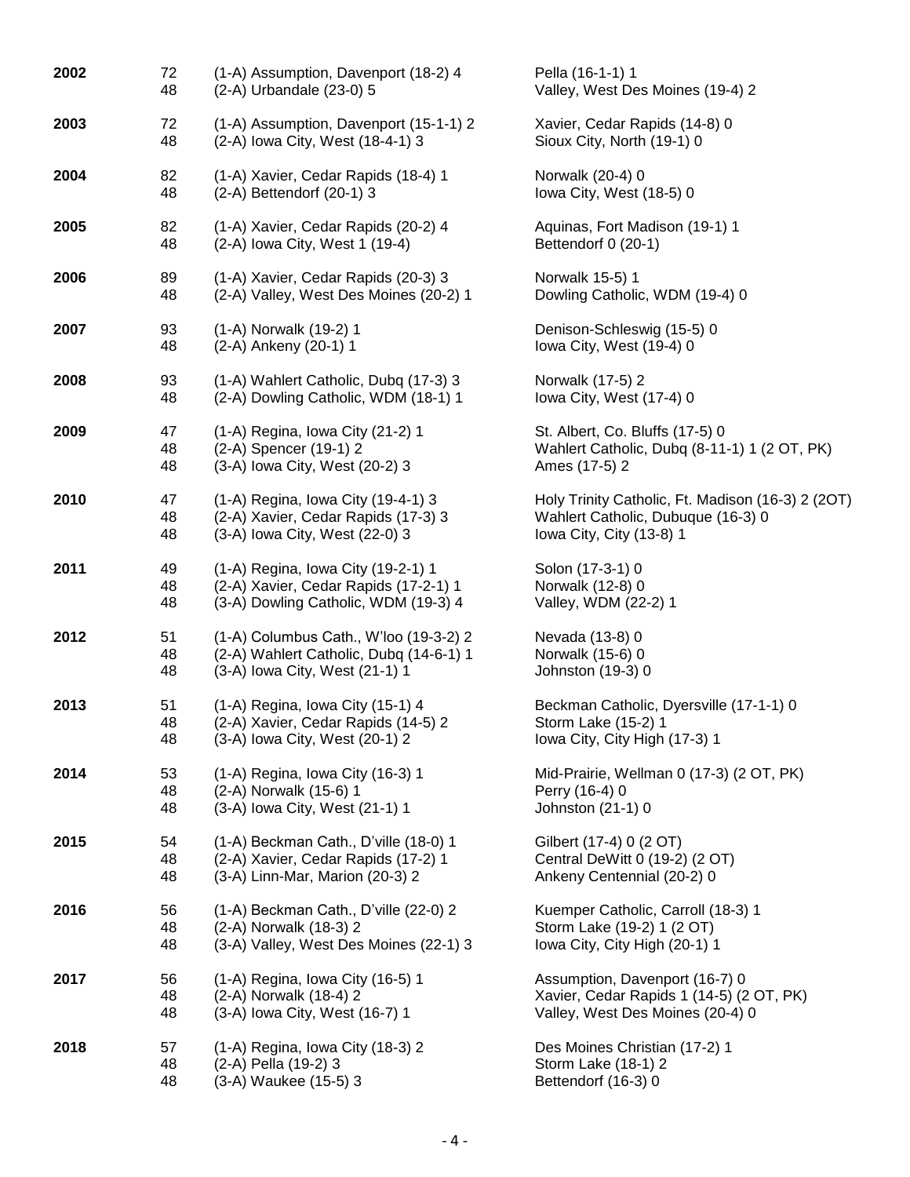| Year | Teams | Champion | Runner-up |
|---|---|---|---|
| **2002** | 72 | (1-A) Assumption, Davenport (18-2) 4 | Pella (16-1-1) 1 |
| | 48 | (2-A) Urbandale (23-0) 5 | Valley, West Des Moines (19-4) 2 |
| **2003** | 72 | (1-A) Assumption, Davenport (15-1-1) 2 | Xavier, Cedar Rapids (14-8) 0 |
| | 48 | (2-A) Iowa City, West (18-4-1) 3 | Sioux City, North (19-1) 0 |
| **2004** | 82 | (1-A) Xavier, Cedar Rapids (18-4) 1 | Norwalk (20-4) 0 |
| | 48 | (2-A) Bettendorf (20-1) 3 | Iowa City, West (18-5) 0 |
| **2005** | 82 | (1-A) Xavier, Cedar Rapids (20-2) 4 | Aquinas, Fort Madison (19-1) 1 |
| | 48 | (2-A) Iowa City, West 1 (19-4) | Bettendorf 0 (20-1) |
| **2006** | 89 | (1-A) Xavier, Cedar Rapids (20-3) 3 | Norwalk 15-5) 1 |
| | 48 | (2-A) Valley, West Des Moines (20-2) 1 | Dowling Catholic, WDM (19-4) 0 |
| **2007** | 93 | (1-A) Norwalk (19-2) 1 | Denison-Schleswig (15-5) 0 |
| | 48 | (2-A) Ankeny (20-1) 1 | Iowa City, West (19-4) 0 |
| **2008** | 93 | (1-A) Wahlert Catholic, Dubq (17-3) 3 | Norwalk (17-5) 2 |
| | 48 | (2-A) Dowling Catholic, WDM (18-1) 1 | Iowa City, West (17-4) 0 |
| **2009** | 47 | (1-A) Regina, Iowa City (21-2) 1 | St. Albert, Co. Bluffs (17-5) 0 |
| | 48 | (2-A) Spencer (19-1) 2 | Wahlert Catholic, Dubq (8-11-1) 1 (2 OT, PK) |
| | 48 | (3-A) Iowa City, West (20-2) 3 | Ames (17-5) 2 |
| **2010** | 47 | (1-A) Regina, Iowa City (19-4-1) 3 | Holy Trinity Catholic, Ft. Madison (16-3) 2 (2OT) |
| | 48 | (2-A) Xavier, Cedar Rapids (17-3) 3 | Wahlert Catholic, Dubuque (16-3) 0 |
| | 48 | (3-A) Iowa City, West (22-0) 3 | Iowa City, City (13-8) 1 |
| **2011** | 49 | (1-A) Regina, Iowa City (19-2-1) 1 | Solon (17-3-1) 0 |
| | 48 | (2-A) Xavier, Cedar Rapids (17-2-1) 1 | Norwalk (12-8) 0 |
| | 48 | (3-A) Dowling Catholic, WDM (19-3) 4 | Valley, WDM (22-2) 1 |
| **2012** | 51 | (1-A) Columbus Cath., W'loo (19-3-2) 2 | Nevada (13-8) 0 |
| | 48 | (2-A) Wahlert Catholic, Dubq (14-6-1) 1 | Norwalk (15-6) 0 |
| | 48 | (3-A) Iowa City, West (21-1) 1 | Johnston (19-3) 0 |
| **2013** | 51 | (1-A) Regina, Iowa City (15-1) 4 | Beckman Catholic, Dyersville (17-1-1) 0 |
| | 48 | (2-A) Xavier, Cedar Rapids (14-5) 2 | Storm Lake (15-2) 1 |
| | 48 | (3-A) Iowa City, West (20-1) 2 | Iowa City, City High (17-3) 1 |
| **2014** | 53 | (1-A) Regina, Iowa City (16-3) 1 | Mid-Prairie, Wellman 0 (17-3) (2 OT, PK) |
| | 48 | (2-A) Norwalk (15-6) 1 | Perry (16-4) 0 |
| | 48 | (3-A) Iowa City, West (21-1) 1 | Johnston (21-1) 0 |
| **2015** | 54 | (1-A) Beckman Cath., D'ville (18-0) 1 | Gilbert (17-4) 0 (2 OT) |
| | 48 | (2-A) Xavier, Cedar Rapids (17-2) 1 | Central DeWitt 0 (19-2) (2 OT) |
| | 48 | (3-A) Linn-Mar, Marion (20-3) 2 | Ankeny Centennial (20-2) 0 |
| **2016** | 56 | (1-A) Beckman Cath., D'ville (22-0) 2 | Kuemper Catholic, Carroll (18-3) 1 |
| | 48 | (2-A) Norwalk (18-3) 2 | Storm Lake (19-2) 1 (2 OT) |
| | 48 | (3-A) Valley, West Des Moines (22-1) 3 | Iowa City, City High (20-1) 1 |
| **2017** | 56 | (1-A) Regina, Iowa City (16-5) 1 | Assumption, Davenport (16-7) 0 |
| | 48 | (2-A) Norwalk (18-4) 2 | Xavier, Cedar Rapids 1 (14-5) (2 OT, PK) |
| | 48 | (3-A) Iowa City, West (16-7) 1 | Valley, West Des Moines (20-4) 0 |
| **2018** | 57 | (1-A) Regina, Iowa City (18-3) 2 | Des Moines Christian (17-2) 1 |
| | 48 | (2-A) Pella (19-2) 3 | Storm Lake (18-1) 2 |
| | 48 | (3-A) Waukee (15-5) 3 | Bettendorf (16-3) 0 |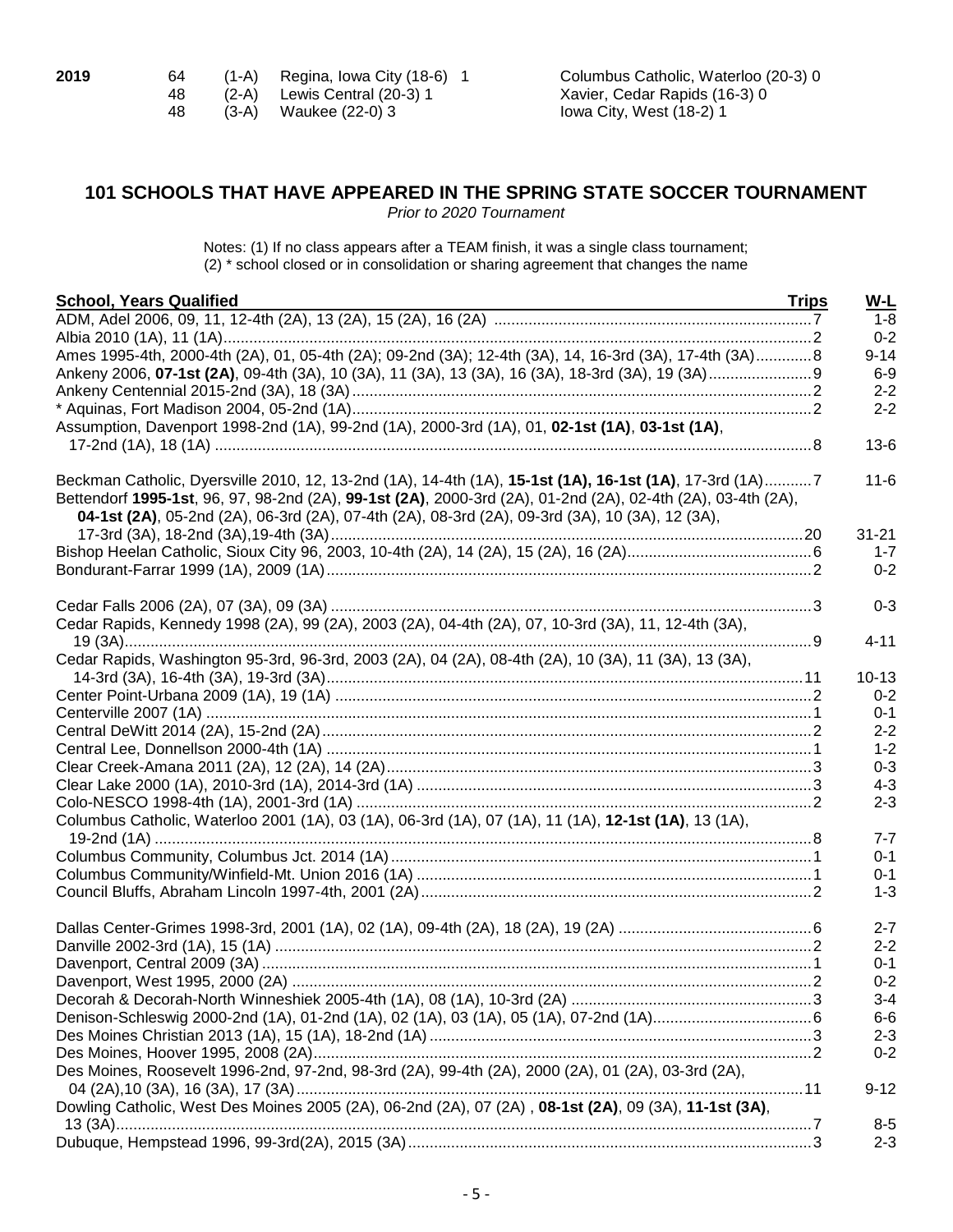| 2019 | 64 | (1-A) | Regina, Iowa City (18-6) 1 | Columbus Catholic, Waterloo (20-3) 0 |
|---|---|---|---|---|
| | 48 | (2-A) | Lewis Central (20-3) 1 | Xavier, Cedar Rapids (16-3) 0 |
| | 48 | (3-A) | Waukee (22-0) 3 | Iowa City, West (18-2) 1 |

## 101 SCHOOLS THAT HAVE APPEARED IN THE SPRING STATE SOCCER TOURNAMENT

*Prior to 2020 Tournament*

Notes: (1) If no class appears after a TEAM finish, it was a single class tournament;
(2) * school closed or in consolidation or sharing agreement that changes the name

| School, Years Qualified | Trips | W-L |
|---|---|---|
| ADM, Adel 2006, 09, 11, 12-4th (2A), 13 (2A), 15 (2A), 16 (2A) | 7 | 1-8 |
| Albia 2010 (1A), 11 (1A) | 2 | 0-2 |
| Ames 1995-4th, 2000-4th (2A), 01, 05-4th (2A); 09-2nd (3A); 12-4th (3A), 14, 16-3rd (3A), 17-4th (3A) | 8 | 9-14 |
| Ankeny 2006, **07-1st (2A)**, 09-4th (3A), 10 (3A), 11 (3A), 13 (3A), 16 (3A), 18-3rd (3A), 19 (3A) | 9 | 6-9 |
| Ankeny Centennial 2015-2nd (3A), 18 (3A) | 2 | 2-2 |
| * Aquinas, Fort Madison 2004, 05-2nd (1A) | 2 | 2-2 |
| Assumption, Davenport 1998-2nd (1A), 99-2nd (1A), 2000-3rd (1A), 01, **02-1st (1A)**, **03-1st (1A)**, 17-2nd (1A), 18 (1A) | 8 | 13-6 |
| Beckman Catholic, Dyersville 2010, 12, 13-2nd (1A), 14-4th (1A), **15-1st (1A), 16-1st (1A)**, 17-3rd (1A) | 7 | 11-6 |
| Bettendorf **1995-1st**, 96, 97, 98-2nd (2A), **99-1st (2A)**, 2000-3rd (2A), 01-2nd (2A), 02-4th (2A), 03-4th (2A), **04-1st (2A)**, 05-2nd (2A), 06-3rd (2A), 07-4th (2A), 08-3rd (2A), 09-3rd (3A), 10 (3A), 12 (3A), 17-3rd (3A), 18-2nd (3A),19-4th (3A) | 20 | 31-21 |
| Bishop Heelan Catholic, Sioux City 96, 2003, 10-4th (2A), 14 (2A), 15 (2A), 16 (2A) | 6 | 1-7 |
| Bondurant-Farrar 1999 (1A), 2009 (1A) | 2 | 0-2 |
| Cedar Falls 2006 (2A), 07 (3A), 09 (3A) | 3 | 0-3 |
| Cedar Rapids, Kennedy 1998 (2A), 99 (2A), 2003 (2A), 04-4th (2A), 07, 10-3rd (3A), 11, 12-4th (3A), 19 (3A) | 9 | 4-11 |
| Cedar Rapids, Washington 95-3rd, 96-3rd, 2003 (2A), 04 (2A), 08-4th (2A), 10 (3A), 11 (3A), 13 (3A), 14-3rd (3A), 16-4th (3A), 19-3rd (3A) | 11 | 10-13 |
| Center Point-Urbana 2009 (1A), 19 (1A) | 2 | 0-2 |
| Centerville 2007 (1A) | 1 | 0-1 |
| Central DeWitt 2014 (2A), 15-2nd (2A) | 2 | 2-2 |
| Central Lee, Donnellson 2000-4th (1A) | 1 | 1-2 |
| Clear Creek-Amana 2011 (2A), 12 (2A), 14 (2A) | 3 | 0-3 |
| Clear Lake 2000 (1A), 2010-3rd (1A), 2014-3rd (1A) | 3 | 4-3 |
| Colo-NESCO 1998-4th (1A), 2001-3rd (1A) | 2 | 2-3 |
| Columbus Catholic, Waterloo 2001 (1A), 03 (1A), 06-3rd (1A), 07 (1A), 11 (1A), **12-1st (1A)**, 13 (1A), 19-2nd (1A) | 8 | 7-7 |
| Columbus Community, Columbus Jct. 2014 (1A) | 1 | 0-1 |
| Columbus Community/Winfield-Mt. Union 2016 (1A) | 1 | 0-1 |
| Council Bluffs, Abraham Lincoln 1997-4th, 2001 (2A) | 2 | 1-3 |
| Dallas Center-Grimes 1998-3rd, 2001 (1A), 02 (1A), 09-4th (2A), 18 (2A), 19 (2A) | 6 | 2-7 |
| Danville 2002-3rd (1A), 15 (1A) | 2 | 2-2 |
| Davenport, Central 2009 (3A) | 1 | 0-1 |
| Davenport, West 1995, 2000 (2A) | 2 | 0-2 |
| Decorah & Decorah-North Winneshiek 2005-4th (1A), 08 (1A), 10-3rd (2A) | 3 | 3-4 |
| Denison-Schleswig 2000-2nd (1A), 01-2nd (1A), 02 (1A), 03 (1A), 05 (1A), 07-2nd (1A) | 6 | 6-6 |
| Des Moines Christian 2013 (1A), 15 (1A), 18-2nd (1A) | 3 | 2-3 |
| Des Moines, Hoover 1995, 2008 (2A) | 2 | 0-2 |
| Des Moines, Roosevelt 1996-2nd, 97-2nd, 98-3rd (2A), 99-4th (2A), 2000 (2A), 01 (2A), 03-3rd (2A), 04 (2A),10 (3A), 16 (3A), 17 (3A) | 11 | 9-12 |
| Dowling Catholic, West Des Moines 2005 (2A), 06-2nd (2A), 07 (2A) , **08-1st (2A)**, 09 (3A), **11-1st (3A)**, 13 (3A) | 7 | 8-5 |
| Dubuque, Hempstead 1996, 99-3rd(2A), 2015 (3A) | 3 | 2-3 |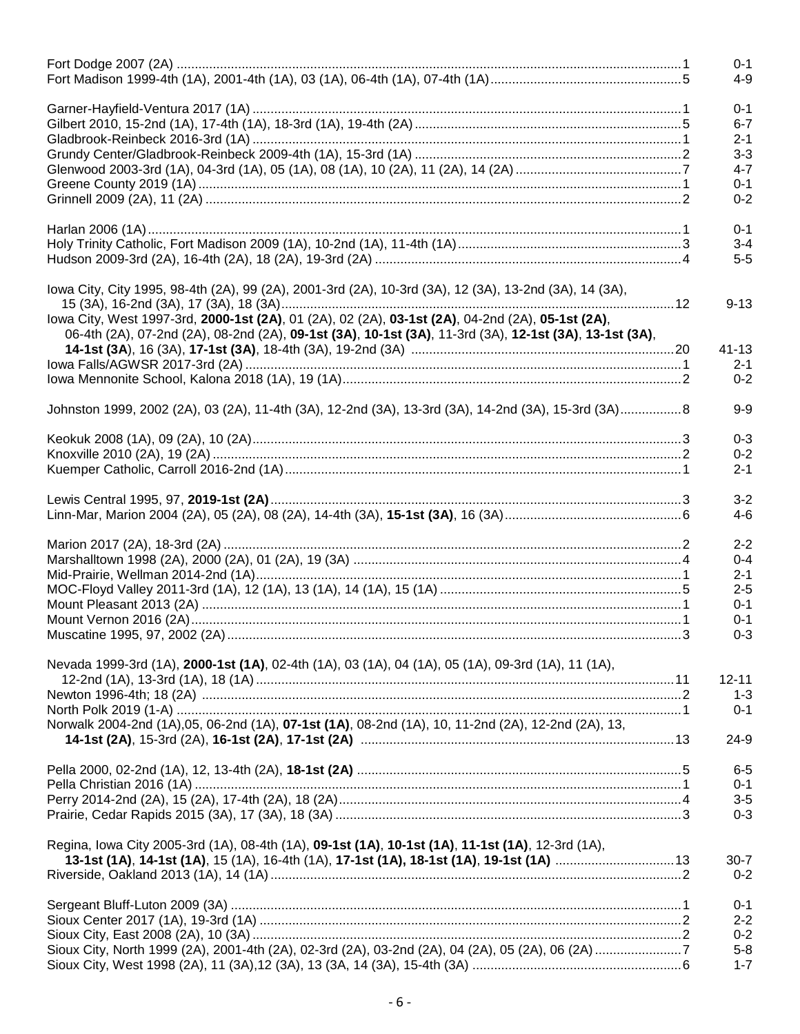Fort Dodge 2007 (2A) ........................................................................................................................................1 0-1
Fort Madison 1999-4th (1A), 2001-4th (1A), 03 (1A), 06-4th (1A), 07-4th (1A).....................................................5 4-9

Garner-Hayfield-Ventura 2017 (1A) ......................................................................................................................1 0-1
Gilbert 2010, 15-2nd (1A), 17-4th (1A), 18-3rd (1A), 19-4th (2A) .........................................................................5 6-7
Gladbrook-Reinbeck 2016-3rd (1A) ......................................................................................................................1 2-1
Grundy Center/Gladbrook-Reinbeck 2009-4th (1A), 15-3rd (1A) .........................................................................2 3-3
Glenwood 2003-3rd (1A), 04-3rd (1A), 05 (1A), 08 (1A), 10 (2A), 11 (2A), 14 (2A) .............................................7 4-7
Greene County 2019 (1A) .....................................................................................................................................1 0-1
Grinnell 2009 (2A), 11 (2A) ...................................................................................................................................2 0-2

Harlan 2006 (1A)...................................................................................................................................................1 0-1
Holy Trinity Catholic, Fort Madison 2009 (1A), 10-2nd (1A), 11-4th (1A)..............................................................3 3-4
Hudson 2009-3rd (2A), 16-4th (2A), 18 (2A), 19-3rd (2A) ....................................................................................4 5-5

Iowa City, City 1995, 98-4th (2A), 99 (2A), 2001-3rd (2A), 10-3rd (3A), 12 (3A), 13-2nd (3A), 14 (3A),
15 (3A), 16-2nd (3A), 17 (3A), 18 (3A)............................................................................................................12 9-13
Iowa City, West 1997-3rd, **2000-1st (2A)**, 01 (2A), 02 (2A), **03-1st (2A)**, 04-2nd (2A), **05-1st (2A)**,
06-4th (2A), 07-2nd (2A), 08-2nd (2A), **09-1st (3A)**, **10-1st (3A)**, 11-3rd (3A), **12-1st (3A)**, **13-1st (3A)**,
**14-1st (3A)**, 16 (3A), **17-1st (3A)**, 18-4th (3A), 19-2nd (3A) ........................................................................20 41-13
Iowa Falls/AGWSR 2017-3rd (2A) ........................................................................................................................1 2-1
Iowa Mennonite School, Kalona 2018 (1A), 19 (1A).............................................................................................2 0-2

Johnston 1999, 2002 (2A), 03 (2A), 11-4th (3A), 12-2nd (3A), 13-3rd (3A), 14-2nd (3A), 15-3rd (3A).................8 9-9

Keokuk 2008 (1A), 09 (2A), 10 (2A)......................................................................................................................3 0-3
Knoxville 2010 (2A), 19 (2A) .................................................................................................................................2 0-2
Kuemper Catholic, Carroll 2016-2nd (1A).............................................................................................................1 2-1

Lewis Central 1995, 97, **2019-1st (2A)**.................................................................................................................3 3-2
Linn-Mar, Marion 2004 (2A), 05 (2A), 08 (2A), 14-4th (3A), **15-1st (3A)**, 16 (3A).................................................6 4-6

Marion 2017 (2A), 18-3rd (2A) ..............................................................................................................................2 2-2
Marshalltown 1998 (2A), 2000 (2A), 01 (2A), 19 (3A) ..........................................................................................4 0-4
Mid-Prairie, Wellman 2014-2nd (1A).....................................................................................................................1 2-1
MOC-Floyd Valley 2011-3rd (1A), 12 (1A), 13 (1A), 14 (1A), 15 (1A) ..................................................................5 2-5
Mount Pleasant 2013 (2A) ....................................................................................................................................1 0-1
Mount Vernon 2016 (2A).......................................................................................................................................1 0-1
Muscatine 1995, 97, 2002 (2A).............................................................................................................................3 0-3

Nevada 1999-3rd (1A), **2000-1st (1A)**, 02-4th (1A), 03 (1A), 04 (1A), 05 (1A), 09-3rd (1A), 11 (1A),
12-2nd (1A), 13-3rd (1A), 18 (1A) ...................................................................................................................11 12-11
Newton 1996-4th; 18 (2A) ....................................................................................................................................2 1-3
North Polk 2019 (1-A) ..........................................................................................................................................1 0-1
Norwalk 2004-2nd (1A),05, 06-2nd (1A), **07-1st (1A)**, 08-2nd (1A), 10, 11-2nd (2A), 12-2nd (2A), 13,
**14-1st (2A)**, 15-3rd (2A), **16-1st (2A)**, **17-1st (2A)** ......................................................................................13 24-9

Pella 2000, 02-2nd (1A), 12, 13-4th (2A), **18-1st (2A)** .........................................................................................5 6-5
Pella Christian 2016 (1A) ......................................................................................................................................1 0-1
Perry 2014-2nd (2A), 15 (2A), 17-4th (2A), 18 (2A)..............................................................................................4 3-5
Prairie, Cedar Rapids 2015 (3A), 17 (3A), 18 (3A) ...............................................................................................3 0-3

Regina, Iowa City 2005-3rd (1A), 08-4th (1A), **09-1st (1A)**, **10-1st (1A)**, **11-1st (1A)**, 12-3rd (1A),
**13-1st (1A)**, **14-1st (1A)**, 15 (1A), 16-4th (1A), **17-1st (1A), 18-1st (1A)**, **19-1st (1A)** .................................13 30-7
Riverside, Oakland 2013 (1A), 14 (1A).................................................................................................................2 0-2

Sergeant Bluff-Luton 2009 (3A) ............................................................................................................................1 0-1
Sioux Center 2017 (1A), 19-3rd (1A) ....................................................................................................................2 2-2
Sioux City, East 2008 (2A), 10 (3A) ......................................................................................................................2 0-2
Sioux City, North 1999 (2A), 2001-4th (2A), 02-3rd (2A), 03-2nd (2A), 04 (2A), 05 (2A), 06 (2A) ........................7 5-8
Sioux City, West 1998 (2A), 11 (3A),12 (3A), 13 (3A, 14 (3A), 15-4th (3A) ..........................................................6 1-7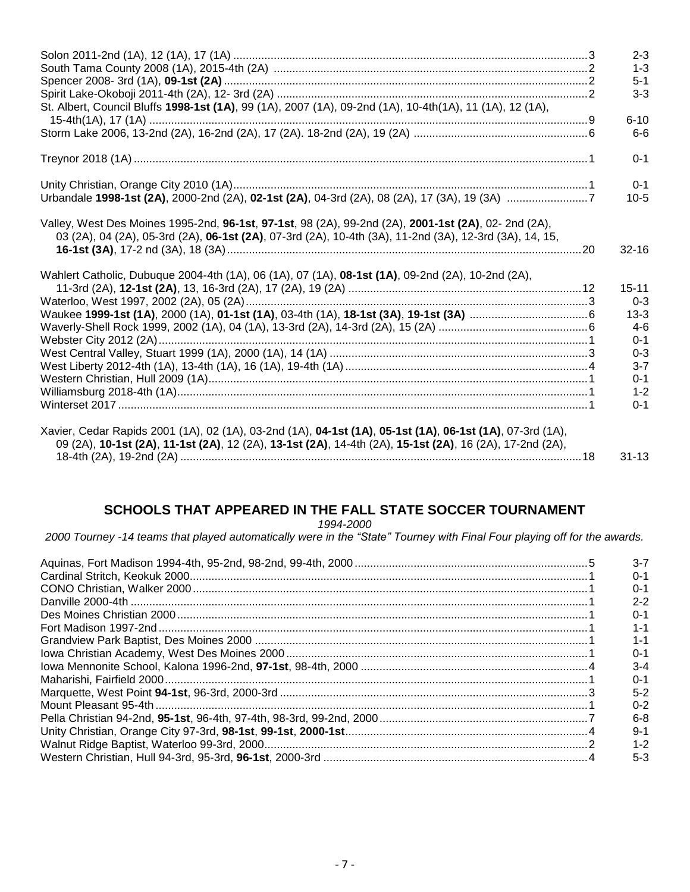| School | Appearances | Record |
|---|---|---|
| Solon 2011-2nd (1A), 12 (1A), 17 (1A) | 3 | 2-3 |
| South Tama County 2008 (1A), 2015-4th (2A) | 2 | 1-3 |
| Spencer 2008- 3rd (1A), **09-1st (2A)** | 2 | 5-1 |
| Spirit Lake-Okoboji 2011-4th (2A), 12- 3rd (2A) | 2 | 3-3 |
| St. Albert, Council Bluffs **1998-1st (1A)**, 99 (1A), 2007 (1A), 09-2nd (1A), 10-4th(1A), 11 (1A), 12 (1A), 15-4th(1A), 17 (1A) | 9 | 6-10 |
| Storm Lake 2006, 13-2nd (2A), 16-2nd (2A), 17 (2A). 18-2nd (2A), 19 (2A) | 6 | 6-6 |
| Treynor 2018 (1A) | 1 | 0-1 |
| Unity Christian, Orange City 2010 (1A) | 1 | 0-1 |
| Urbandale **1998-1st (2A)**, 2000-2nd (2A), **02-1st (2A)**, 04-3rd (2A), 08 (2A), 17 (3A), 19 (3A) | 7 | 10-5 |
| Valley, West Des Moines 1995-2nd, **96-1st**, **97-1st**, 98 (2A), 99-2nd (2A), **2001-1st (2A)**, 02- 2nd (2A), 03 (2A), 04 (2A), 05-3rd (2A), **06-1st (2A)**, 07-3rd (2A), 10-4th (3A), 11-2nd (3A), 12-3rd (3A), 14, 15, **16-1st (3A)**, 17-2 nd (3A), 18 (3A) | 20 | 32-16 |
| Wahlert Catholic, Dubuque 2004-4th (1A), 06 (1A), 07 (1A), **08-1st (1A)**, 09-2nd (2A), 10-2nd (2A), 11-3rd (2A), **12-1st (2A)**, 13, 16-3rd (2A), 17 (2A), 19 (2A) | 12 | 15-11 |
| Waterloo, West 1997, 2002 (2A), 05 (2A) | 3 | 0-3 |
| Waukee **1999-1st (1A)**, 2000 (1A), **01-1st (1A)**, 03-4th (1A), **18-1st (3A)**, **19-1st (3A)** | 6 | 13-3 |
| Waverly-Shell Rock 1999, 2002 (1A), 04 (1A), 13-3rd (2A), 14-3rd (2A), 15 (2A) | 6 | 4-6 |
| Webster City 2012 (2A) | 1 | 0-1 |
| West Central Valley, Stuart 1999 (1A), 2000 (1A), 14 (1A) | 3 | 0-3 |
| West Liberty 2012-4th (1A), 13-4th (1A), 16 (1A), 19-4th (1A) | 4 | 3-7 |
| Western Christian, Hull 2009 (1A) | 1 | 0-1 |
| Williamsburg 2018-4th (1A) | 1 | 1-2 |
| Winterset 2017 | 1 | 0-1 |
| Xavier, Cedar Rapids 2001 (1A), 02 (1A), 03-2nd (1A), **04-1st (1A)**, **05-1st (1A)**, **06-1st (1A)**, 07-3rd (1A), 09 (2A), **10-1st (2A)**, **11-1st (2A)**, 12 (2A), **13-1st (2A)**, 14-4th (2A), **15-1st (2A)**, 16 (2A), 17-2nd (2A), 18-4th (2A), 19-2nd (2A) | 18 | 31-13 |

## SCHOOLS THAT APPEARED IN THE FALL STATE SOCCER TOURNAMENT

*1994-2000*

*2000 Tourney -14 teams that played automatically were in the "State" Tourney with Final Four playing off for the awards.*

| School | Appearances | Record |
|---|---|---|
| Aquinas, Fort Madison 1994-4th, 95-2nd, 98-2nd, 99-4th, 2000 | 5 | 3-7 |
| Cardinal Stritch, Keokuk 2000 | 1 | 0-1 |
| CONO Christian, Walker 2000 | 1 | 0-1 |
| Danville 2000-4th | 1 | 2-2 |
| Des Moines Christian 2000 | 1 | 0-1 |
| Fort Madison 1997-2nd | 1 | 1-1 |
| Grandview Park Baptist, Des Moines 2000 | 1 | 1-1 |
| Iowa Christian Academy, West Des Moines 2000 | 1 | 0-1 |
| Iowa Mennonite School, Kalona 1996-2nd, **97-1st**, 98-4th, 2000 | 4 | 3-4 |
| Maharishi, Fairfield 2000 | 1 | 0-1 |
| Marquette, West Point **94-1st**, 96-3rd, 2000-3rd | 3 | 5-2 |
| Mount Pleasant 95-4th | 1 | 0-2 |
| Pella Christian 94-2nd, **95-1st**, 96-4th, 97-4th, 98-3rd, 99-2nd, 2000 | 7 | 6-8 |
| Unity Christian, Orange City 97-3rd, **98-1st**, **99-1st**, **2000-1st** | 4 | 9-1 |
| Walnut Ridge Baptist, Waterloo 99-3rd, 2000 | 2 | 1-2 |
| Western Christian, Hull 94-3rd, 95-3rd, **96-1st**, 2000-3rd | 4 | 5-3 |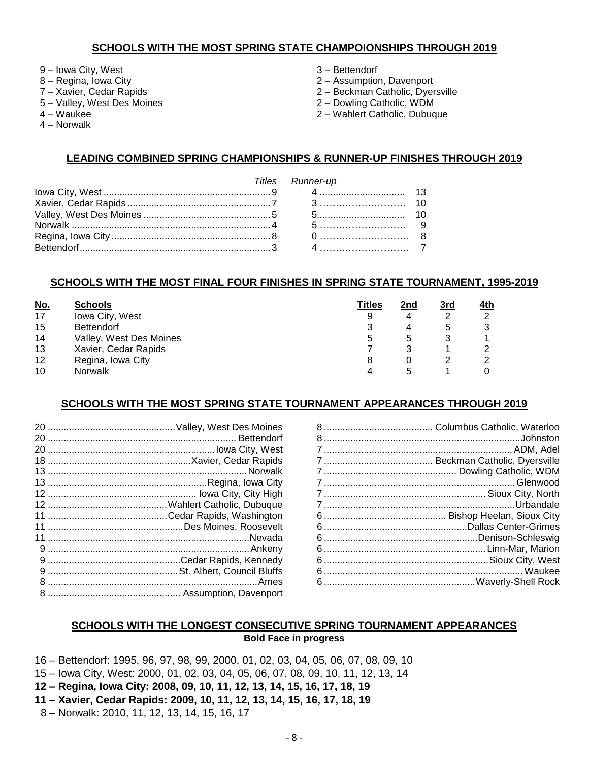## SCHOOLS WITH THE MOST SPRING STATE CHAMPOIONSHIPS THROUGH 2019

- 9 – Iowa City, West
- 8 – Regina, Iowa City
- 7 – Xavier, Cedar Rapids
- 5 – Valley, West Des Moines
- 4 – Waukee
- 4 – Norwalk
- 3 – Bettendorf
- 2 – Assumption, Davenport
- 2 – Beckman Catholic, Dyersville
- 2 – Dowling Catholic, WDM
- 2 – Wahlert Catholic, Dubuque

## LEADING COMBINED SPRING CHAMPIONSHIPS & RUNNER-UP FINISHES THROUGH 2019

| | *Titles* | *Runner-up* | |
|---|---|---|---|
| Iowa City, West | 9 | 4 | 13 |
| Xavier, Cedar Rapids | 7 | 3 | 10 |
| Valley, West Des Moines | 5 | 5 | 10 |
| Norwalk | 4 | 5 | 9 |
| Regina, Iowa City | 8 | 0 | 8 |
| Bettendorf | 3 | 4 | 7 |

## SCHOOLS WITH THE MOST FINAL FOUR FINISHES IN SPRING STATE TOURNAMENT, 1995-2019

| No. | Schools | Titles | 2nd | 3rd | 4th |
|---|---|---|---|---|---|
| 17 | Iowa City, West | 9 | 4 | 2 | 2 |
| 15 | Bettendorf | 3 | 4 | 5 | 3 |
| 14 | Valley, West Des Moines | 5 | 5 | 3 | 1 |
| 13 | Xavier, Cedar Rapids | 7 | 3 | 1 | 2 |
| 12 | Regina, Iowa City | 8 | 0 | 2 | 2 |
| 10 | Norwalk | 4 | 5 | 1 | 0 |

## SCHOOLS WITH THE MOST SPRING STATE TOURNAMENT APPEARANCES THROUGH 2019

| Appearances | School |
|---|---|
| 20 | Valley, West Des Moines |
| 20 | Bettendorf |
| 20 | Iowa City, West |
| 18 | Xavier, Cedar Rapids |
| 13 | Norwalk |
| 13 | Regina, Iowa City |
| 12 | Iowa City, City High |
| 12 | Wahlert Catholic, Dubuque |
| 11 | Cedar Rapids, Washington |
| 11 | Des Moines, Roosevelt |
| 11 | Nevada |
| 9 | Ankeny |
| 9 | Cedar Rapids, Kennedy |
| 9 | St. Albert, Council Bluffs |
| 8 | Ames |
| 8 | Assumption, Davenport |
| 8 | Columbus Catholic, Waterloo |
| 8 | Johnston |
| 7 | ADM, Adel |
| 7 | Beckman Catholic, Dyersville |
| 7 | Dowling Catholic, WDM |
| 7 | Glenwood |
| 7 | Sioux City, North |
| 7 | Urbandale |
| 6 | Bishop Heelan, Sioux City |
| 6 | Dallas Center-Grimes |
| 6 | Denison-Schleswig |
| 6 | Linn-Mar, Marion |
| 6 | Sioux City, West |
| 6 | Waukee |
| 6 | Waverly-Shell Rock |

## SCHOOLS WITH THE LONGEST CONSECUTIVE SPRING TOURNAMENT APPEARANCES

**Bold Face in progress**

16 – Bettendorf: 1995, 96, 97, 98, 99, 2000, 01, 02, 03, 04, 05, 06, 07, 08, 09, 10

15 – Iowa City, West: 2000, 01, 02, 03, 04, 05, 06, 07, 08, 09, 10, 11, 12, 13, 14

**12 – Regina, Iowa City: 2008, 09, 10, 11, 12, 13, 14, 15, 16, 17, 18, 19**

**11 – Xavier, Cedar Rapids: 2009, 10, 11, 12, 13, 14, 15, 16, 17, 18, 19**

8 – Norwalk: 2010, 11, 12, 13, 14, 15, 16, 17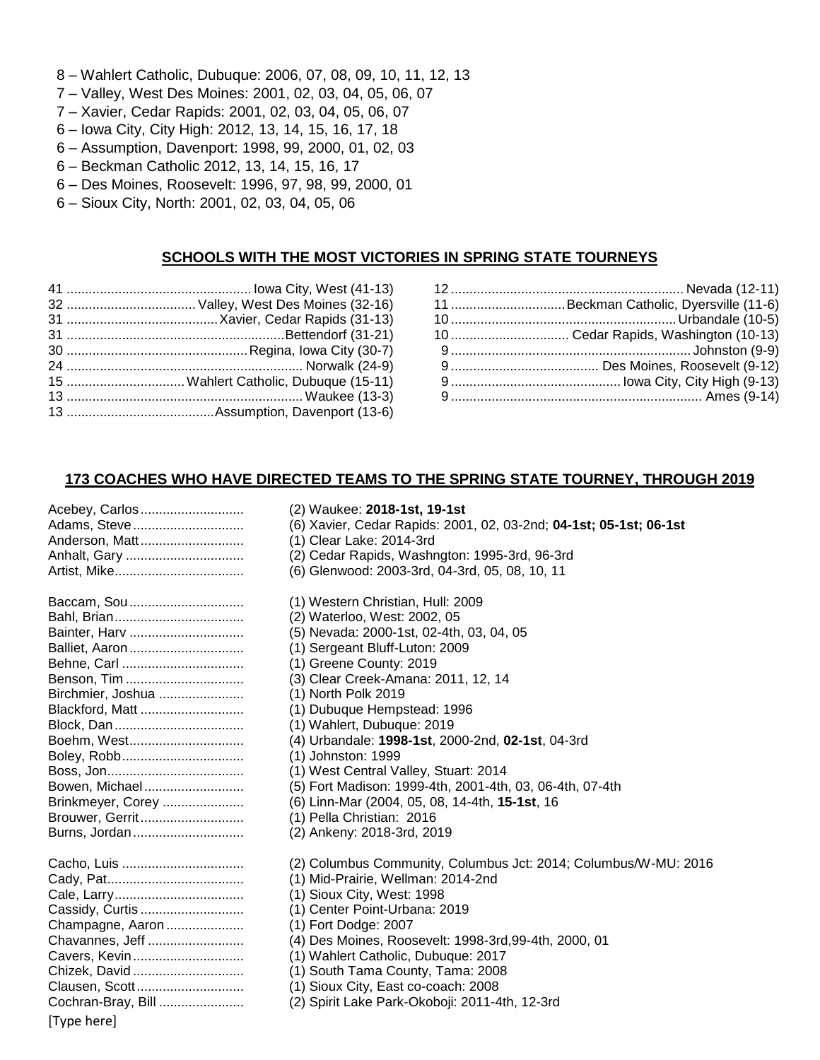8 – Wahlert Catholic, Dubuque: 2006, 07, 08, 09, 10, 11, 12, 13
7 – Valley, West Des Moines: 2001, 02, 03, 04, 05, 06, 07
7 – Xavier, Cedar Rapids: 2001, 02, 03, 04, 05, 06, 07
6 – Iowa City, City High: 2012, 13, 14, 15, 16, 17, 18
6 – Assumption, Davenport: 1998, 99, 2000, 01, 02, 03
6 – Beckman Catholic 2012, 13, 14, 15, 16, 17
6 – Des Moines, Roosevelt: 1996, 97, 98, 99, 2000, 01
6 – Sioux City, North: 2001, 02, 03, 04, 05, 06

## SCHOOLS WITH THE MOST VICTORIES IN SPRING STATE TOURNEYS

41 .................................................. Iowa City, West (41-13)
32 .................................. Valley, West Des Moines (32-16)
31 ......................................... Xavier, Cedar Rapids (31-13)
31 .................................................... Bettendorf (31-21)
30 ................................................ Regina, Iowa City (30-7)
24 ............................................................... Norwalk (24-9)
15 ............................... Wahlert Catholic, Dubuque (15-11)
13 ............................................................... Waukee (13-3)
13 ....................................... Assumption, Davenport (13-6)
12 ............................................................... Nevada (12-11)
11 .............................. Beckman Catholic, Dyersville (11-6)
10 ............................................................. Urbandale (10-5)
10 ............................... Cedar Rapids, Washington (10-13)
9 ................................................................. Johnston (9-9)
9 ........................................ Des Moines, Roosevelt (9-12)
9 ............................................. Iowa City, City High (9-13)
9 .................................................................... Ames (9-14)

## 173 COACHES WHO HAVE DIRECTED TEAMS TO THE SPRING STATE TOURNEY, THROUGH 2019

Acebey, Carlos ........................... (2) Waukee: **2018-1st, 19-1st**
Adams, Steve ............................. (6) Xavier, Cedar Rapids: 2001, 02, 03-2nd; **04-1st; 05-1st; 06-1st**
Anderson, Matt ........................... (1) Clear Lake: 2014-3rd
Anhalt, Gary ............................... (2) Cedar Rapids, Washngton: 1995-3rd, 96-3rd
Artist, Mike.................................. (6) Glenwood: 2003-3rd, 04-3rd, 05, 08, 10, 11

Baccam, Sou .............................. (1) Western Christian, Hull: 2009
Bahl, Brian.................................. (2) Waterloo, West: 2002, 05
Bainter, Harv .............................. (5) Nevada: 2000-1st, 02-4th, 03, 04, 05
Balliet, Aaron .............................. (1) Sergeant Bluff-Luton: 2009
Behne, Carl ................................ (1) Greene County: 2019
Benson, Tim ............................... (3) Clear Creek-Amana: 2011, 12, 14
Birchmier, Joshua ...................... (1) North Polk 2019
Blackford, Matt ........................... (1) Dubuque Hempstead: 1996
Block, Dan .................................. (1) Wahlert, Dubuque: 2019
Boehm, West............................... (4) Urbandale: **1998-1st**, 2000-2nd, **02-1st**, 04-3rd
Boley, Robb................................. (1) Johnston: 1999
Boss, Jon.................................... (1) West Central Valley, Stuart: 2014
Bowen, Michael .......................... (5) Fort Madison: 1999-4th, 2001-4th, 03, 06-4th, 07-4th
Brinkmeyer, Corey ..................... (6) Linn-Mar (2004, 05, 08, 14-4th, **15-1st**, 16
Brouwer, Gerrit ........................... (1) Pella Christian: 2016
Burns, Jordan ............................. (2) Ankeny: 2018-3rd, 2019

Cacho, Luis ................................ (2) Columbus Community, Columbus Jct: 2014; Columbus/W-MU: 2016
Cady, Pat.................................... (1) Mid-Prairie, Wellman: 2014-2nd
Cale, Larry.................................. (1) Sioux City, West: 1998
Cassidy, Curtis ........................... (1) Center Point-Urbana: 2019
Champagne, Aaron .................... (1) Fort Dodge: 2007
Chavannes, Jeff ......................... (4) Des Moines, Roosevelt: 1998-3rd,99-4th, 2000, 01
Cavers, Kevin ............................. (1) Wahlert Catholic, Dubuque: 2017
Chizek, David ............................. (1) South Tama County, Tama: 2008
Clausen, Scott ............................ (1) Sioux City, East co-coach: 2008
Cochran-Bray, Bill ...................... (2) Spirit Lake Park-Okoboji: 2011-4th, 12-3rd

[Type here]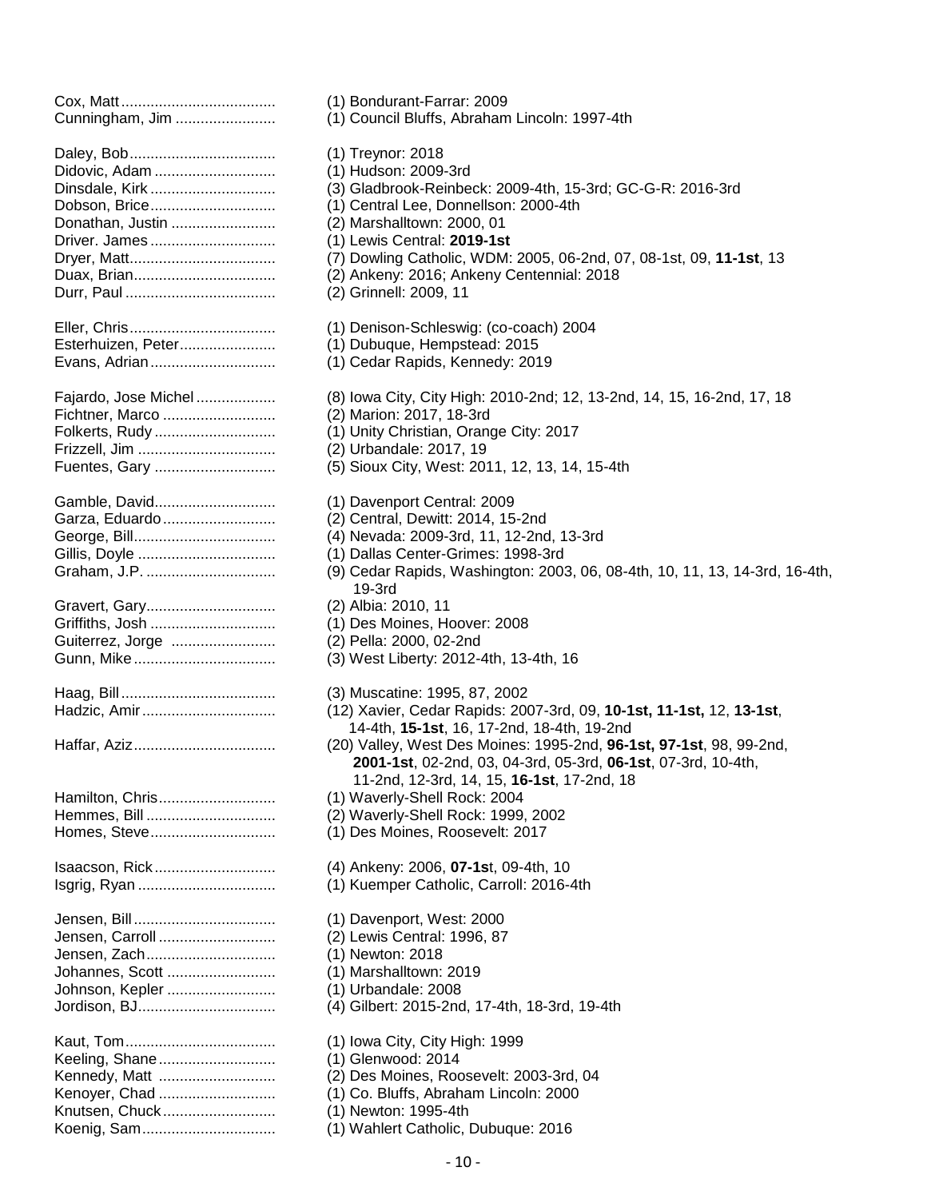| Coach | Record |
|---|---|
| Cox, Matt | (1) Bondurant-Farrar: 2009 |
| Cunningham, Jim | (1) Council Bluffs, Abraham Lincoln: 1997-4th |
| | |
| Daley, Bob | (1) Treynor: 2018 |
| Didovic, Adam | (1) Hudson: 2009-3rd |
| Dinsdale, Kirk | (3) Gladbrook-Reinbeck: 2009-4th, 15-3rd; GC-G-R: 2016-3rd |
| Dobson, Brice | (1) Central Lee, Donnellson: 2000-4th |
| Donathan, Justin | (2) Marshalltown: 2000, 01 |
| Driver. James | (1) Lewis Central: **2019-1st** |
| Dryer, Matt | (7) Dowling Catholic, WDM: 2005, 06-2nd, 07, 08-1st, 09, **11-1st**, 13 |
| Duax, Brian | (2) Ankeny: 2016; Ankeny Centennial: 2018 |
| Durr, Paul | (2) Grinnell: 2009, 11 |
| | |
| Eller, Chris | (1) Denison-Schleswig: (co-coach) 2004 |
| Esterhuizen, Peter | (1) Dubuque, Hempstead: 2015 |
| Evans, Adrian | (1) Cedar Rapids, Kennedy: 2019 |
| | |
| Fajardo, Jose Michel | (8) Iowa City, City High: 2010-2nd; 12, 13-2nd, 14, 15, 16-2nd, 17, 18 |
| Fichtner, Marco | (2) Marion: 2017, 18-3rd |
| Folkerts, Rudy | (1) Unity Christian, Orange City: 2017 |
| Frizzell, Jim | (2) Urbandale: 2017, 19 |
| Fuentes, Gary | (5) Sioux City, West: 2011, 12, 13, 14, 15-4th |
| | |
| Gamble, David | (1) Davenport Central: 2009 |
| Garza, Eduardo | (2) Central, Dewitt: 2014, 15-2nd |
| George, Bill | (4) Nevada: 2009-3rd, 11, 12-2nd, 13-3rd |
| Gillis, Doyle | (1) Dallas Center-Grimes: 1998-3rd |
| Graham, J.P. | (9) Cedar Rapids, Washington: 2003, 06, 08-4th, 10, 11, 13, 14-3rd, 16-4th, 19-3rd |
| Gravert, Gary | (2) Albia: 2010, 11 |
| Griffiths, Josh | (1) Des Moines, Hoover: 2008 |
| Guiterrez, Jorge | (2) Pella: 2000, 02-2nd |
| Gunn, Mike | (3) West Liberty: 2012-4th, 13-4th, 16 |
| | |
| Haag, Bill | (3) Muscatine: 1995, 87, 2002 |
| Hadzic, Amir | (12) Xavier, Cedar Rapids: 2007-3rd, 09, **10-1st, 11-1st,** 12, **13-1st**, 14-4th, **15-1st**, 16, 17-2nd, 18-4th, 19-2nd |
| Haffar, Aziz | (20) Valley, West Des Moines: 1995-2nd, **96-1st, 97-1st**, 98, 99-2nd, **2001-1st**, 02-2nd, 03, 04-3rd, 05-3rd, **06-1st**, 07-3rd, 10-4th, 11-2nd, 12-3rd, 14, 15, **16-1st**, 17-2nd, 18 |
| Hamilton, Chris | (1) Waverly-Shell Rock: 2004 |
| Hemmes, Bill | (2) Waverly-Shell Rock: 1999, 2002 |
| Homes, Steve | (1) Des Moines, Roosevelt: 2017 |
| | |
| Isaacson, Rick | (4) Ankeny: 2006, **07-1s**t, 09-4th, 10 |
| Isgrig, Ryan | (1) Kuemper Catholic, Carroll: 2016-4th |
| | |
| Jensen, Bill | (1) Davenport, West: 2000 |
| Jensen, Carroll | (2) Lewis Central: 1996, 87 |
| Jensen, Zach | (1) Newton: 2018 |
| Johannes, Scott | (1) Marshalltown: 2019 |
| Johnson, Kepler | (1) Urbandale: 2008 |
| Jordison, BJ | (4) Gilbert: 2015-2nd, 17-4th, 18-3rd, 19-4th |
| | |
| Kaut, Tom | (1) Iowa City, City High: 1999 |
| Keeling, Shane | (1) Glenwood: 2014 |
| Kennedy, Matt | (2) Des Moines, Roosevelt: 2003-3rd, 04 |
| Kenoyer, Chad | (1) Co. Bluffs, Abraham Lincoln: 2000 |
| Knutsen, Chuck | (1) Newton: 1995-4th |
| Koenig, Sam | (1) Wahlert Catholic, Dubuque: 2016 |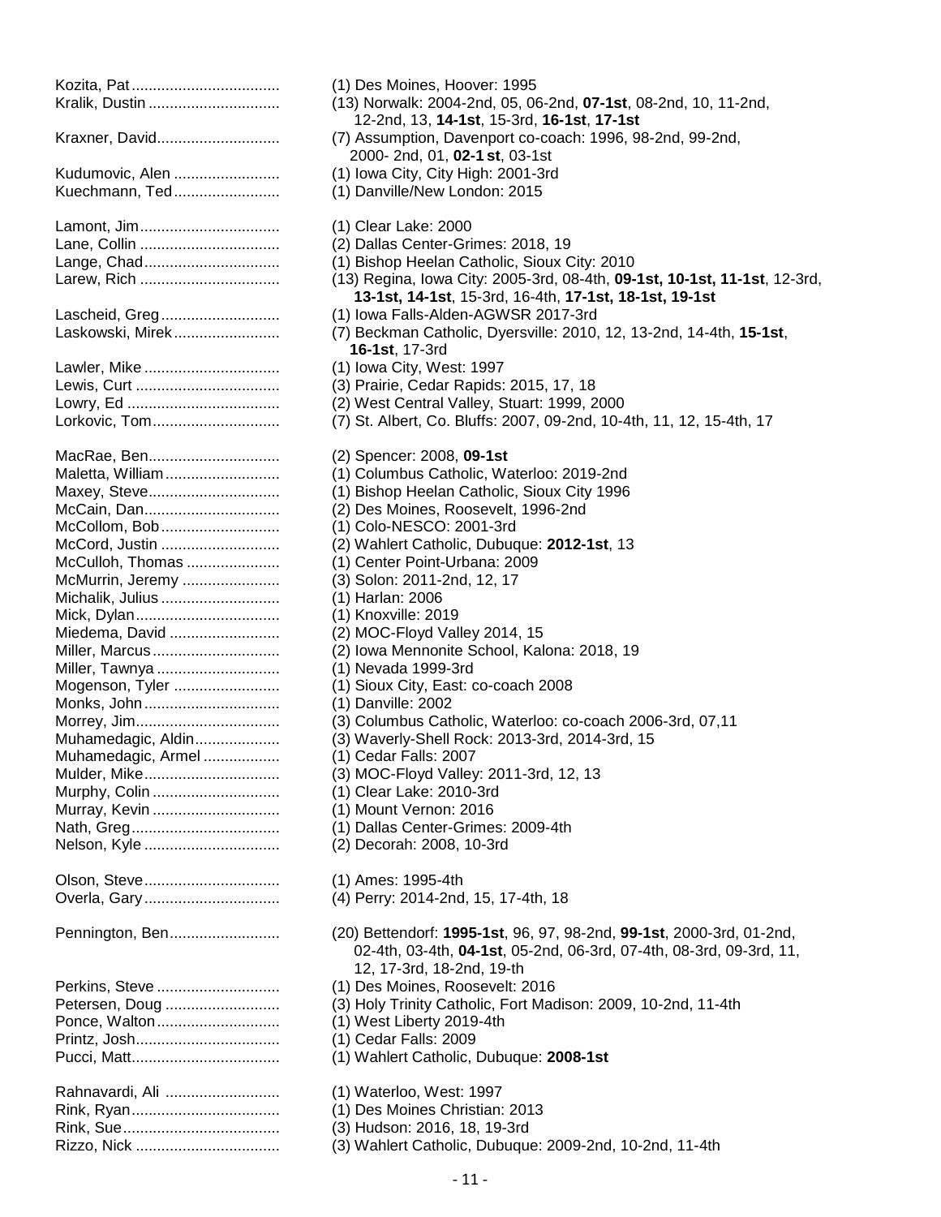Kozita, Pat .................................. (1) Des Moines, Hoover: 1995

Kralik, Dustin .............................. (13) Norwalk: 2004-2nd, 05, 06-2nd, **07-1st**, 08-2nd, 10, 11-2nd, 12-2nd, 13, **14-1st**, 15-3rd, **16-1st**, **17-1st**

Kraxner, David............................ (7) Assumption, Davenport co-coach: 1996, 98-2nd, 99-2nd, 2000- 2nd, 01, **02-1 st**, 03-1st

Kudumovic, Alen ........................ (1) Iowa City, City High: 2001-3rd

Kuechmann, Ted........................ (1) Danville/New London: 2015

Lamont, Jim................................ (1) Clear Lake: 2000

Lane, Collin ................................ (2) Dallas Center-Grimes: 2018, 19

Lange, Chad............................... (1) Bishop Heelan Catholic, Sioux City: 2010

Larew, Rich ................................ (13) Regina, Iowa City: 2005-3rd, 08-4th, **09-1st, 10-1st, 11-1st**, 12-3rd, **13-1st, 14-1st**, 15-3rd, 16-4th, **17-1st, 18-1st, 19-1st**

Lascheid, Greg........................... (1) Iowa Falls-Alden-AGWSR 2017-3rd

Laskowski, Mirek........................ (7) Beckman Catholic, Dyersville: 2010, 12, 13-2nd, 14-4th, **15-1st**, **16-1st**, 17-3rd

Lawler, Mike ............................... (1) Iowa City, West: 1997

Lewis, Curt ................................. (3) Prairie, Cedar Rapids: 2015, 17, 18

Lowry, Ed ................................... (2) West Central Valley, Stuart: 1999, 2000

Lorkovic, Tom............................. (7) St. Albert, Co. Bluffs: 2007, 09-2nd, 10-4th, 11, 12, 15-4th, 17

MacRae, Ben.............................. (2) Spencer: 2008, **09-1st**

Maletta, William.......................... (1) Columbus Catholic, Waterloo: 2019-2nd

Maxey, Steve.............................. (1) Bishop Heelan Catholic, Sioux City 1996

McCain, Dan............................... (2) Des Moines, Roosevelt, 1996-2nd

McCollom, Bob........................... (1) Colo-NESCO: 2001-3rd

McCord, Justin ........................... (2) Wahlert Catholic, Dubuque: **2012-1st**, 13

McCulloh, Thomas ..................... (1) Center Point-Urbana: 2009

McMurrin, Jeremy ...................... (3) Solon: 2011-2nd, 12, 17

Michalik, Julius ........................... (1) Harlan: 2006

Mick, Dylan................................. (1) Knoxville: 2019

Miedema, David ......................... (2) MOC-Floyd Valley 2014, 15

Miller, Marcus............................. (2) Iowa Mennonite School, Kalona: 2018, 19

Miller, Tawnya ............................ (1) Nevada 1999-3rd

Mogenson, Tyler ........................ (1) Sioux City, East: co-coach 2008

Monks, John ............................... (1) Danville: 2002

Morrey, Jim................................. (3) Columbus Catholic, Waterloo: co-coach 2006-3rd, 07,11

Muhamedagic, Aldin................... (3) Waverly-Shell Rock: 2013-3rd, 2014-3rd, 15

Muhamedagic, Armel ................. (1) Cedar Falls: 2007

Mulder, Mike............................... (3) MOC-Floyd Valley: 2011-3rd, 12, 13

Murphy, Colin ............................. (1) Clear Lake: 2010-3rd

Murray, Kevin ............................. (1) Mount Vernon: 2016

Nath, Greg.................................. (1) Dallas Center-Grimes: 2009-4th

Nelson, Kyle ............................... (2) Decorah: 2008, 10-3rd

Olson, Steve............................... (1) Ames: 1995-4th

Overla, Gary ............................... (4) Perry: 2014-2nd, 15, 17-4th, 18

Pennington, Ben......................... (20) Bettendorf: **1995-1st**, 96, 97, 98-2nd, **99-1st**, 2000-3rd, 01-2nd, 02-4th, 03-4th, **04-1st**, 05-2nd, 06-3rd, 07-4th, 08-3rd, 09-3rd, 11, 12, 17-3rd, 18-2nd, 19-th

Perkins, Steve ............................ (1) Des Moines, Roosevelt: 2016

Petersen, Doug .......................... (3) Holy Trinity Catholic, Fort Madison: 2009, 10-2nd, 11-4th

Ponce, Walton............................ (1) West Liberty 2019-4th

Printz, Josh................................. (1) Cedar Falls: 2009

Pucci, Matt.................................. (1) Wahlert Catholic, Dubuque: **2008-1st**

Rahnavardi, Ali .......................... (1) Waterloo, West: 1997

Rink, Ryan.................................. (1) Des Moines Christian: 2013

Rink, Sue.................................... (3) Hudson: 2016, 18, 19-3rd

Rizzo, Nick ................................. (3) Wahlert Catholic, Dubuque: 2009-2nd, 10-2nd, 11-4th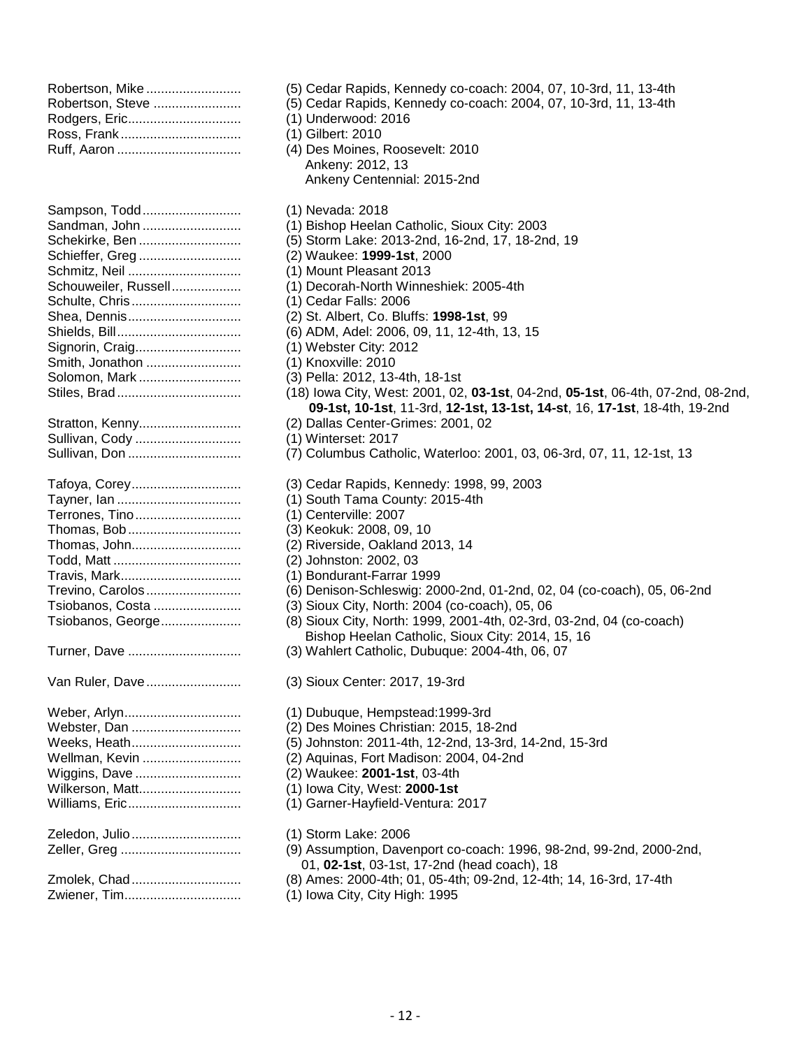| | |
|---|---|
| Robertson, Mike | (5) Cedar Rapids, Kennedy co-coach: 2004, 07, 10-3rd, 11, 13-4th |
| Robertson, Steve | (5) Cedar Rapids, Kennedy co-coach: 2004, 07, 10-3rd, 11, 13-4th |
| Rodgers, Eric | (1) Underwood: 2016 |
| Ross, Frank | (1) Gilbert: 2010 |
| Ruff, Aaron | (4) Des Moines, Roosevelt: 2010<br>Ankeny: 2012, 13<br>Ankeny Centennial: 2015-2nd |
| Sampson, Todd | (1) Nevada: 2018 |
| Sandman, John | (1) Bishop Heelan Catholic, Sioux City: 2003 |
| Schekirke, Ben | (5) Storm Lake: 2013-2nd, 16-2nd, 17, 18-2nd, 19 |
| Schieffer, Greg | (2) Waukee: **1999-1st**, 2000 |
| Schmitz, Neil | (1) Mount Pleasant 2013 |
| Schouweiler, Russell | (1) Decorah-North Winneshiek: 2005-4th |
| Schulte, Chris | (1) Cedar Falls: 2006 |
| Shea, Dennis | (2) St. Albert, Co. Bluffs: **1998-1st**, 99 |
| Shields, Bill | (6) ADM, Adel: 2006, 09, 11, 12-4th, 13, 15 |
| Signorin, Craig | (1) Webster City: 2012 |
| Smith, Jonathon | (1) Knoxville: 2010 |
| Solomon, Mark | (3) Pella: 2012, 13-4th, 18-1st |
| Stiles, Brad | (18) Iowa City, West: 2001, 02, **03-1st**, 04-2nd, **05-1st**, 06-4th, 07-2nd, 08-2nd, **09-1st, 10-1st**, 11-3rd, **12-1st, 13-1st, 14-st**, 16, **17-1st**, 18-4th, 19-2nd |
| Stratton, Kenny | (2) Dallas Center-Grimes: 2001, 02 |
| Sullivan, Cody | (1) Winterset: 2017 |
| Sullivan, Don | (7) Columbus Catholic, Waterloo: 2001, 03, 06-3rd, 07, 11, 12-1st, 13 |
| Tafoya, Corey | (3) Cedar Rapids, Kennedy: 1998, 99, 2003 |
| Tayner, Ian | (1) South Tama County: 2015-4th |
| Terrones, Tino | (1) Centerville: 2007 |
| Thomas, Bob | (3) Keokuk: 2008, 09, 10 |
| Thomas, John | (2) Riverside, Oakland 2013, 14 |
| Todd, Matt | (2) Johnston: 2002, 03 |
| Travis, Mark | (1) Bondurant-Farrar 1999 |
| Trevino, Carolos | (6) Denison-Schleswig: 2000-2nd, 01-2nd, 02, 04 (co-coach), 05, 06-2nd |
| Tsiobanos, Costa | (3) Sioux City, North: 2004 (co-coach), 05, 06 |
| Tsiobanos, George | (8) Sioux City, North: 1999, 2001-4th, 02-3rd, 03-2nd, 04 (co-coach)<br>Bishop Heelan Catholic, Sioux City: 2014, 15, 16 |
| Turner, Dave | (3) Wahlert Catholic, Dubuque: 2004-4th, 06, 07 |
| Van Ruler, Dave | (3) Sioux Center: 2017, 19-3rd |
| Weber, Arlyn | (1) Dubuque, Hempstead:1999-3rd |
| Webster, Dan | (2) Des Moines Christian: 2015, 18-2nd |
| Weeks, Heath | (5) Johnston: 2011-4th, 12-2nd, 13-3rd, 14-2nd, 15-3rd |
| Wellman, Kevin | (2) Aquinas, Fort Madison: 2004, 04-2nd |
| Wiggins, Dave | (2) Waukee: **2001-1st**, 03-4th |
| Wilkerson, Matt | (1) Iowa City, West: **2000-1st** |
| Williams, Eric | (1) Garner-Hayfield-Ventura: 2017 |
| Zeledon, Julio | (1) Storm Lake: 2006 |
| Zeller, Greg | (9) Assumption, Davenport co-coach: 1996, 98-2nd, 99-2nd, 2000-2nd, 01, **02-1st**, 03-1st, 17-2nd (head coach), 18 |
| Zmolek, Chad | (8) Ames: 2000-4th; 01, 05-4th; 09-2nd, 12-4th; 14, 16-3rd, 17-4th |
| Zwiener, Tim | (1) Iowa City, City High: 1995 |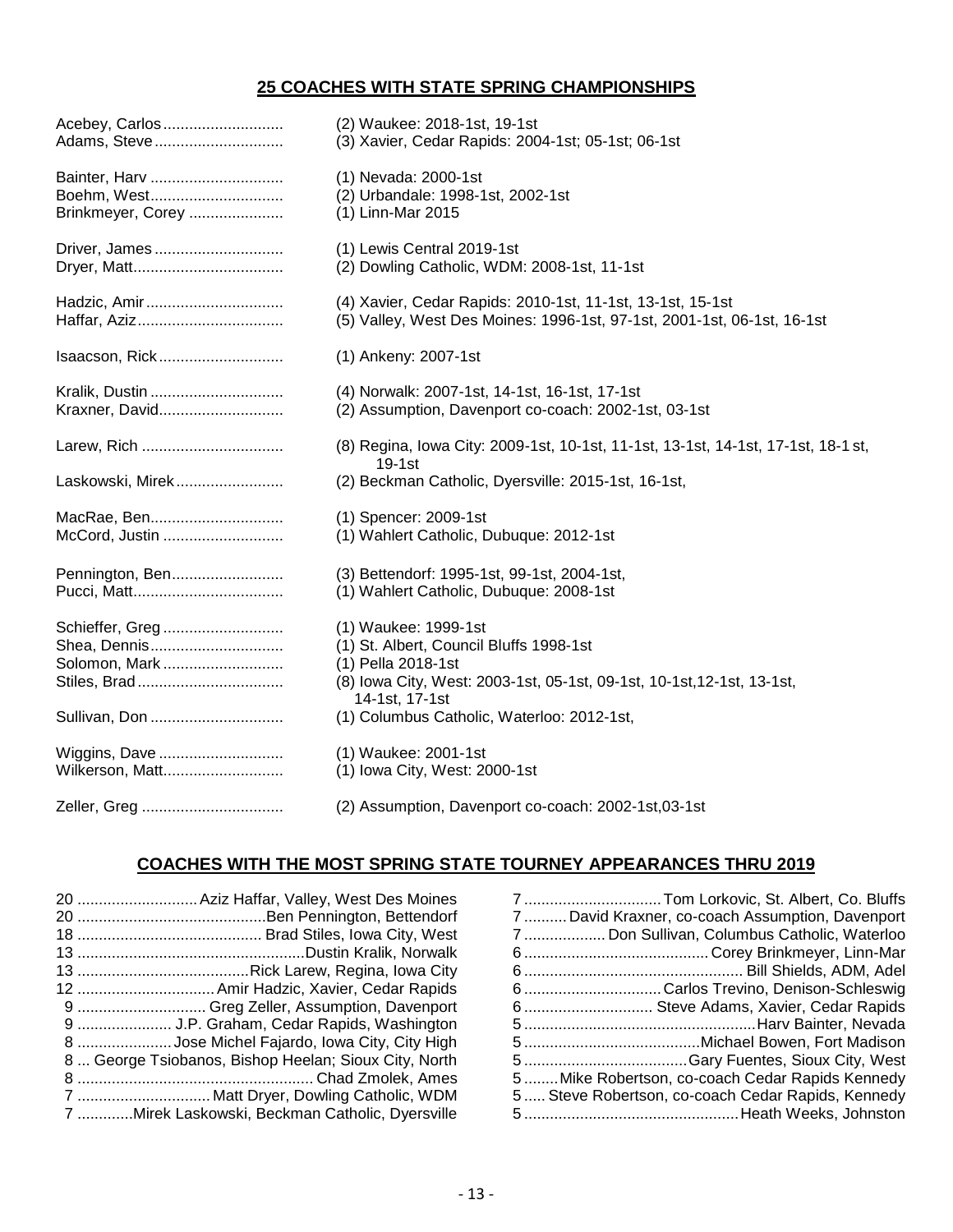## 25 COACHES WITH STATE SPRING CHAMPIONSHIPS

| Coach | Championships |
|---|---|
| Acebey, Carlos | (2) Waukee: 2018-1st, 19-1st |
| Adams, Steve | (3) Xavier, Cedar Rapids: 2004-1st; 05-1st; 06-1st |
| Bainter, Harv | (1) Nevada: 2000-1st |
| Boehm, West | (2) Urbandale: 1998-1st, 2002-1st |
| Brinkmeyer, Corey | (1) Linn-Mar 2015 |
| Driver, James | (1) Lewis Central 2019-1st |
| Dryer, Matt | (2) Dowling Catholic, WDM: 2008-1st, 11-1st |
| Hadzic, Amir | (4) Xavier, Cedar Rapids: 2010-1st, 11-1st, 13-1st, 15-1st |
| Haffar, Aziz | (5) Valley, West Des Moines: 1996-1st, 97-1st, 2001-1st, 06-1st, 16-1st |
| Isaacson, Rick | (1) Ankeny: 2007-1st |
| Kralik, Dustin | (4) Norwalk: 2007-1st, 14-1st, 16-1st, 17-1st |
| Kraxner, David | (2) Assumption, Davenport co-coach: 2002-1st, 03-1st |
| Larew, Rich | (8) Regina, Iowa City: 2009-1st, 10-1st, 11-1st, 13-1st, 14-1st, 17-1st, 18-1 st, 19-1st |
| Laskowski, Mirek | (2) Beckman Catholic, Dyersville: 2015-1st, 16-1st, |
| MacRae, Ben | (1) Spencer: 2009-1st |
| McCord, Justin | (1) Wahlert Catholic, Dubuque: 2012-1st |
| Pennington, Ben | (3) Bettendorf: 1995-1st, 99-1st, 2004-1st, |
| Pucci, Matt | (1) Wahlert Catholic, Dubuque: 2008-1st |
| Schieffer, Greg | (1) Waukee: 1999-1st |
| Shea, Dennis | (1) St. Albert, Council Bluffs 1998-1st |
| Solomon, Mark | (1) Pella 2018-1st |
| Stiles, Brad | (8) Iowa City, West: 2003-1st, 05-1st, 09-1st, 10-1st,12-1st, 13-1st, 14-1st, 17-1st |
| Sullivan, Don | (1) Columbus Catholic, Waterloo: 2012-1st, |
| Wiggins, Dave | (1) Waukee: 2001-1st |
| Wilkerson, Matt | (1) Iowa City, West: 2000-1st |
| Zeller, Greg | (2) Assumption, Davenport co-coach: 2002-1st,03-1st |

## COACHES WITH THE MOST SPRING STATE TOURNEY APPEARANCES THRU 2019

| Appearances | Coach |
|---|---|
| 20 | Aziz Haffar, Valley, West Des Moines |
| 20 | Ben Pennington, Bettendorf |
| 18 | Brad Stiles, Iowa City, West |
| 13 | Dustin Kralik, Norwalk |
| 13 | Rick Larew, Regina, Iowa City |
| 12 | Amir Hadzic, Xavier, Cedar Rapids |
| 9 | Greg Zeller, Assumption, Davenport |
| 9 | J.P. Graham, Cedar Rapids, Washington |
| 8 | Jose Michel Fajardo, Iowa City, City High |
| 8 | George Tsiobanos, Bishop Heelan; Sioux City, North |
| 8 | Chad Zmolek, Ames |
| 7 | Matt Dryer, Dowling Catholic, WDM |
| 7 | Mirek Laskowski, Beckman Catholic, Dyersville |
| 7 | Tom Lorkovic, St. Albert, Co. Bluffs |
| 7 | David Kraxner, co-coach Assumption, Davenport |
| 7 | Don Sullivan, Columbus Catholic, Waterloo |
| 6 | Corey Brinkmeyer, Linn-Mar |
| 6 | Bill Shields, ADM, Adel |
| 6 | Carlos Trevino, Denison-Schleswig |
| 6 | Steve Adams, Xavier, Cedar Rapids |
| 5 | Harv Bainter, Nevada |
| 5 | Michael Bowen, Fort Madison |
| 5 | Gary Fuentes, Sioux City, West |
| 5 | Mike Robertson, co-coach Cedar Rapids Kennedy |
| 5 | Steve Robertson, co-coach Cedar Rapids, Kennedy |
| 5 | Heath Weeks, Johnston |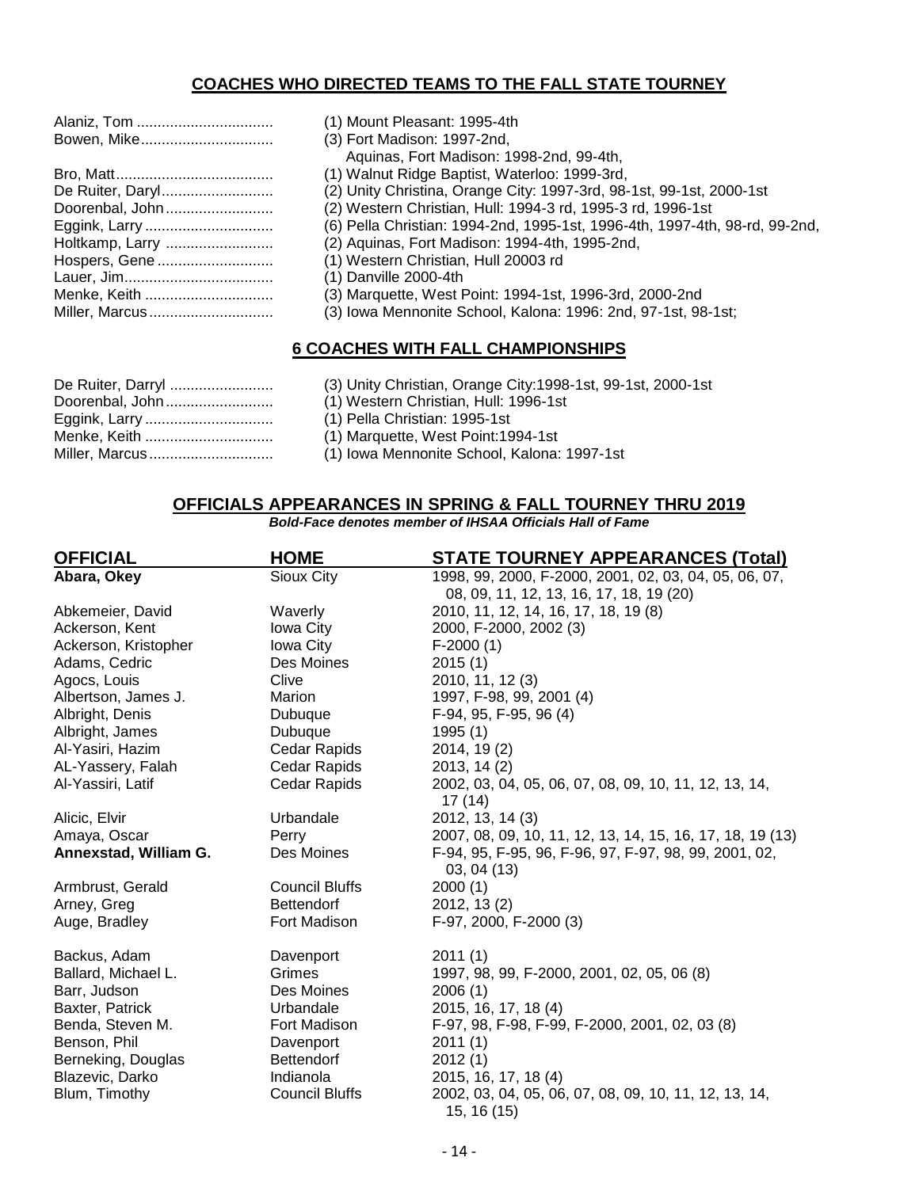## COACHES WHO DIRECTED TEAMS TO THE FALL STATE TOURNEY

| | |
|---|---|
| Alaniz, Tom ................................ | (1) Mount Pleasant: 1995-4th |
| Bowen, Mike................................ | (3) Fort Madison: 1997-2nd, Aquinas, Fort Madison: 1998-2nd, 99-4th, |
| Bro, Matt...................................... | (1) Walnut Ridge Baptist, Waterloo: 1999-3rd, |
| De Ruiter, Daryl........................... | (2) Unity Christina, Orange City: 1997-3rd, 98-1st, 99-1st, 2000-1st |
| Doorenbal, John.......................... | (2) Western Christian, Hull: 1994-3 rd, 1995-3 rd, 1996-1st |
| Eggink, Larry ............................... | (6) Pella Christian: 1994-2nd, 1995-1st, 1996-4th, 1997-4th, 98-rd, 99-2nd, |
| Holtkamp, Larry .......................... | (2) Aquinas, Fort Madison: 1994-4th, 1995-2nd, |
| Hospers, Gene ............................ | (1) Western Christian, Hull 20003 rd |
| Lauer, Jim.................................... | (1) Danville 2000-4th |
| Menke, Keith ............................... | (3) Marquette, West Point: 1994-1st, 1996-3rd, 2000-2nd |
| Miller, Marcus.............................. | (3) Iowa Mennonite School, Kalona: 1996: 2nd, 97-1st, 98-1st; |

## 6 COACHES WITH FALL CHAMPIONSHIPS

| | |
|---|---|
| De Ruiter, Darryl ......................... | (3) Unity Christian, Orange City:1998-1st, 99-1st, 2000-1st |
| Doorenbal, John.......................... | (1) Western Christian, Hull: 1996-1st |
| Eggink, Larry ............................... | (1) Pella Christian: 1995-1st |
| Menke, Keith ............................... | (1) Marquette, West Point:1994-1st |
| Miller, Marcus.............................. | (1) Iowa Mennonite School, Kalona: 1997-1st |

## OFFICIALS APPEARANCES IN SPRING & FALL TOURNEY THRU 2019

***Bold-Face denotes member of IHSAA Officials Hall of Fame***

| OFFICIAL | HOME | STATE TOURNEY APPEARANCES (Total) |
|---|---|---|
| **Abara, Okey** | Sioux City | 1998, 99, 2000, F-2000, 2001, 02, 03, 04, 05, 06, 07, 08, 09, 11, 12, 13, 16, 17, 18, 19 (20) |
| Abkemeier, David | Waverly | 2010, 11, 12, 14, 16, 17, 18, 19 (8) |
| Ackerson, Kent | Iowa City | 2000, F-2000, 2002 (3) |
| Ackerson, Kristopher | Iowa City | F-2000 (1) |
| Adams, Cedric | Des Moines | 2015 (1) |
| Agocs, Louis | Clive | 2010, 11, 12 (3) |
| Albertson, James J. | Marion | 1997, F-98, 99, 2001 (4) |
| Albright, Denis | Dubuque | F-94, 95, F-95, 96 (4) |
| Albright, James | Dubuque | 1995 (1) |
| Al-Yasiri, Hazim | Cedar Rapids | 2014, 19 (2) |
| AL-Yassery, Falah | Cedar Rapids | 2013, 14 (2) |
| Al-Yassiri, Latif | Cedar Rapids | 2002, 03, 04, 05, 06, 07, 08, 09, 10, 11, 12, 13, 14, 17 (14) |
| Alicic, Elvir | Urbandale | 2012, 13, 14 (3) |
| Amaya, Oscar | Perry | 2007, 08, 09, 10, 11, 12, 13, 14, 15, 16, 17, 18, 19 (13) |
| **Annexstad, William G.** | Des Moines | F-94, 95, F-95, 96, F-96, 97, F-97, 98, 99, 2001, 02, 03, 04 (13) |
| Armbrust, Gerald | Council Bluffs | 2000 (1) |
| Arney, Greg | Bettendorf | 2012, 13 (2) |
| Auge, Bradley | Fort Madison | F-97, 2000, F-2000 (3) |
| Backus, Adam | Davenport | 2011 (1) |
| Ballard, Michael L. | Grimes | 1997, 98, 99, F-2000, 2001, 02, 05, 06 (8) |
| Barr, Judson | Des Moines | 2006 (1) |
| Baxter, Patrick | Urbandale | 2015, 16, 17, 18 (4) |
| Benda, Steven M. | Fort Madison | F-97, 98, F-98, F-99, F-2000, 2001, 02, 03 (8) |
| Benson, Phil | Davenport | 2011 (1) |
| Berneking, Douglas | Bettendorf | 2012 (1) |
| Blazevic, Darko | Indianola | 2015, 16, 17, 18 (4) |
| Blum, Timothy | Council Bluffs | 2002, 03, 04, 05, 06, 07, 08, 09, 10, 11, 12, 13, 14, 15, 16 (15) |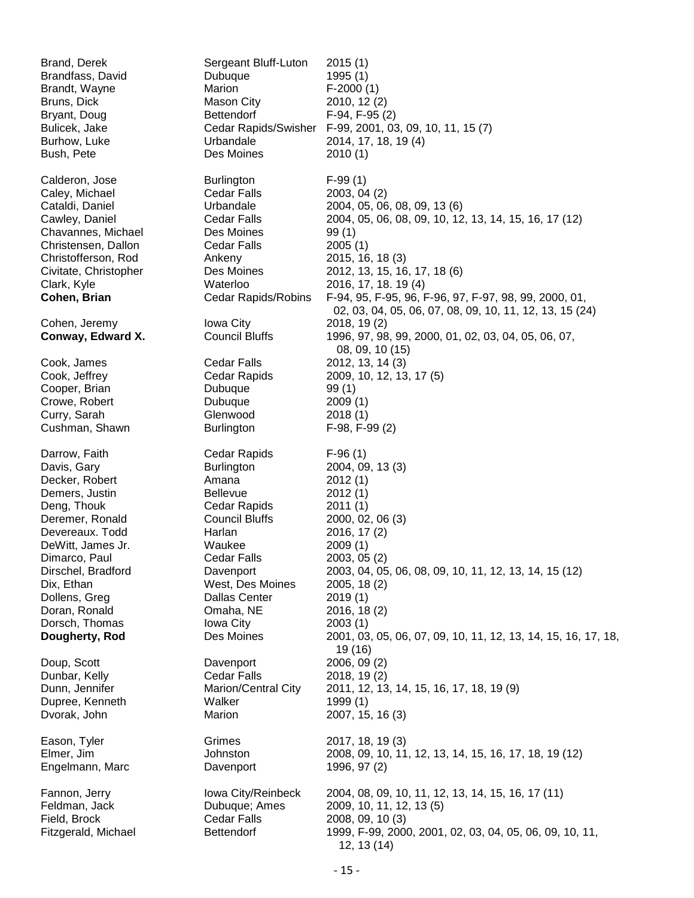| | | |
|---|---|---|
| Brand, Derek | Sergeant Bluff-Luton | 2015 (1) |
| Brandfass, David | Dubuque | 1995 (1) |
| Brandt, Wayne | Marion | F-2000 (1) |
| Bruns, Dick | Mason City | 2010, 12 (2) |
| Bryant, Doug | Bettendorf | F-94, F-95 (2) |
| Bulicek, Jake | Cedar Rapids/Swisher | F-99, 2001, 03, 09, 10, 11, 15 (7) |
| Burhow, Luke | Urbandale | 2014, 17, 18, 19 (4) |
| Bush, Pete | Des Moines | 2010 (1) |
| | | |
| Calderon, Jose | Burlington | F-99 (1) |
| Caley, Michael | Cedar Falls | 2003, 04 (2) |
| Cataldi, Daniel | Urbandale | 2004, 05, 06, 08, 09, 13 (6) |
| Cawley, Daniel | Cedar Falls | 2004, 05, 06, 08, 09, 10, 12, 13, 14, 15, 16, 17 (12) |
| Chavannes, Michael | Des Moines | 99 (1) |
| Christensen, Dallon | Cedar Falls | 2005 (1) |
| Christofferson, Rod | Ankeny | 2015, 16, 18 (3) |
| Civitate, Christopher | Des Moines | 2012, 13, 15, 16, 17, 18 (6) |
| Clark, Kyle | Waterloo | 2016, 17, 18. 19 (4) |
| **Cohen, Brian** | Cedar Rapids/Robins | F-94, 95, F-95, 96, F-96, 97, F-97, 98, 99, 2000, 01, 02, 03, 04, 05, 06, 07, 08, 09, 10, 11, 12, 13, 15 (24) |
| Cohen, Jeremy | Iowa City | 2018, 19 (2) |
| **Conway, Edward X.** | Council Bluffs | 1996, 97, 98, 99, 2000, 01, 02, 03, 04, 05, 06, 07, 08, 09, 10 (15) |
| Cook, James | Cedar Falls | 2012, 13, 14 (3) |
| Cook, Jeffrey | Cedar Rapids | 2009, 10, 12, 13, 17 (5) |
| Cooper, Brian | Dubuque | 99 (1) |
| Crowe, Robert | Dubuque | 2009 (1) |
| Curry, Sarah | Glenwood | 2018 (1) |
| Cushman, Shawn | Burlington | F-98, F-99 (2) |
| | | |
| Darrow, Faith | Cedar Rapids | F-96 (1) |
| Davis, Gary | Burlington | 2004, 09, 13 (3) |
| Decker, Robert | Amana | 2012 (1) |
| Demers, Justin | Bellevue | 2012 (1) |
| Deng, Thouk | Cedar Rapids | 2011 (1) |
| Deremer, Ronald | Council Bluffs | 2000, 02, 06 (3) |
| Devereaux. Todd | Harlan | 2016, 17 (2) |
| DeWitt, James Jr. | Waukee | 2009 (1) |
| Dimarco, Paul | Cedar Falls | 2003, 05 (2) |
| Dirschel, Bradford | Davenport | 2003, 04, 05, 06, 08, 09, 10, 11, 12, 13, 14, 15 (12) |
| Dix, Ethan | West, Des Moines | 2005, 18 (2) |
| Dollens, Greg | Dallas Center | 2019 (1) |
| Doran, Ronald | Omaha, NE | 2016, 18 (2) |
| Dorsch, Thomas | Iowa City | 2003 (1) |
| **Dougherty, Rod** | Des Moines | 2001, 03, 05, 06, 07, 09, 10, 11, 12, 13, 14, 15, 16, 17, 18, 19 (16) |
| Doup, Scott | Davenport | 2006, 09 (2) |
| Dunbar, Kelly | Cedar Falls | 2018, 19 (2) |
| Dunn, Jennifer | Marion/Central City | 2011, 12, 13, 14, 15, 16, 17, 18, 19 (9) |
| Dupree, Kenneth | Walker | 1999 (1) |
| Dvorak, John | Marion | 2007, 15, 16 (3) |
| | | |
| Eason, Tyler | Grimes | 2017, 18, 19 (3) |
| Elmer, Jim | Johnston | 2008, 09, 10, 11, 12, 13, 14, 15, 16, 17, 18, 19 (12) |
| Engelmann, Marc | Davenport | 1996, 97 (2) |
| | | |
| Fannon, Jerry | Iowa City/Reinbeck | 2004, 08, 09, 10, 11, 12, 13, 14, 15, 16, 17 (11) |
| Feldman, Jack | Dubuque; Ames | 2009, 10, 11, 12, 13 (5) |
| Field, Brock | Cedar Falls | 2008, 09, 10 (3) |
| Fitzgerald, Michael | Bettendorf | 1999, F-99, 2000, 2001, 02, 03, 04, 05, 06, 09, 10, 11, 12, 13 (14) |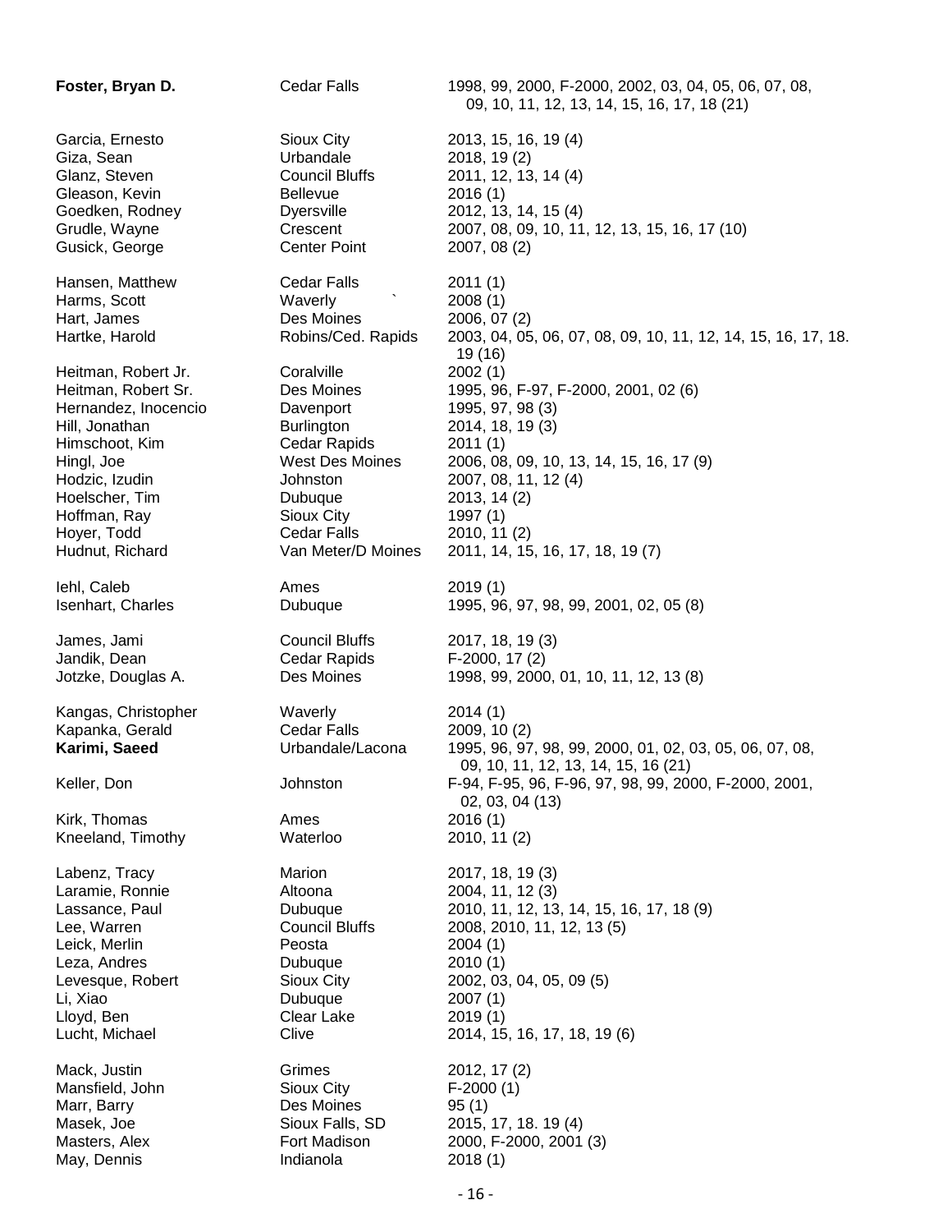| | | |
|---|---|---|
| **Foster, Bryan D.** | Cedar Falls | 1998, 99, 2000, F-2000, 2002, 03, 04, 05, 06, 07, 08, 09, 10, 11, 12, 13, 14, 15, 16, 17, 18 (21) |
| Garcia, Ernesto | Sioux City | 2013, 15, 16, 19 (4) |
| Giza, Sean | Urbandale | 2018, 19 (2) |
| Glanz, Steven | Council Bluffs | 2011, 12, 13, 14 (4) |
| Gleason, Kevin | Bellevue | 2016 (1) |
| Goedken, Rodney | Dyersville | 2012, 13, 14, 15 (4) |
| Grudle, Wayne | Crescent | 2007, 08, 09, 10, 11, 12, 13, 15, 16, 17 (10) |
| Gusick, George | Center Point | 2007, 08 (2) |
| Hansen, Matthew | Cedar Falls | 2011 (1) |
| Harms, Scott | Waverly ` | 2008 (1) |
| Hart, James | Des Moines | 2006, 07 (2) |
| Hartke, Harold | Robins/Ced. Rapids | 2003, 04, 05, 06, 07, 08, 09, 10, 11, 12, 14, 15, 16, 17, 18. 19 (16) |
| Heitman, Robert Jr. | Coralville | 2002 (1) |
| Heitman, Robert Sr. | Des Moines | 1995, 96, F-97, F-2000, 2001, 02 (6) |
| Hernandez, Inocencio | Davenport | 1995, 97, 98 (3) |
| Hill, Jonathan | Burlington | 2014, 18, 19 (3) |
| Himschoot, Kim | Cedar Rapids | 2011 (1) |
| Hingl, Joe | West Des Moines | 2006, 08, 09, 10, 13, 14, 15, 16, 17 (9) |
| Hodzic, Izudin | Johnston | 2007, 08, 11, 12 (4) |
| Hoelscher, Tim | Dubuque | 2013, 14 (2) |
| Hoffman, Ray | Sioux City | 1997 (1) |
| Hoyer, Todd | Cedar Falls | 2010, 11 (2) |
| Hudnut, Richard | Van Meter/D Moines | 2011, 14, 15, 16, 17, 18, 19 (7) |
| Iehl, Caleb | Ames | 2019 (1) |
| Isenhart, Charles | Dubuque | 1995, 96, 97, 98, 99, 2001, 02, 05 (8) |
| James, Jami | Council Bluffs | 2017, 18, 19 (3) |
| Jandik, Dean | Cedar Rapids | F-2000, 17 (2) |
| Jotzke, Douglas A. | Des Moines | 1998, 99, 2000, 01, 10, 11, 12, 13 (8) |
| Kangas, Christopher | Waverly | 2014 (1) |
| Kapanka, Gerald | Cedar Falls | 2009, 10 (2) |
| **Karimi, Saeed** | Urbandale/Lacona | 1995, 96, 97, 98, 99, 2000, 01, 02, 03, 05, 06, 07, 08, 09, 10, 11, 12, 13, 14, 15, 16 (21) |
| Keller, Don | Johnston | F-94, F-95, 96, F-96, 97, 98, 99, 2000, F-2000, 2001, 02, 03, 04 (13) |
| Kirk, Thomas | Ames | 2016 (1) |
| Kneeland, Timothy | Waterloo | 2010, 11 (2) |
| Labenz, Tracy | Marion | 2017, 18, 19 (3) |
| Laramie, Ronnie | Altoona | 2004, 11, 12 (3) |
| Lassance, Paul | Dubuque | 2010, 11, 12, 13, 14, 15, 16, 17, 18 (9) |
| Lee, Warren | Council Bluffs | 2008, 2010, 11, 12, 13 (5) |
| Leick, Merlin | Peosta | 2004 (1) |
| Leza, Andres | Dubuque | 2010 (1) |
| Levesque, Robert | Sioux City | 2002, 03, 04, 05, 09 (5) |
| Li, Xiao | Dubuque | 2007 (1) |
| Lloyd, Ben | Clear Lake | 2019 (1) |
| Lucht, Michael | Clive | 2014, 15, 16, 17, 18, 19 (6) |
| Mack, Justin | Grimes | 2012, 17 (2) |
| Mansfield, John | Sioux City | F-2000 (1) |
| Marr, Barry | Des Moines | 95 (1) |
| Masek, Joe | Sioux Falls, SD | 2015, 17, 18. 19 (4) |
| Masters, Alex | Fort Madison | 2000, F-2000, 2001 (3) |
| May, Dennis | Indianola | 2018 (1) |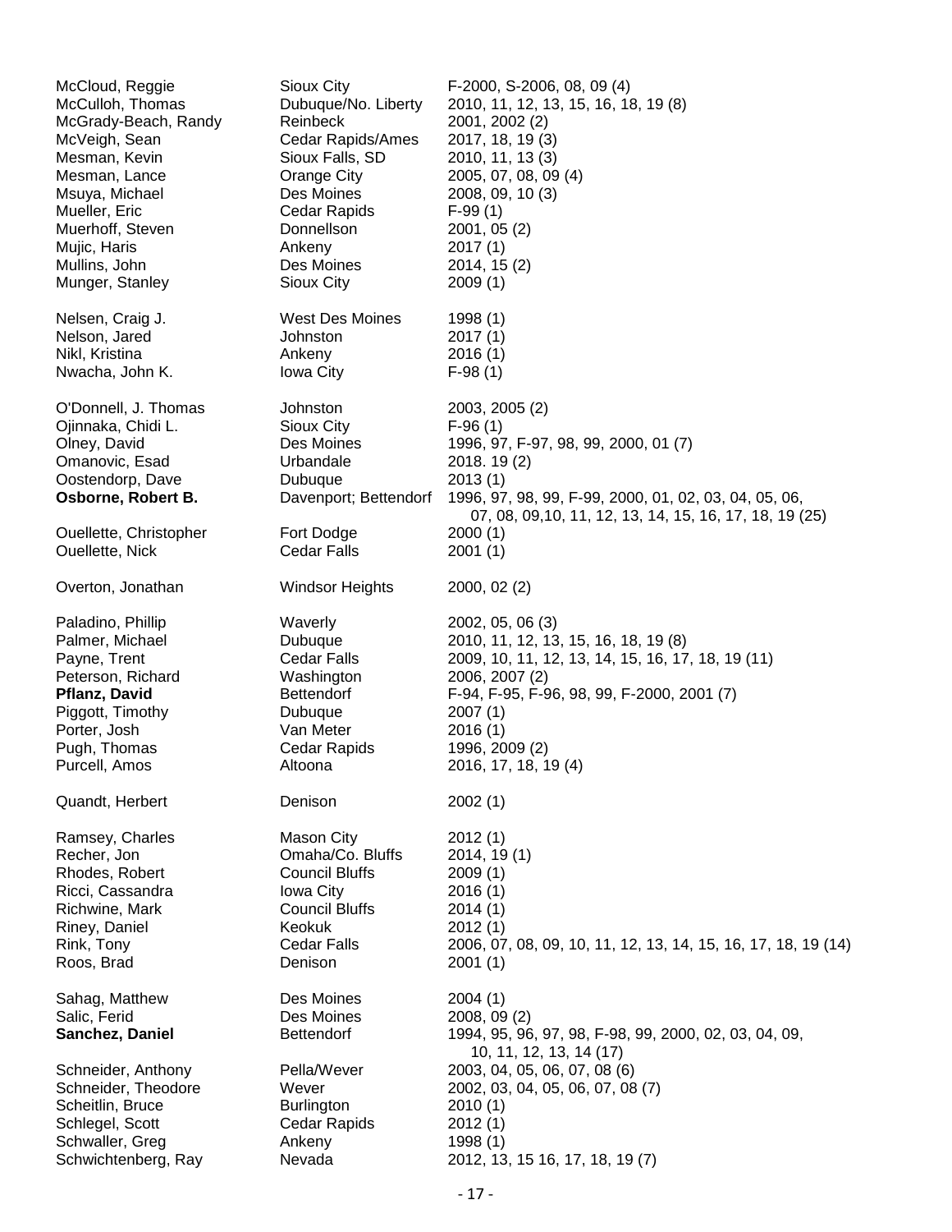| | | |
|---|---|---|
| McCloud, Reggie | Sioux City | F-2000, S-2006, 08, 09 (4) |
| McCulloh, Thomas | Dubuque/No. Liberty | 2010, 11, 12, 13, 15, 16, 18, 19 (8) |
| McGrady-Beach, Randy | Reinbeck | 2001, 2002 (2) |
| McVeigh, Sean | Cedar Rapids/Ames | 2017, 18, 19 (3) |
| Mesman, Kevin | Sioux Falls, SD | 2010, 11, 13 (3) |
| Mesman, Lance | Orange City | 2005, 07, 08, 09 (4) |
| Msuya, Michael | Des Moines | 2008, 09, 10 (3) |
| Mueller, Eric | Cedar Rapids | F-99 (1) |
| Muerhoff, Steven | Donnellson | 2001, 05 (2) |
| Mujic, Haris | Ankeny | 2017 (1) |
| Mullins, John | Des Moines | 2014, 15 (2) |
| Munger, Stanley | Sioux City | 2009 (1) |
| | | |
| Nelsen, Craig J. | West Des Moines | 1998 (1) |
| Nelson, Jared | Johnston | 2017 (1) |
| Nikl, Kristina | Ankeny | 2016 (1) |
| Nwacha, John K. | Iowa City | F-98 (1) |
| | | |
| O'Donnell, J. Thomas | Johnston | 2003, 2005 (2) |
| Ojinnaka, Chidi L. | Sioux City | F-96 (1) |
| Olney, David | Des Moines | 1996, 97, F-97, 98, 99, 2000, 01 (7) |
| Omanovic, Esad | Urbandale | 2018. 19 (2) |
| Oostendorp, Dave | Dubuque | 2013 (1) |
| **Osborne, Robert B.** | Davenport; Bettendorf | 1996, 97, 98, 99, F-99, 2000, 01, 02, 03, 04, 05, 06, 07, 08, 09,10, 11, 12, 13, 14, 15, 16, 17, 18, 19 (25) |
| Ouellette, Christopher | Fort Dodge | 2000 (1) |
| Ouellette, Nick | Cedar Falls | 2001 (1) |
| | | |
| Overton, Jonathan | Windsor Heights | 2000, 02 (2) |
| | | |
| Paladino, Phillip | Waverly | 2002, 05, 06 (3) |
| Palmer, Michael | Dubuque | 2010, 11, 12, 13, 15, 16, 18, 19 (8) |
| Payne, Trent | Cedar Falls | 2009, 10, 11, 12, 13, 14, 15, 16, 17, 18, 19 (11) |
| Peterson, Richard | Washington | 2006, 2007 (2) |
| **Pflanz, David** | Bettendorf | F-94, F-95, F-96, 98, 99, F-2000, 2001 (7) |
| Piggott, Timothy | Dubuque | 2007 (1) |
| Porter, Josh | Van Meter | 2016 (1) |
| Pugh, Thomas | Cedar Rapids | 1996, 2009 (2) |
| Purcell, Amos | Altoona | 2016, 17, 18, 19 (4) |
| | | |
| Quandt, Herbert | Denison | 2002 (1) |
| | | |
| Ramsey, Charles | Mason City | 2012 (1) |
| Recher, Jon | Omaha/Co. Bluffs | 2014, 19 (1) |
| Rhodes, Robert | Council Bluffs | 2009 (1) |
| Ricci, Cassandra | Iowa City | 2016 (1) |
| Richwine, Mark | Council Bluffs | 2014 (1) |
| Riney, Daniel | Keokuk | 2012 (1) |
| Rink, Tony | Cedar Falls | 2006, 07, 08, 09, 10, 11, 12, 13, 14, 15, 16, 17, 18, 19 (14) |
| Roos, Brad | Denison | 2001 (1) |
| | | |
| Sahag, Matthew | Des Moines | 2004 (1) |
| Salic, Ferid | Des Moines | 2008, 09 (2) |
| **Sanchez, Daniel** | Bettendorf | 1994, 95, 96, 97, 98, F-98, 99, 2000, 02, 03, 04, 09, 10, 11, 12, 13, 14 (17) |
| Schneider, Anthony | Pella/Wever | 2003, 04, 05, 06, 07, 08 (6) |
| Schneider, Theodore | Wever | 2002, 03, 04, 05, 06, 07, 08 (7) |
| Scheitlin, Bruce | Burlington | 2010 (1) |
| Schlegel, Scott | Cedar Rapids | 2012 (1) |
| Schwaller, Greg | Ankeny | 1998 (1) |
| Schwichtenberg, Ray | Nevada | 2012, 13, 15 16, 17, 18, 19 (7) |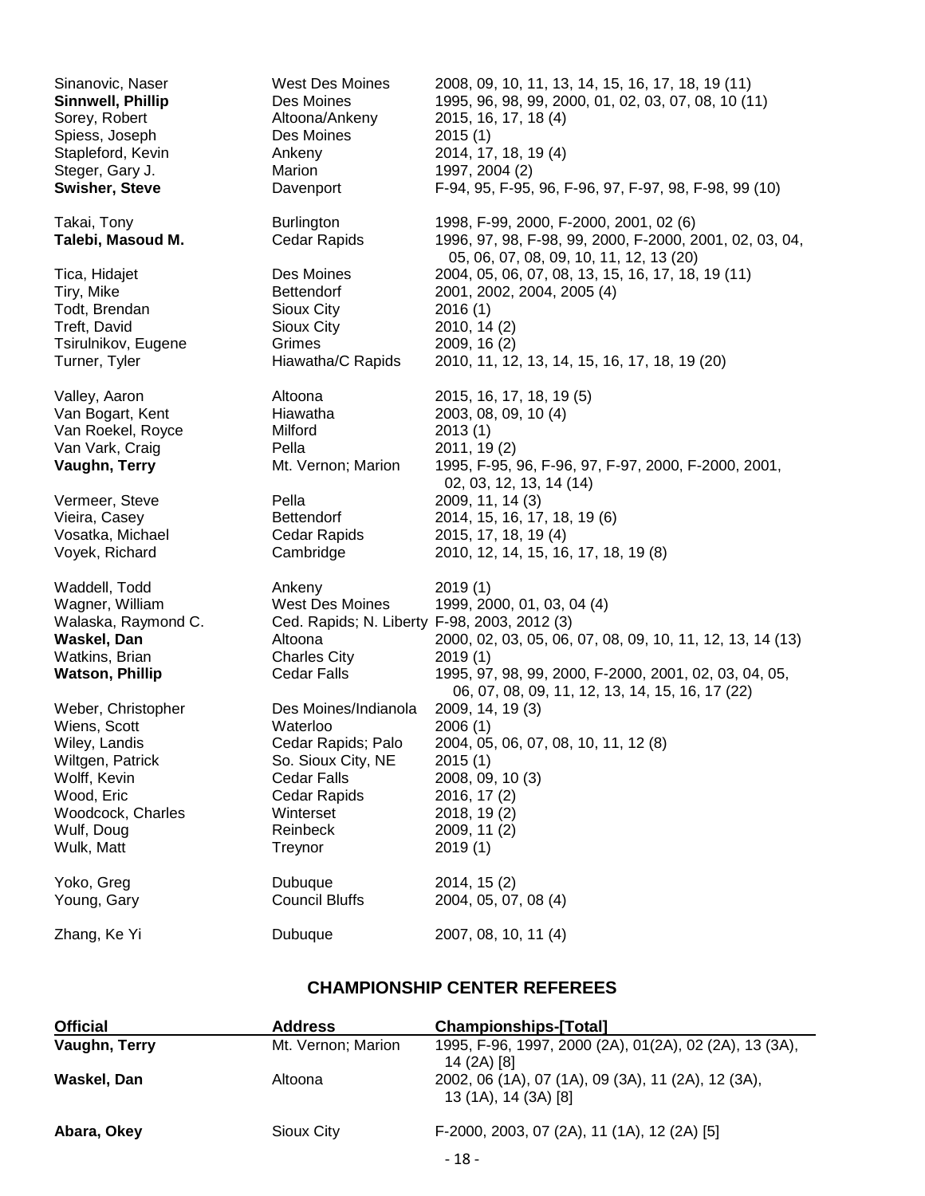| | | |
|---|---|---|
| Sinanovic, Naser | West Des Moines | 2008, 09, 10, 11, 13, 14, 15, 16, 17, 18, 19 (11) |
| **Sinnwell, Phillip** | Des Moines | 1995, 96, 98, 99, 2000, 01, 02, 03, 07, 08, 10 (11) |
| Sorey, Robert | Altoona/Ankeny | 2015, 16, 17, 18 (4) |
| Spiess, Joseph | Des Moines | 2015 (1) |
| Stapleford, Kevin | Ankeny | 2014, 17, 18, 19 (4) |
| Steger, Gary J. | Marion | 1997, 2004 (2) |
| **Swisher, Steve** | Davenport | F-94, 95, F-95, 96, F-96, 97, F-97, 98, F-98, 99 (10) |
| Takai, Tony | Burlington | 1998, F-99, 2000, F-2000, 2001, 02 (6) |
| **Talebi, Masoud M.** | Cedar Rapids | 1996, 97, 98, F-98, 99, 2000, F-2000, 2001, 02, 03, 04, 05, 06, 07, 08, 09, 10, 11, 12, 13 (20) |
| Tica, Hidajet | Des Moines | 2004, 05, 06, 07, 08, 13, 15, 16, 17, 18, 19 (11) |
| Tiry, Mike | Bettendorf | 2001, 2002, 2004, 2005 (4) |
| Todt, Brendan | Sioux City | 2016 (1) |
| Treft, David | Sioux City | 2010, 14 (2) |
| Tsirulnikov, Eugene | Grimes | 2009, 16 (2) |
| Turner, Tyler | Hiawatha/C Rapids | 2010, 11, 12, 13, 14, 15, 16, 17, 18, 19 (20) |
| Valley, Aaron | Altoona | 2015, 16, 17, 18, 19 (5) |
| Van Bogart, Kent | Hiawatha | 2003, 08, 09, 10 (4) |
| Van Roekel, Royce | Milford | 2013 (1) |
| Van Vark, Craig | Pella | 2011, 19 (2) |
| **Vaughn, Terry** | Mt. Vernon; Marion | 1995, F-95, 96, F-96, 97, F-97, 2000, F-2000, 2001, 02, 03, 12, 13, 14 (14) |
| Vermeer, Steve | Pella | 2009, 11, 14 (3) |
| Vieira, Casey | Bettendorf | 2014, 15, 16, 17, 18, 19 (6) |
| Vosatka, Michael | Cedar Rapids | 2015, 17, 18, 19 (4) |
| Voyek, Richard | Cambridge | 2010, 12, 14, 15, 16, 17, 18, 19 (8) |
| Waddell, Todd | Ankeny | 2019 (1) |
| Wagner, William | West Des Moines | 1999, 2000, 01, 03, 04 (4) |
| Walaska, Raymond C. | Ced. Rapids; N. Liberty | F-98, 2003, 2012 (3) |
| **Waskel, Dan** | Altoona | 2000, 02, 03, 05, 06, 07, 08, 09, 10, 11, 12, 13, 14 (13) |
| Watkins, Brian | Charles City | 2019 (1) |
| **Watson, Phillip** | Cedar Falls | 1995, 97, 98, 99, 2000, F-2000, 2001, 02, 03, 04, 05, 06, 07, 08, 09, 11, 12, 13, 14, 15, 16, 17 (22) |
| Weber, Christopher | Des Moines/Indianola | 2009, 14, 19 (3) |
| Wiens, Scott | Waterloo | 2006 (1) |
| Wiley, Landis | Cedar Rapids; Palo | 2004, 05, 06, 07, 08, 10, 11, 12 (8) |
| Wiltgen, Patrick | So. Sioux City, NE | 2015 (1) |
| Wolff, Kevin | Cedar Falls | 2008, 09, 10 (3) |
| Wood, Eric | Cedar Rapids | 2016, 17 (2) |
| Woodcock, Charles | Winterset | 2018, 19 (2) |
| Wulf, Doug | Reinbeck | 2009, 11 (2) |
| Wulk, Matt | Treynor | 2019 (1) |
| Yoko, Greg | Dubuque | 2014, 15 (2) |
| Young, Gary | Council Bluffs | 2004, 05, 07, 08 (4) |
| Zhang, Ke Yi | Dubuque | 2007, 08, 10, 11 (4) |

## CHAMPIONSHIP CENTER REFEREES

| Official | Address | Championships-[Total] |
|---|---|---|
| **Vaughn, Terry** | Mt. Vernon; Marion | 1995, F-96, 1997, 2000 (2A), 01(2A), 02 (2A), 13 (3A), 14 (2A) [8] |
| **Waskel, Dan** | Altoona | 2002, 06 (1A), 07 (1A), 09 (3A), 11 (2A), 12 (3A), 13 (1A), 14 (3A) [8] |
| **Abara, Okey** | Sioux City | F-2000, 2003, 07 (2A), 11 (1A), 12 (2A) [5] |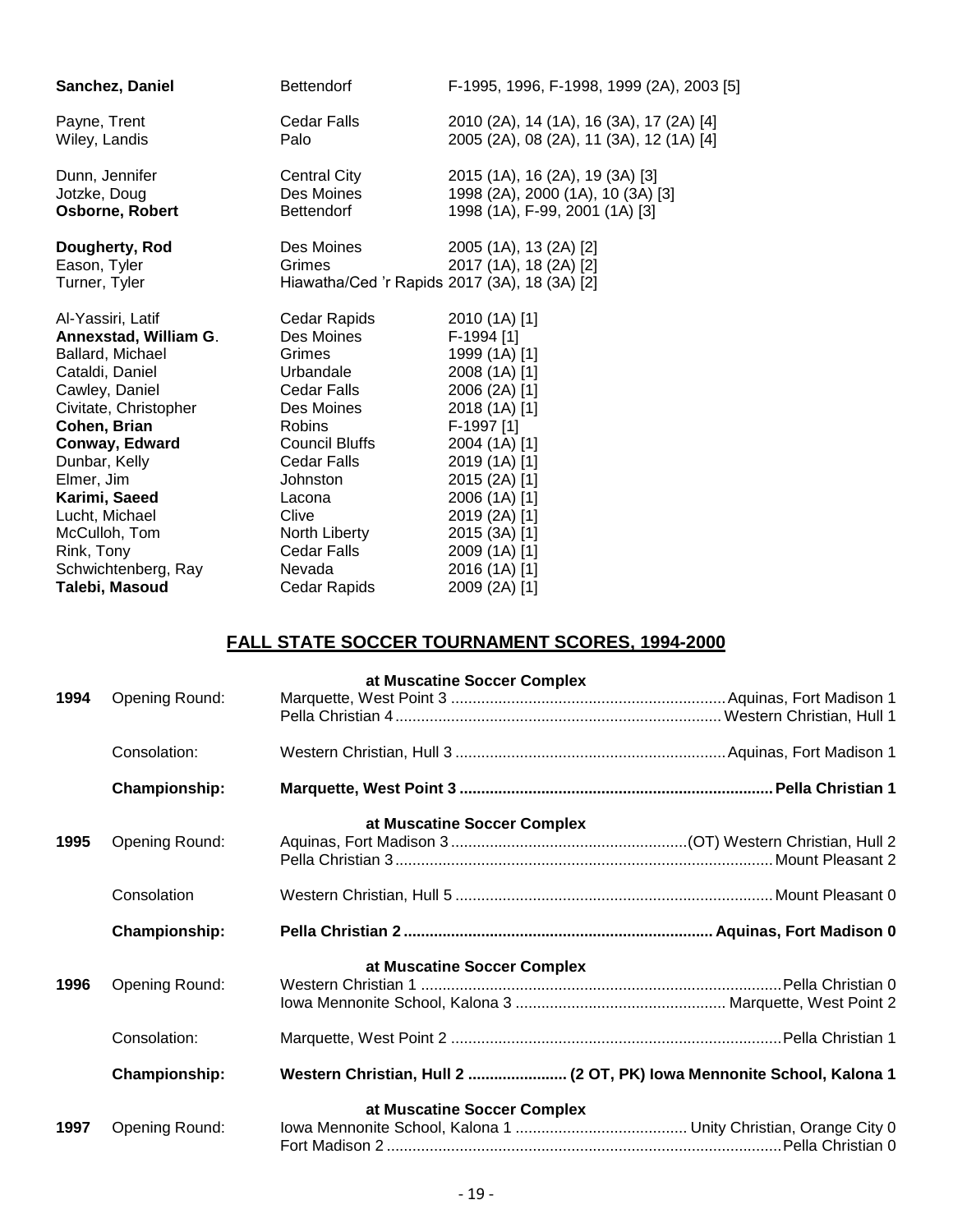| | | |
|---|---|---|
| **Sanchez, Daniel** | Bettendorf | F-1995, 1996, F-1998, 1999 (2A), 2003 [5] |
| | | |
| Payne, Trent | Cedar Falls | 2010 (2A), 14 (1A), 16 (3A), 17 (2A) [4] |
| Wiley, Landis | Palo | 2005 (2A), 08 (2A), 11 (3A), 12 (1A) [4] |
| | | |
| Dunn, Jennifer | Central City | 2015 (1A), 16 (2A), 19 (3A) [3] |
| Jotzke, Doug | Des Moines | 1998 (2A), 2000 (1A), 10 (3A) [3] |
| **Osborne, Robert** | Bettendorf | 1998 (1A), F-99, 2001 (1A) [3] |
| | | |
| **Dougherty, Rod** | Des Moines | 2005 (1A), 13 (2A) [2] |
| Eason, Tyler | Grimes | 2017 (1A), 18 (2A) [2] |
| Turner, Tyler | Hiawatha/Ced 'r Rapids | 2017 (3A), 18 (3A) [2] |
| | | |
| Al-Yassiri, Latif | Cedar Rapids | 2010 (1A) [1] |
| **Annexstad, William G**. | Des Moines | F-1994 [1] |
| Ballard, Michael | Grimes | 1999 (1A) [1] |
| Cataldi, Daniel | Urbandale | 2008 (1A) [1] |
| Cawley, Daniel | Cedar Falls | 2006 (2A) [1] |
| Civitate, Christopher | Des Moines | 2018 (1A) [1] |
| **Cohen, Brian** | Robins | F-1997 [1] |
| **Conway, Edward** | Council Bluffs | 2004 (1A) [1] |
| Dunbar, Kelly | Cedar Falls | 2019 (1A) [1] |
| Elmer, Jim | Johnston | 2015 (2A) [1] |
| **Karimi, Saeed** | Lacona | 2006 (1A) [1] |
| Lucht, Michael | Clive | 2019 (2A) [1] |
| McCulloh, Tom | North Liberty | 2015 (3A) [1] |
| Rink, Tony | Cedar Falls | 2009 (1A) [1] |
| Schwichtenberg, Ray | Nevada | 2016 (1A) [1] |
| **Talebi, Masoud** | Cedar Rapids | 2009 (2A) [1] |

## FALL STATE SOCCER TOURNAMENT SCORES, 1994-2000

**at Muscatine Soccer Complex**

| Year | Round | Winner | Loser |
|---|---|---|---|
| **1994** | Opening Round: | Marquette, West Point 3 | Aquinas, Fort Madison 1 |
| | | Pella Christian 4 | Western Christian, Hull 1 |
| | Consolation: | Western Christian, Hull 3 | Aquinas, Fort Madison 1 |
| | **Championship:** | **Marquette, West Point 3** | **Pella Christian 1** |

**at Muscatine Soccer Complex**

| Year | Round | Winner | Loser |
|---|---|---|---|
| **1995** | Opening Round: | Aquinas, Fort Madison 3 | (OT) Western Christian, Hull 2 |
| | | Pella Christian 3 | Mount Pleasant 2 |
| | Consolation | Western Christian, Hull 5 | Mount Pleasant 0 |
| | **Championship:** | **Pella Christian 2** | **Aquinas, Fort Madison 0** |

**at Muscatine Soccer Complex**

| Year | Round | Winner | Loser |
|---|---|---|---|
| **1996** | Opening Round: | Western Christian 1 | Pella Christian 0 |
| | | Iowa Mennonite School, Kalona 3 | Marquette, West Point 2 |
| | Consolation: | Marquette, West Point 2 | Pella Christian 1 |
| | **Championship:** | **Western Christian, Hull 2** | **(2 OT, PK) Iowa Mennonite School, Kalona 1** |

**at Muscatine Soccer Complex**

| Year | Round | Winner | Loser |
|---|---|---|---|
| **1997** | Opening Round: | Iowa Mennonite School, Kalona 1 | Unity Christian, Orange City 0 |
| | | Fort Madison 2 | Pella Christian 0 |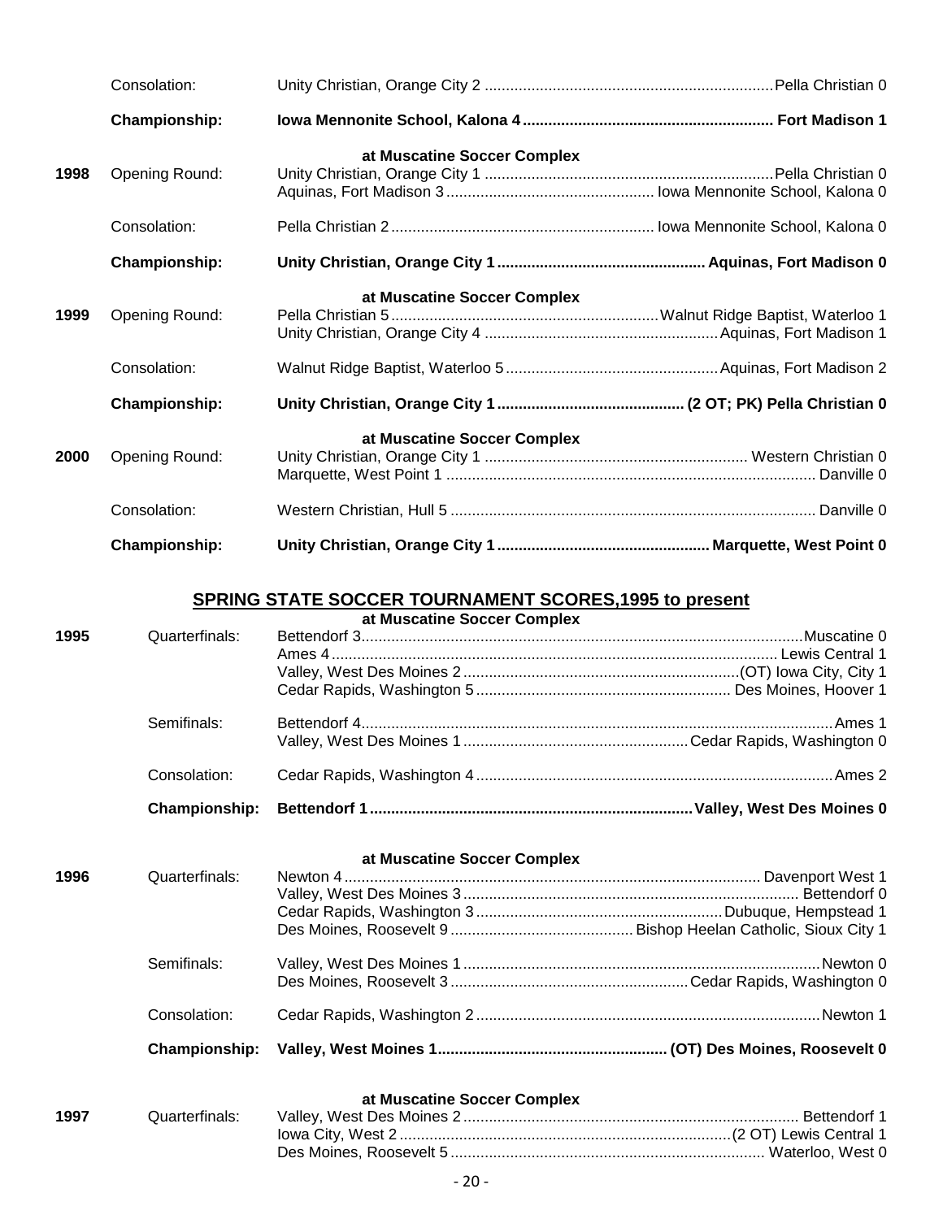| | | |
|---|---|---|
| | Consolation: | Unity Christian, Orange City 2 .................................................................. Pella Christian 0 |
| | **Championship:** | **Iowa Mennonite School, Kalona 4 ........................................................ Fort Madison 1** |
| | | **at Muscatine Soccer Complex** |
| **1998** | Opening Round: | Unity Christian, Orange City 1 .................................................................. Pella Christian 0 |
| | | Aquinas, Fort Madison 3 ................................................ Iowa Mennonite School, Kalona 0 |
| | Consolation: | Pella Christian 2 ............................................................ Iowa Mennonite School, Kalona 0 |
| | **Championship:** | **Unity Christian, Orange City 1 ............................................... Aquinas, Fort Madison 0** |
| | | **at Muscatine Soccer Complex** |
| **1999** | Opening Round: | Pella Christian 5 .............................................................. Walnut Ridge Baptist, Waterloo 1 |
| | | Unity Christian, Orange City 4 ...................................................... Aquinas, Fort Madison 1 |
| | Consolation: | Walnut Ridge Baptist, Waterloo 5 ................................................ Aquinas, Fort Madison 2 |
| | **Championship:** | **Unity Christian, Orange City 1 ........................................... (2 OT; PK) Pella Christian 0** |
| | | **at Muscatine Soccer Complex** |
| **2000** | Opening Round: | Unity Christian, Orange City 1 ............................................................ Western Christian 0 |
| | | Marquette, West Point 1 ..................................................................................... Danville 0 |
| | Consolation: | Western Christian, Hull 5 .................................................................................... Danville 0 |
| | **Championship:** | **Unity Christian, Orange City 1 ................................................ Marquette, West Point 0** |

## SPRING STATE SOCCER TOURNAMENT SCORES,1995 to present

| | | |
|---|---|---|
| | | **at Muscatine Soccer Complex** |
| **1995** | Quarterfinals: | Bettendorf 3 ....................................................................................................... Muscatine 0 |
| | | Ames 4 ....................................................................................................... Lewis Central 1 |
| | | Valley, West Des Moines 2 ................................................................. (OT) Iowa City, City 1 |
| | | Cedar Rapids, Washington 5 ........................................................... Des Moines, Hoover 1 |
| | Semifinals: | Bettendorf 4 ............................................................................................................. Ames 1 |
| | | Valley, West Des Moines 1 .................................................... Cedar Rapids, Washington 0 |
| | Consolation: | Cedar Rapids, Washington 4 .................................................................................. Ames 2 |
| | **Championship:** | **Bettendorf 1 ........................................................................ Valley, West Des Moines 0** |
| | | **at Muscatine Soccer Complex** |
| **1996** | Quarterfinals: | Newton 4 ................................................................................................ Davenport West 1 |
| | | Valley, West Des Moines 3 ............................................................................. Bettendorf 0 |
| | | Cedar Rapids, Washington 3 ......................................................... Dubuque, Hempstead 1 |
| | | Des Moines, Roosevelt 9 .......................................... Bishop Heelan Catholic, Sioux City 1 |
| | Semifinals: | Valley, West Des Moines 1 ................................................................................... Newton 0 |
| | | Des Moines, Roosevelt 3 ....................................................... Cedar Rapids, Washington 0 |
| | Consolation: | Cedar Rapids, Washington 2 ............................................................................... Newton 1 |
| | **Championship:** | **Valley, West Moines 1 .................................................... (OT) Des Moines, Roosevelt 0** |
| | | **at Muscatine Soccer Complex** |
| **1997** | Quarterfinals: | Valley, West Des Moines 2 ............................................................................. Bettendorf 1 |
| | | Iowa City, West 2 ............................................................................ (2 OT) Lewis Central 1 |
| | | Des Moines, Roosevelt 5 ......................................................................... Waterloo, West 0 |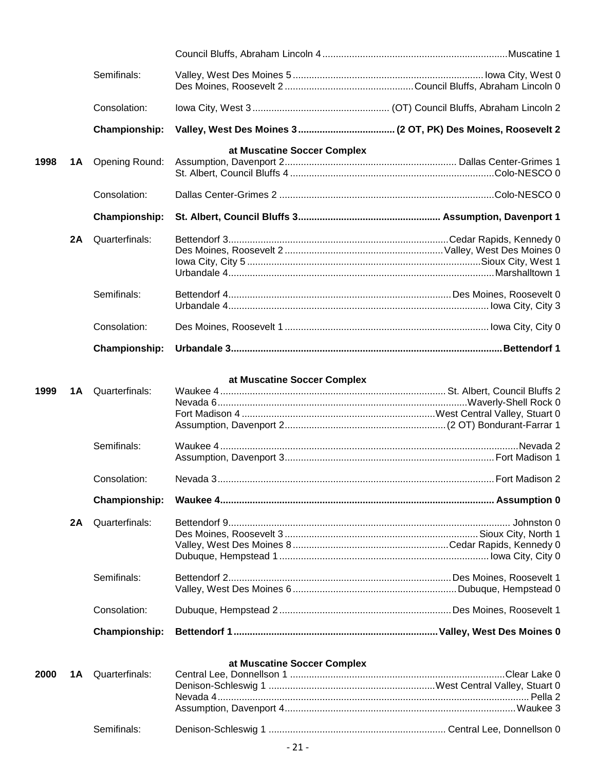| Year | Class | Round | Winner | Opponent |
|---|---|---|---|---|
| | | | Council Bluffs, Abraham Lincoln 4 | Muscatine 1 |
| | | Semifinals: | Valley, West Des Moines 5 | Iowa City, West 0 |
| | | | Des Moines, Roosevelt 2 | Council Bluffs, Abraham Lincoln 0 |
| | | Consolation: | Iowa City, West 3 | (OT) Council Bluffs, Abraham Lincoln 2 |
| | | **Championship:** | **Valley, West Des Moines 3** | **(2 OT, PK) Des Moines, Roosevelt 2** |
| | | | **at Muscatine Soccer Complex** | |
| **1998** | **1A** | Opening Round: | Assumption, Davenport 2 | Dallas Center-Grimes 1 |
| | | | St. Albert, Council Bluffs 4 | Colo-NESCO 0 |
| | | Consolation: | Dallas Center-Grimes 2 | Colo-NESCO 0 |
| | | **Championship:** | **St. Albert, Council Bluffs 3** | **Assumption, Davenport 1** |
| | **2A** | Quarterfinals: | Bettendorf 3 | Cedar Rapids, Kennedy 0 |
| | | | Des Moines, Roosevelt 2 | Valley, West Des Moines 0 |
| | | | Iowa City, City 5 | Sioux City, West 1 |
| | | | Urbandale 4 | Marshalltown 1 |
| | | Semifinals: | Bettendorf 4 | Des Moines, Roosevelt 0 |
| | | | Urbandale 4 | Iowa City, City 3 |
| | | Consolation: | Des Moines, Roosevelt 1 | Iowa City, City 0 |
| | | **Championship:** | **Urbandale 3** | **Bettendorf 1** |
| | | | **at Muscatine Soccer Complex** | |
| **1999** | **1A** | Quarterfinals: | Waukee 4 | St. Albert, Council Bluffs 2 |
| | | | Nevada 6 | Waverly-Shell Rock 0 |
| | | | Fort Madison 4 | West Central Valley, Stuart 0 |
| | | | Assumption, Davenport 2 | (2 OT) Bondurant-Farrar 1 |
| | | Semifinals: | Waukee 4 | Nevada 2 |
| | | | Assumption, Davenport 3 | Fort Madison 1 |
| | | Consolation: | Nevada 3 | Fort Madison 2 |
| | | **Championship:** | **Waukee 4** | **Assumption 0** |
| | **2A** | Quarterfinals: | Bettendorf 9 | Johnston 0 |
| | | | Des Moines, Roosevelt 3 | Sioux City, North 1 |
| | | | Valley, West Des Moines 8 | Cedar Rapids, Kennedy 0 |
| | | | Dubuque, Hempstead 1 | Iowa City, City 0 |
| | | Semifinals: | Bettendorf 2 | Des Moines, Roosevelt 1 |
| | | | Valley, West Des Moines 6 | Dubuque, Hempstead 0 |
| | | Consolation: | Dubuque, Hempstead 2 | Des Moines, Roosevelt 1 |
| | | **Championship:** | **Bettendorf 1** | **Valley, West Des Moines 0** |
| | | | **at Muscatine Soccer Complex** | |
| **2000** | **1A** | Quarterfinals: | Central Lee, Donnellson 1 | Clear Lake 0 |
| | | | Denison-Schleswig 1 | West Central Valley, Stuart 0 |
| | | | Nevada 4 | Pella 2 |
| | | | Assumption, Davenport 4 | Waukee 3 |
| | | Semifinals: | Denison-Schleswig 1 | Central Lee, Donnellson 0 |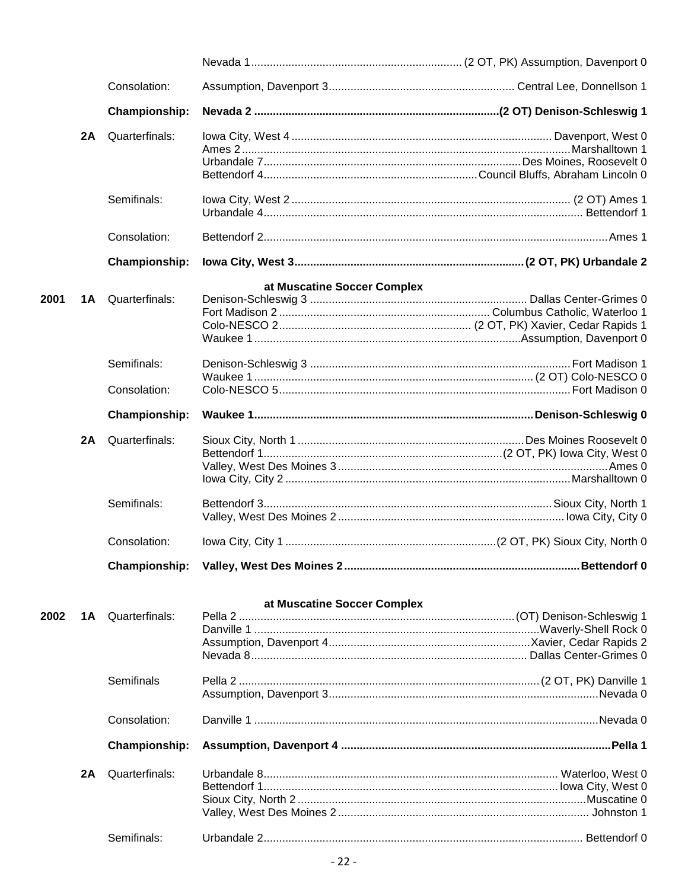| Year | Class | Round | Winner | Result |
|---|---|---|---|---|
| | | | Nevada 1 | (2 OT, PK) Assumption, Davenport 0 |
| | | Consolation: | Assumption, Davenport 3 | Central Lee, Donnellson 1 |
| | | **Championship:** | **Nevada 2** | **(2 OT) Denison-Schleswig 1** |
| | **2A** | Quarterfinals: | Iowa City, West 4 | Davenport, West 0 |
| | | | Ames 2 | Marshalltown 1 |
| | | | Urbandale 7 | Des Moines, Roosevelt 0 |
| | | | Bettendorf 4 | Council Bluffs, Abraham Lincoln 0 |
| | | Semifinals: | Iowa City, West 2 | (2 OT) Ames 1 |
| | | | Urbandale 4 | Bettendorf 1 |
| | | Consolation: | Bettendorf 2 | Ames 1 |
| | | **Championship:** | **Iowa City, West 3** | **(2 OT, PK) Urbandale 2** |
| | | | **at Muscatine Soccer Complex** | |
| **2001** | **1A** | Quarterfinals: | Denison-Schleswig 3 | Dallas Center-Grimes 0 |
| | | | Fort Madison 2 | Columbus Catholic, Waterloo 1 |
| | | | Colo-NESCO 2 | (2 OT, PK) Xavier, Cedar Rapids 1 |
| | | | Waukee 1 | Assumption, Davenport 0 |
| | | Semifinals: | Denison-Schleswig 3 | Fort Madison 1 |
| | | | Waukee 1 | (2 OT) Colo-NESCO 0 |
| | | Consolation: | Colo-NESCO 5 | Fort Madison 0 |
| | | **Championship:** | **Waukee 1** | **Denison-Schleswig 0** |
| | **2A** | Quarterfinals: | Sioux City, North 1 | Des Moines Roosevelt 0 |
| | | | Bettendorf 1 | (2 OT, PK) Iowa City, West 0 |
| | | | Valley, West Des Moines 3 | Ames 0 |
| | | | Iowa City, City 2 | Marshalltown 0 |
| | | Semifinals: | Bettendorf 3 | Sioux City, North 1 |
| | | | Valley, West Des Moines 2 | Iowa City, City 0 |
| | | Consolation: | Iowa City, City 1 | (2 OT, PK) Sioux City, North 0 |
| | | **Championship:** | **Valley, West Des Moines 2** | **Bettendorf 0** |
| | | | **at Muscatine Soccer Complex** | |
| **2002** | **1A** | Quarterfinals: | Pella 2 | (OT) Denison-Schleswig 1 |
| | | | Danville 1 | Waverly-Shell Rock 0 |
| | | | Assumption, Davenport 4 | Xavier, Cedar Rapids 2 |
| | | | Nevada 8 | Dallas Center-Grimes 0 |
| | | Semifinals | Pella 2 | (2 OT, PK) Danville 1 |
| | | | Assumption, Davenport 3 | Nevada 0 |
| | | Consolation: | Danville 1 | Nevada 0 |
| | | **Championship:** | **Assumption, Davenport 4** | **Pella 1** |
| | **2A** | Quarterfinals: | Urbandale 8 | Waterloo, West 0 |
| | | | Bettendorf 1 | Iowa City, West 0 |
| | | | Sioux City, North 2 | Muscatine 0 |
| | | | Valley, West Des Moines 2 | Johnston 1 |
| | | Semifinals: | Urbandale 2 | Bettendorf 0 |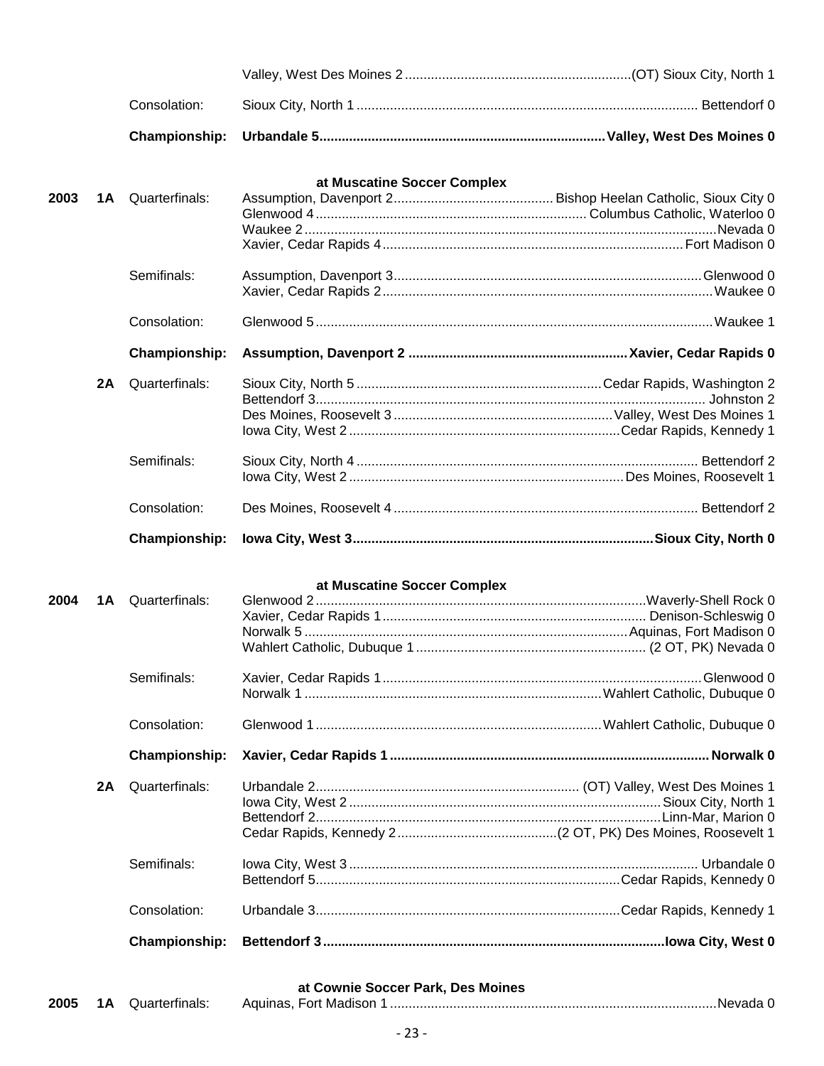| Year | Class | Round | Winner | Opponent |
|---|---|---|---|---|
| | | | Valley, West Des Moines 2 | (OT) Sioux City, North 1 |
| | | Consolation: | Sioux City, North 1 | Bettendorf 0 |
| | | **Championship:** | **Urbandale 5** | **Valley, West Des Moines 0** |

**at Muscatine Soccer Complex**

| Year | Class | Round | Winner | Opponent |
|---|---|---|---|---|
| 2003 | 1A | Quarterfinals: | Assumption, Davenport 2 | Bishop Heelan Catholic, Sioux City 0 |
| | | | Glenwood 4 | Columbus Catholic, Waterloo 0 |
| | | | Waukee 2 | Nevada 0 |
| | | | Xavier, Cedar Rapids 4 | Fort Madison 0 |
| | | Semifinals: | Assumption, Davenport 3 | Glenwood 0 |
| | | | Xavier, Cedar Rapids 2 | Waukee 0 |
| | | Consolation: | Glenwood 5 | Waukee 1 |
| | | **Championship:** | **Assumption, Davenport 2** | **Xavier, Cedar Rapids 0** |
| | 2A | Quarterfinals: | Sioux City, North 5 | Cedar Rapids, Washington 2 |
| | | | Bettendorf 3 | Johnston 2 |
| | | | Des Moines, Roosevelt 3 | Valley, West Des Moines 1 |
| | | | Iowa City, West 2 | Cedar Rapids, Kennedy 1 |
| | | Semifinals: | Sioux City, North 4 | Bettendorf 2 |
| | | | Iowa City, West 2 | Des Moines, Roosevelt 1 |
| | | Consolation: | Des Moines, Roosevelt 4 | Bettendorf 2 |
| | | **Championship:** | **Iowa City, West 3** | **Sioux City, North 0** |

**at Muscatine Soccer Complex**

| Year | Class | Round | Winner | Opponent |
|---|---|---|---|---|
| 2004 | 1A | Quarterfinals: | Glenwood 2 | Waverly-Shell Rock 0 |
| | | | Xavier, Cedar Rapids 1 | Denison-Schleswig 0 |
| | | | Norwalk 5 | Aquinas, Fort Madison 0 |
| | | | Wahlert Catholic, Dubuque 1 | (2 OT, PK) Nevada 0 |
| | | Semifinals: | Xavier, Cedar Rapids 1 | Glenwood 0 |
| | | | Norwalk 1 | Wahlert Catholic, Dubuque 0 |
| | | Consolation: | Glenwood 1 | Wahlert Catholic, Dubuque 0 |
| | | **Championship:** | **Xavier, Cedar Rapids 1** | **Norwalk 0** |
| | 2A | Quarterfinals: | Urbandale 2 | (OT) Valley, West Des Moines 1 |
| | | | Iowa City, West 2 | Sioux City, North 1 |
| | | | Bettendorf 2 | Linn-Mar, Marion 0 |
| | | | Cedar Rapids, Kennedy 2 | (2 OT, PK) Des Moines, Roosevelt 1 |
| | | Semifinals: | Iowa City, West 3 | Urbandale 0 |
| | | | Bettendorf 5 | Cedar Rapids, Kennedy 0 |
| | | Consolation: | Urbandale 3 | Cedar Rapids, Kennedy 1 |
| | | **Championship:** | **Bettendorf 3** | **Iowa City, West 0** |

**at Cownie Soccer Park, Des Moines**

| Year | Class | Round | Winner | Opponent |
|---|---|---|---|---|
| 2005 | 1A | Quarterfinals: | Aquinas, Fort Madison 1 | Nevada 0 |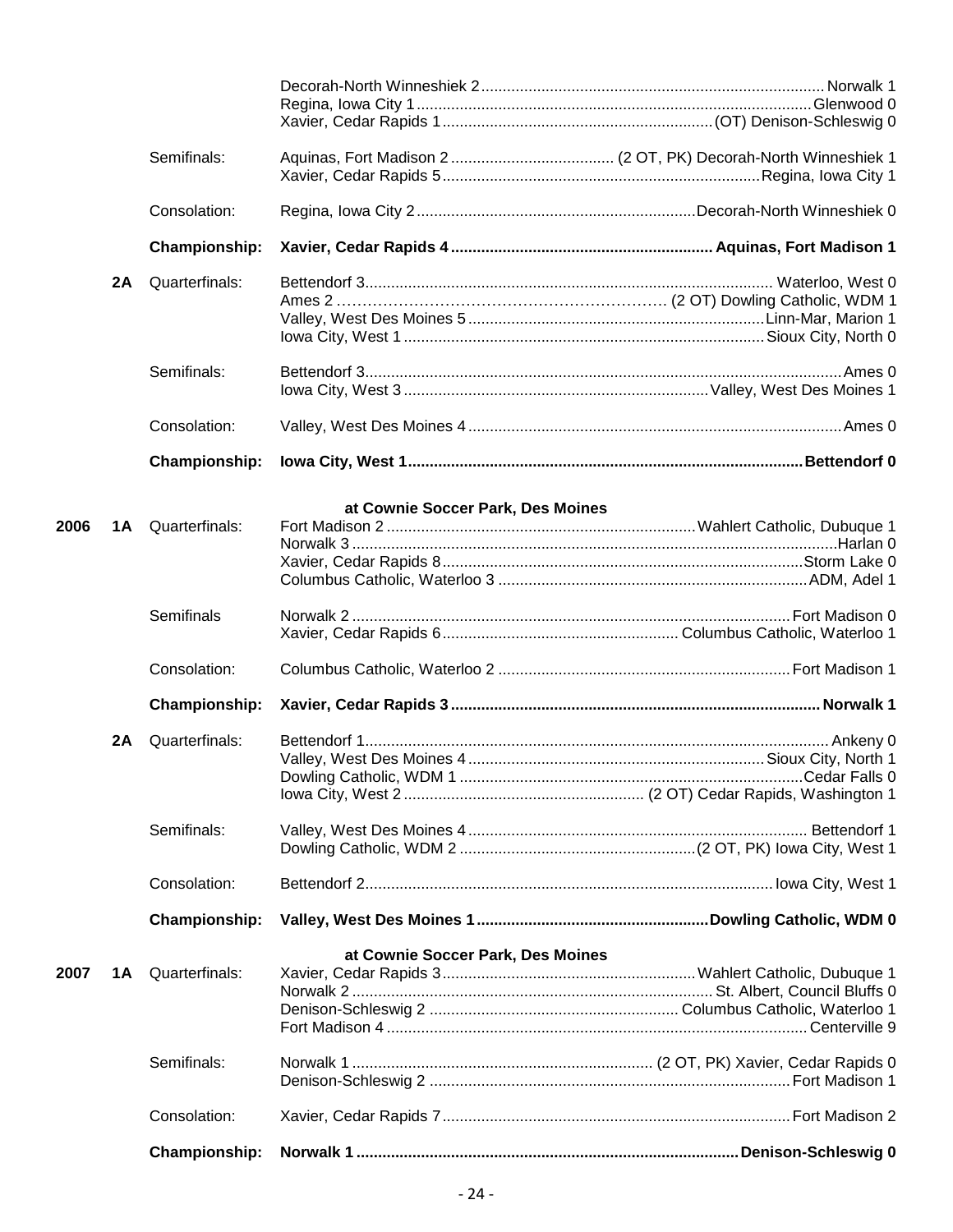| | | | |
|---|---|---|---|
| | | | Decorah-North Winneshiek 2 ............ Norwalk 1 |
| | | | Regina, Iowa City 1 ............ Glenwood 0 |
| | | | Xavier, Cedar Rapids 1 ............ (OT) Denison-Schleswig 0 |
| | | Semifinals: | Aquinas, Fort Madison 2 ............ (2 OT, PK) Decorah-North Winneshiek 1 |
| | | | Xavier, Cedar Rapids 5 ............ Regina, Iowa City 1 |
| | | Consolation: | Regina, Iowa City 2 ............ Decorah-North Winneshiek 0 |
| | | **Championship:** | **Xavier, Cedar Rapids 4 ............ Aquinas, Fort Madison 1** |
| | **2A** | Quarterfinals: | Bettendorf 3 ............ Waterloo, West 0 |
| | | | Ames 2 ............ (2 OT) Dowling Catholic, WDM 1 |
| | | | Valley, West Des Moines 5 ............ Linn-Mar, Marion 1 |
| | | | Iowa City, West 1 ............ Sioux City, North 0 |
| | | Semifinals: | Bettendorf 3 ............ Ames 0 |
| | | | Iowa City, West 3 ............ Valley, West Des Moines 1 |
| | | Consolation: | Valley, West Des Moines 4 ............ Ames 0 |
| | | **Championship:** | **Iowa City, West 1 ............ Bettendorf 0** |
| | | | **at Cownie Soccer Park, Des Moines** |
| **2006** | **1A** | Quarterfinals: | Fort Madison 2 ............ Wahlert Catholic, Dubuque 1 |
| | | | Norwalk 3 ............ Harlan 0 |
| | | | Xavier, Cedar Rapids 8 ............ Storm Lake 0 |
| | | | Columbus Catholic, Waterloo 3 ............ ADM, Adel 1 |
| | | Semifinals | Norwalk 2 ............ Fort Madison 0 |
| | | | Xavier, Cedar Rapids 6 ............ Columbus Catholic, Waterloo 1 |
| | | Consolation: | Columbus Catholic, Waterloo 2 ............ Fort Madison 1 |
| | | **Championship:** | **Xavier, Cedar Rapids 3 ............ Norwalk 1** |
| | **2A** | Quarterfinals: | Bettendorf 1 ............ Ankeny 0 |
| | | | Valley, West Des Moines 4 ............ Sioux City, North 1 |
| | | | Dowling Catholic, WDM 1 ............ Cedar Falls 0 |
| | | | Iowa City, West 2 ............ (2 OT) Cedar Rapids, Washington 1 |
| | | Semifinals: | Valley, West Des Moines 4 ............ Bettendorf 1 |
| | | | Dowling Catholic, WDM 2 ............ (2 OT, PK) Iowa City, West 1 |
| | | Consolation: | Bettendorf 2 ............ Iowa City, West 1 |
| | | **Championship:** | **Valley, West Des Moines 1 ............ Dowling Catholic, WDM 0** |
| | | | **at Cownie Soccer Park, Des Moines** |
| **2007** | **1A** | Quarterfinals: | Xavier, Cedar Rapids 3 ............ Wahlert Catholic, Dubuque 1 |
| | | | Norwalk 2 ............ St. Albert, Council Bluffs 0 |
| | | | Denison-Schleswig 2 ............ Columbus Catholic, Waterloo 1 |
| | | | Fort Madison 4 ............ Centerville 9 |
| | | Semifinals: | Norwalk 1 ............ (2 OT, PK) Xavier, Cedar Rapids 0 |
| | | | Denison-Schleswig 2 ............ Fort Madison 1 |
| | | Consolation: | Xavier, Cedar Rapids 7 ............ Fort Madison 2 |
| | | **Championship:** | **Norwalk 1 ............ Denison-Schleswig 0** |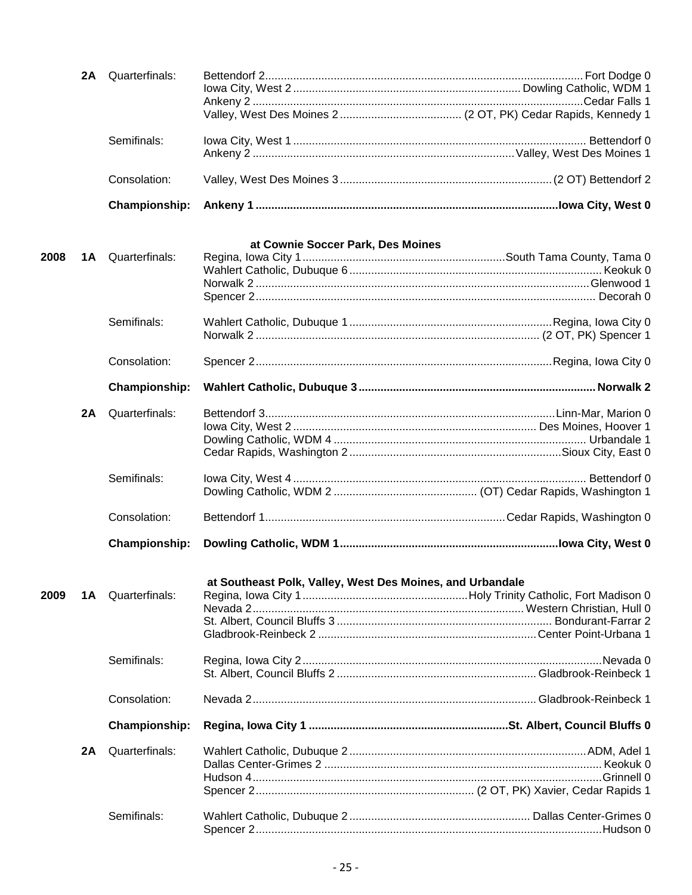| Year | Class | Round | Winner | Runner-up |
|---|---|---|---|---|
| | 2A | Quarterfinals: | Bettendorf 2 | Fort Dodge 0 |
| | | | Iowa City, West 2 | Dowling Catholic, WDM 1 |
| | | | Ankeny 2 | Cedar Falls 1 |
| | | | Valley, West Des Moines 2 | (2 OT, PK) Cedar Rapids, Kennedy 1 |
| | | Semifinals: | Iowa City, West 1 | Bettendorf 0 |
| | | | Ankeny 2 | Valley, West Des Moines 1 |
| | | Consolation: | Valley, West Des Moines 3 | (2 OT) Bettendorf 2 |
| | | **Championship:** | **Ankeny 1** | **Iowa City, West 0** |

**at Cownie Soccer Park, Des Moines**

| Year | Class | Round | Winner | Runner-up |
|---|---|---|---|---|
| 2008 | 1A | Quarterfinals: | Regina, Iowa City 1 | South Tama County, Tama 0 |
| | | | Wahlert Catholic, Dubuque 6 | Keokuk 0 |
| | | | Norwalk 2 | Glenwood 1 |
| | | | Spencer 2 | Decorah 0 |
| | | Semifinals: | Wahlert Catholic, Dubuque 1 | Regina, Iowa City 0 |
| | | | Norwalk 2 | (2 OT, PK) Spencer 1 |
| | | Consolation: | Spencer 2 | Regina, Iowa City 0 |
| | | **Championship:** | **Wahlert Catholic, Dubuque 3** | **Norwalk 2** |
| | 2A | Quarterfinals: | Bettendorf 3 | Linn-Mar, Marion 0 |
| | | | Iowa City, West 2 | Des Moines, Hoover 1 |
| | | | Dowling Catholic, WDM 4 | Urbandale 1 |
| | | | Cedar Rapids, Washington 2 | Sioux City, East 0 |
| | | Semifinals: | Iowa City, West 4 | Bettendorf 0 |
| | | | Dowling Catholic, WDM 2 | (OT) Cedar Rapids, Washington 1 |
| | | Consolation: | Bettendorf 1 | Cedar Rapids, Washington 0 |
| | | **Championship:** | **Dowling Catholic, WDM 1** | **Iowa City, West 0** |

**at Southeast Polk, Valley, West Des Moines, and Urbandale**

| Year | Class | Round | Winner | Runner-up |
|---|---|---|---|---|
| 2009 | 1A | Quarterfinals: | Regina, Iowa City 1 | Holy Trinity Catholic, Fort Madison 0 |
| | | | Nevada 2 | Western Christian, Hull 0 |
| | | | St. Albert, Council Bluffs 3 | Bondurant-Farrar 2 |
| | | | Gladbrook-Reinbeck 2 | Center Point-Urbana 1 |
| | | Semifinals: | Regina, Iowa City 2 | Nevada 0 |
| | | | St. Albert, Council Bluffs 2 | Gladbrook-Reinbeck 1 |
| | | Consolation: | Nevada 2 | Gladbrook-Reinbeck 1 |
| | | **Championship:** | **Regina, Iowa City 1** | **St. Albert, Council Bluffs 0** |
| | 2A | Quarterfinals: | Wahlert Catholic, Dubuque 2 | ADM, Adel 1 |
| | | | Dallas Center-Grimes 2 | Keokuk 0 |
| | | | Hudson 4 | Grinnell 0 |
| | | | Spencer 2 | (2 OT, PK) Xavier, Cedar Rapids 1 |
| | | Semifinals: | Wahlert Catholic, Dubuque 2 | Dallas Center-Grimes 0 |
| | | | Spencer 2 | Hudson 0 |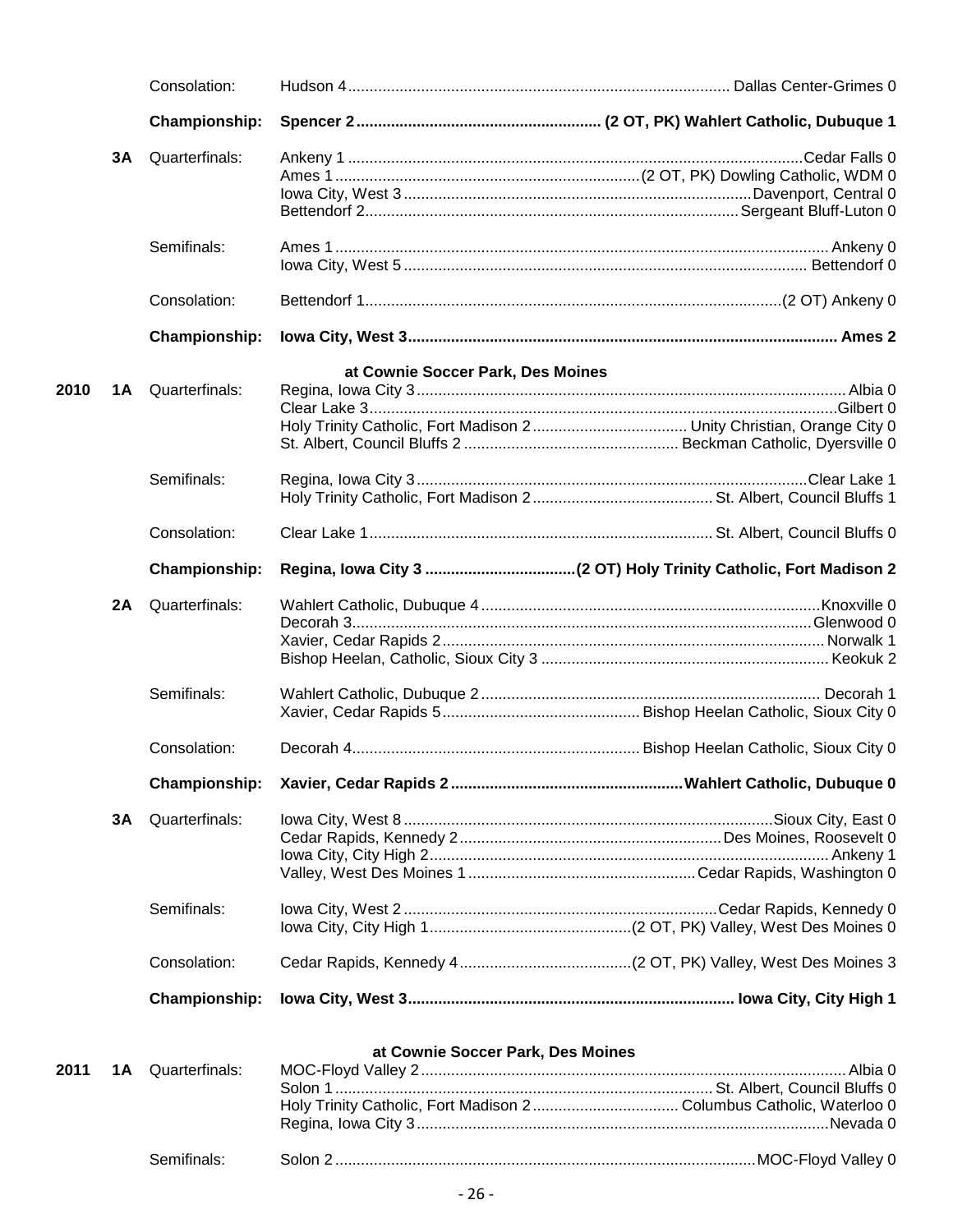| | | | |
|---|---|---|---|
| | | Consolation: | Hudson 4 ........ Dallas Center-Grimes 0 |
| | | **Championship:** | **Spencer 2 ........ (2 OT, PK) Wahlert Catholic, Dubuque 1** |
| | 3A | Quarterfinals: | Ankeny 1 ........ Cedar Falls 0 |
| | | | Ames 1 ........ (2 OT, PK) Dowling Catholic, WDM 0 |
| | | | Iowa City, West 3 ........ Davenport, Central 0 |
| | | | Bettendorf 2 ........ Sergeant Bluff-Luton 0 |
| | | Semifinals: | Ames 1 ........ Ankeny 0 |
| | | | Iowa City, West 5 ........ Bettendorf 0 |
| | | Consolation: | Bettendorf 1 ........ (2 OT) Ankeny 0 |
| | | **Championship:** | **Iowa City, West 3 ........ Ames 2** |
| | | | **at Cownie Soccer Park, Des Moines** |
| **2010** | **1A** | Quarterfinals: | Regina, Iowa City 3 ........ Albia 0 |
| | | | Clear Lake 3 ........ Gilbert 0 |
| | | | Holy Trinity Catholic, Fort Madison 2 ........ Unity Christian, Orange City 0 |
| | | | St. Albert, Council Bluffs 2 ........ Beckman Catholic, Dyersville 0 |
| | | Semifinals: | Regina, Iowa City 3 ........ Clear Lake 1 |
| | | | Holy Trinity Catholic, Fort Madison 2 ........ St. Albert, Council Bluffs 1 |
| | | Consolation: | Clear Lake 1 ........ St. Albert, Council Bluffs 0 |
| | | **Championship:** | **Regina, Iowa City 3 ........ (2 OT) Holy Trinity Catholic, Fort Madison 2** |
| | **2A** | Quarterfinals: | Wahlert Catholic, Dubuque 4 ........ Knoxville 0 |
| | | | Decorah 3 ........ Glenwood 0 |
| | | | Xavier, Cedar Rapids 2 ........ Norwalk 1 |
| | | | Bishop Heelan, Catholic, Sioux City 3 ........ Keokuk 2 |
| | | Semifinals: | Wahlert Catholic, Dubuque 2 ........ Decorah 1 |
| | | | Xavier, Cedar Rapids 5 ........ Bishop Heelan Catholic, Sioux City 0 |
| | | Consolation: | Decorah 4 ........ Bishop Heelan Catholic, Sioux City 0 |
| | | **Championship:** | **Xavier, Cedar Rapids 2 ........ Wahlert Catholic, Dubuque 0** |
| | **3A** | Quarterfinals: | Iowa City, West 8 ........ Sioux City, East 0 |
| | | | Cedar Rapids, Kennedy 2 ........ Des Moines, Roosevelt 0 |
| | | | Iowa City, City High 2 ........ Ankeny 1 |
| | | | Valley, West Des Moines 1 ........ Cedar Rapids, Washington 0 |
| | | Semifinals: | Iowa City, West 2 ........ Cedar Rapids, Kennedy 0 |
| | | | Iowa City, City High 1 ........ (2 OT, PK) Valley, West Des Moines 0 |
| | | Consolation: | Cedar Rapids, Kennedy 4 ........ (2 OT, PK) Valley, West Des Moines 3 |
| | | **Championship:** | **Iowa City, West 3 ........ Iowa City, City High 1** |
| | | | **at Cownie Soccer Park, Des Moines** |
| **2011** | **1A** | Quarterfinals: | MOC-Floyd Valley 2 ........ Albia 0 |
| | | | Solon 1 ........ St. Albert, Council Bluffs 0 |
| | | | Holy Trinity Catholic, Fort Madison 2 ........ Columbus Catholic, Waterloo 0 |
| | | | Regina, Iowa City 3 ........ Nevada 0 |
| | | Semifinals: | Solon 2 ........ MOC-Floyd Valley 0 |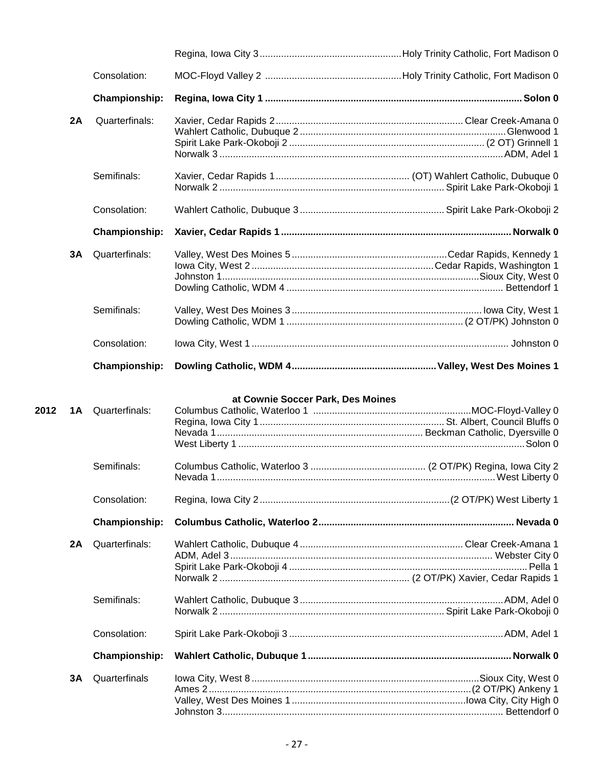| | | | |
|---|---|---|---|
| | | Regina, Iowa City 3 | Holy Trinity Catholic, Fort Madison 0 |
| | Consolation: | MOC-Floyd Valley 2 | Holy Trinity Catholic, Fort Madison 0 |
| | **Championship:** | **Regina, Iowa City 1** | **Solon 0** |
| **2A** | Quarterfinals: | Xavier, Cedar Rapids 2 | Clear Creek-Amana 0 |
| | | Wahlert Catholic, Dubuque 2 | Glenwood 1 |
| | | Spirit Lake Park-Okoboji 2 | (2 OT) Grinnell 1 |
| | | Norwalk 3 | ADM, Adel 1 |
| | Semifinals: | Xavier, Cedar Rapids 1 | (OT) Wahlert Catholic, Dubuque 0 |
| | | Norwalk 2 | Spirit Lake Park-Okoboji 1 |
| | Consolation: | Wahlert Catholic, Dubuque 3 | Spirit Lake Park-Okoboji 2 |
| | **Championship:** | **Xavier, Cedar Rapids 1** | **Norwalk 0** |
| **3A** | Quarterfinals: | Valley, West Des Moines 5 | Cedar Rapids, Kennedy 1 |
| | | Iowa City, West 2 | Cedar Rapids, Washington 1 |
| | | Johnston 1 | Sioux City, West 0 |
| | | Dowling Catholic, WDM 4 | Bettendorf 1 |
| | Semifinals: | Valley, West Des Moines 3 | Iowa City, West 1 |
| | | Dowling Catholic, WDM 1 | (2 OT/PK) Johnston 0 |
| | Consolation: | Iowa City, West 1 | Johnston 0 |
| | **Championship:** | **Dowling Catholic, WDM 4** | **Valley, West Des Moines 1** |

**at Cownie Soccer Park, Des Moines**

| | | | | |
|---|---|---|---|---|
| **2012** | **1A** | Quarterfinals: | Columbus Catholic, Waterloo 1 | MOC-Floyd-Valley 0 |
| | | | Regina, Iowa City 1 | St. Albert, Council Bluffs 0 |
| | | | Nevada 1 | Beckman Catholic, Dyersville 0 |
| | | | West Liberty 1 | Solon 0 |
| | | Semifinals: | Columbus Catholic, Waterloo 3 | (2 OT/PK) Regina, Iowa City 2 |
| | | | Nevada 1 | West Liberty 0 |
| | | Consolation: | Regina, Iowa City 2 | (2 OT/PK) West Liberty 1 |
| | | **Championship:** | **Columbus Catholic, Waterloo 2** | **Nevada 0** |
| | **2A** | Quarterfinals: | Wahlert Catholic, Dubuque 4 | Clear Creek-Amana 1 |
| | | | ADM, Adel 3 | Webster City 0 |
| | | | Spirit Lake Park-Okoboji 4 | Pella 1 |
| | | | Norwalk 2 | (2 OT/PK) Xavier, Cedar Rapids 1 |
| | | Semifinals: | Wahlert Catholic, Dubuque 3 | ADM, Adel 0 |
| | | | Norwalk 2 | Spirit Lake Park-Okoboji 0 |
| | | Consolation: | Spirit Lake Park-Okoboji 3 | ADM, Adel 1 |
| | | **Championship:** | **Wahlert Catholic, Dubuque 1** | **Norwalk 0** |
| | **3A** | Quarterfinals | Iowa City, West 8 | Sioux City, West 0 |
| | | | Ames 2 | (2 OT/PK) Ankeny 1 |
| | | | Valley, West Des Moines 1 | Iowa City, City High 0 |
| | | | Johnston 3 | Bettendorf 0 |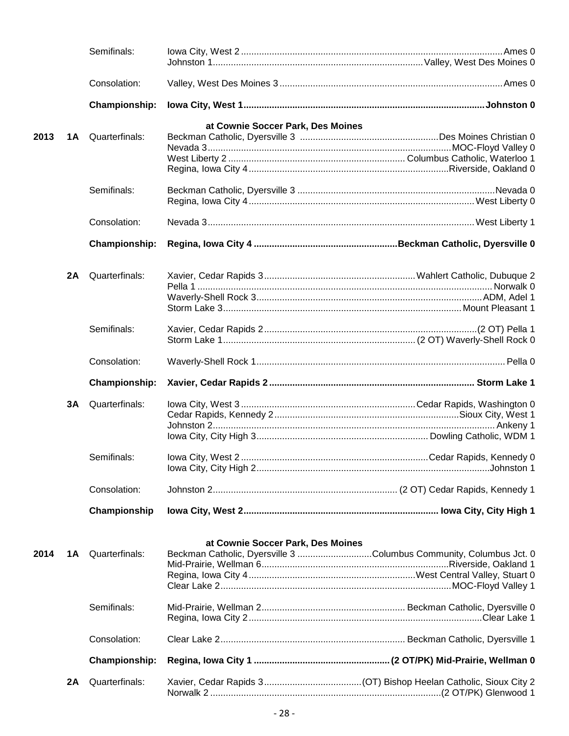| | | | Winner | Opponent |
|---|---|---|---|---|
| | | Semifinals: | Iowa City, West 2 | Ames 0 |
| | | | Johnston 1 | Valley, West Des Moines 0 |
| | | Consolation: | Valley, West Des Moines 3 | Ames 0 |
| | | **Championship:** | **Iowa City, West 1** | **Johnston 0** |
| | | | **at Cownie Soccer Park, Des Moines** | |
| **2013** | **1A** | Quarterfinals: | Beckman Catholic, Dyersville 3 | Des Moines Christian 0 |
| | | | Nevada 3 | MOC-Floyd Valley 0 |
| | | | West Liberty 2 | Columbus Catholic, Waterloo 1 |
| | | | Regina, Iowa City 4 | Riverside, Oakland 0 |
| | | Semifinals: | Beckman Catholic, Dyersville 3 | Nevada 0 |
| | | | Regina, Iowa City 4 | West Liberty 0 |
| | | Consolation: | Nevada 3 | West Liberty 1 |
| | | **Championship:** | **Regina, Iowa City 4** | **Beckman Catholic, Dyersville 0** |
| | **2A** | Quarterfinals: | Xavier, Cedar Rapids 3 | Wahlert Catholic, Dubuque 2 |
| | | | Pella 1 | Norwalk 0 |
| | | | Waverly-Shell Rock 3 | ADM, Adel 1 |
| | | | Storm Lake 3 | Mount Pleasant 1 |
| | | Semifinals: | Xavier, Cedar Rapids 2 | (2 OT) Pella 1 |
| | | | Storm Lake 1 | (2 OT) Waverly-Shell Rock 0 |
| | | Consolation: | Waverly-Shell Rock 1 | Pella 0 |
| | | **Championship:** | **Xavier, Cedar Rapids 2** | **Storm Lake 1** |
| | **3A** | Quarterfinals: | Iowa City, West 3 | Cedar Rapids, Washington 0 |
| | | | Cedar Rapids, Kennedy 2 | Sioux City, West 1 |
| | | | Johnston 2 | Ankeny 1 |
| | | | Iowa City, City High 3 | Dowling Catholic, WDM 1 |
| | | Semifinals: | Iowa City, West 2 | Cedar Rapids, Kennedy 0 |
| | | | Iowa City, City High 2 | Johnston 1 |
| | | Consolation: | Johnston 2 | (2 OT) Cedar Rapids, Kennedy 1 |
| | | **Championship** | **Iowa City, West 2** | **Iowa City, City High 1** |
| | | | **at Cownie Soccer Park, Des Moines** | |
| **2014** | **1A** | Quarterfinals: | Beckman Catholic, Dyersville 3 | Columbus Community, Columbus Jct. 0 |
| | | | Mid-Prairie, Wellman 6 | Riverside, Oakland 1 |
| | | | Regina, Iowa City 4 | West Central Valley, Stuart 0 |
| | | | Clear Lake 2 | MOC-Floyd Valley 1 |
| | | Semifinals: | Mid-Prairie, Wellman 2 | Beckman Catholic, Dyersville 0 |
| | | | Regina, Iowa City 2 | Clear Lake 1 |
| | | Consolation: | Clear Lake 2 | Beckman Catholic, Dyersville 1 |
| | | **Championship:** | **Regina, Iowa City 1** | **(2 OT/PK) Mid-Prairie, Wellman 0** |
| | **2A** | Quarterfinals: | Xavier, Cedar Rapids 3 | (OT) Bishop Heelan Catholic, Sioux City 2 |
| | | | Norwalk 2 | (2 OT/PK) Glenwood 1 |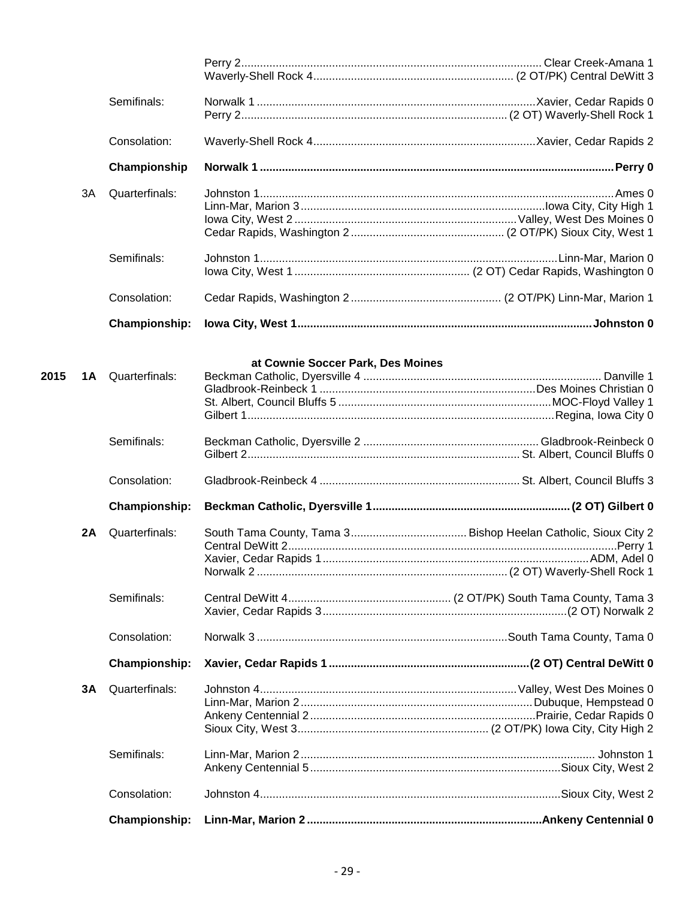| Year | Class | Round | Winner | Runner-up |
|---|---|---|---|---|
| | | | Perry 2 | Clear Creek-Amana 1 |
| | | | Waverly-Shell Rock 4 | (2 OT/PK) Central DeWitt 3 |
| | | Semifinals: | Norwalk 1 | Xavier, Cedar Rapids 0 |
| | | | Perry 2 | (2 OT) Waverly-Shell Rock 1 |
| | | Consolation: | Waverly-Shell Rock 4 | Xavier, Cedar Rapids 2 |
| | | **Championship** | **Norwalk 1** | **Perry 0** |
| | 3A | Quarterfinals: | Johnston 1 | Ames 0 |
| | | | Linn-Mar, Marion 3 | Iowa City, City High 1 |
| | | | Iowa City, West 2 | Valley, West Des Moines 0 |
| | | | Cedar Rapids, Washington 2 | (2 OT/PK) Sioux City, West 1 |
| | | Semifinals: | Johnston 1 | Linn-Mar, Marion 0 |
| | | | Iowa City, West 1 | (2 OT) Cedar Rapids, Washington 0 |
| | | Consolation: | Cedar Rapids, Washington 2 | (2 OT/PK) Linn-Mar, Marion 1 |
| | | **Championship:** | **Iowa City, West 1** | **Johnston 0** |

**at Cownie Soccer Park, Des Moines**

| Year | Class | Round | Winner | Runner-up |
|---|---|---|---|---|
| **2015** | **1A** | Quarterfinals: | Beckman Catholic, Dyersville 4 | Danville 1 |
| | | | Gladbrook-Reinbeck 1 | Des Moines Christian 0 |
| | | | St. Albert, Council Bluffs 5 | MOC-Floyd Valley 1 |
| | | | Gilbert 1 | Regina, Iowa City 0 |
| | | Semifinals: | Beckman Catholic, Dyersville 2 | Gladbrook-Reinbeck 0 |
| | | | Gilbert 2 | St. Albert, Council Bluffs 0 |
| | | Consolation: | Gladbrook-Reinbeck 4 | St. Albert, Council Bluffs 3 |
| | | **Championship:** | **Beckman Catholic, Dyersville 1** | **(2 OT) Gilbert 0** |
| | **2A** | Quarterfinals: | South Tama County, Tama 3 | Bishop Heelan Catholic, Sioux City 2 |
| | | | Central DeWitt 2 | Perry 1 |
| | | | Xavier, Cedar Rapids 1 | ADM, Adel 0 |
| | | | Norwalk 2 | (2 OT) Waverly-Shell Rock 1 |
| | | Semifinals: | Central DeWitt 4 | (2 OT/PK) South Tama County, Tama 3 |
| | | | Xavier, Cedar Rapids 3 | (2 OT) Norwalk 2 |
| | | Consolation: | Norwalk 3 | South Tama County, Tama 0 |
| | | **Championship:** | **Xavier, Cedar Rapids 1** | **(2 OT) Central DeWitt 0** |
| | **3A** | Quarterfinals: | Johnston 4 | Valley, West Des Moines 0 |
| | | | Linn-Mar, Marion 2 | Dubuque, Hempstead 0 |
| | | | Ankeny Centennial 2 | Prairie, Cedar Rapids 0 |
| | | | Sioux City, West 3 | (2 OT/PK) Iowa City, City High 2 |
| | | Semifinals: | Linn-Mar, Marion 2 | Johnston 1 |
| | | | Ankeny Centennial 5 | Sioux City, West 2 |
| | | Consolation: | Johnston 4 | Sioux City, West 2 |
| | | **Championship:** | **Linn-Mar, Marion 2** | **Ankeny Centennial 0** |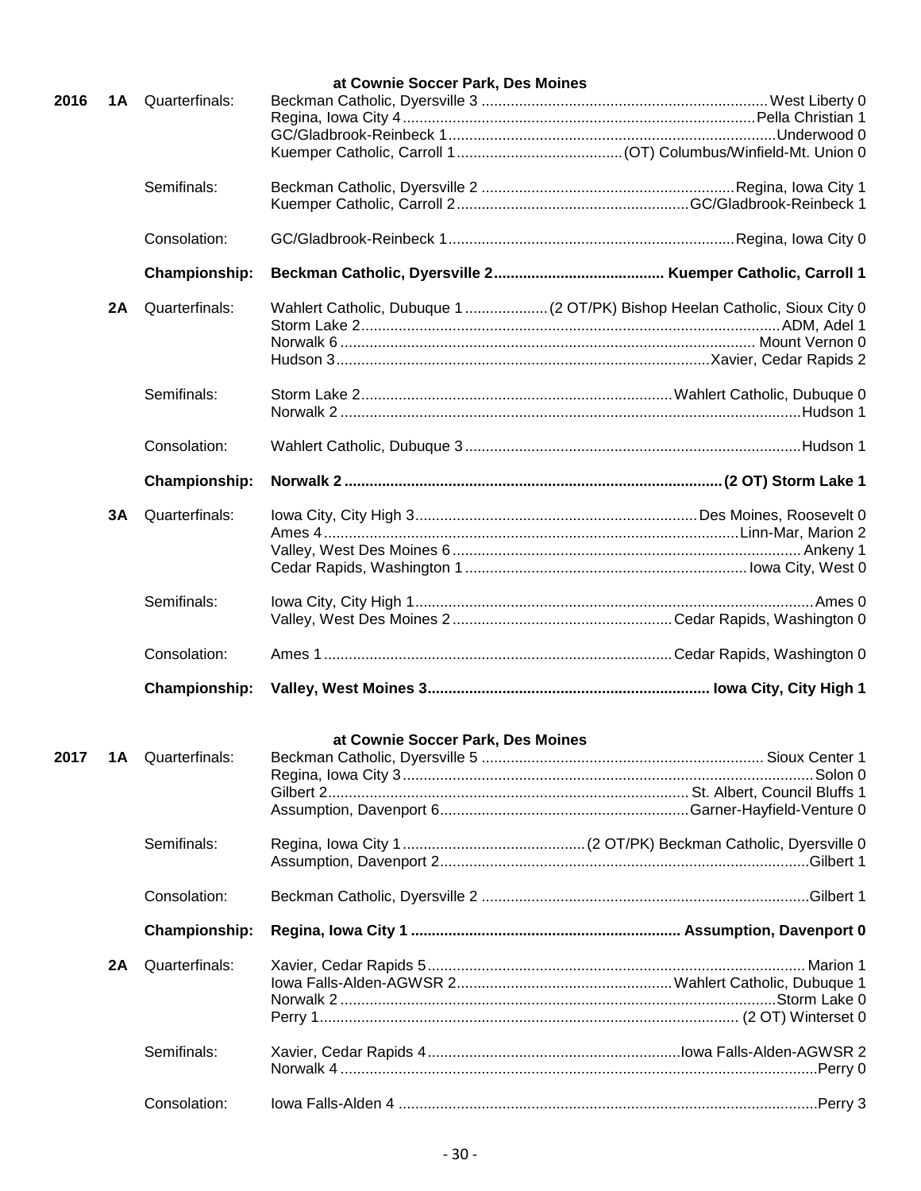**at Cownie Soccer Park, Des Moines**

| Year | Class | Round | Winner | Opponent |
|---|---|---|---|---|
| 2016 | 1A | Quarterfinals: | Beckman Catholic, Dyersville 3 | West Liberty 0 |
| | | | Regina, Iowa City 4 | Pella Christian 1 |
| | | | GC/Gladbrook-Reinbeck 1 | Underwood 0 |
| | | | Kuemper Catholic, Carroll 1 | (OT) Columbus/Winfield-Mt. Union 0 |
| | | Semifinals: | Beckman Catholic, Dyersville 2 | Regina, Iowa City 1 |
| | | | Kuemper Catholic, Carroll 2 | GC/Gladbrook-Reinbeck 1 |
| | | Consolation: | GC/Gladbrook-Reinbeck 1 | Regina, Iowa City 0 |
| | | **Championship:** | **Beckman Catholic, Dyersville 2** | **Kuemper Catholic, Carroll 1** |
| | 2A | Quarterfinals: | Wahlert Catholic, Dubuque 1 | (2 OT/PK) Bishop Heelan Catholic, Sioux City 0 |
| | | | Storm Lake 2 | ADM, Adel 1 |
| | | | Norwalk 6 | Mount Vernon 0 |
| | | | Hudson 3 | Xavier, Cedar Rapids 2 |
| | | Semifinals: | Storm Lake 2 | Wahlert Catholic, Dubuque 0 |
| | | | Norwalk 2 | Hudson 1 |
| | | Consolation: | Wahlert Catholic, Dubuque 3 | Hudson 1 |
| | | **Championship:** | **Norwalk 2** | **(2 OT) Storm Lake 1** |
| | 3A | Quarterfinals: | Iowa City, City High 3 | Des Moines, Roosevelt 0 |
| | | | Ames 4 | Linn-Mar, Marion 2 |
| | | | Valley, West Des Moines 6 | Ankeny 1 |
| | | | Cedar Rapids, Washington 1 | Iowa City, West 0 |
| | | Semifinals: | Iowa City, City High 1 | Ames 0 |
| | | | Valley, West Des Moines 2 | Cedar Rapids, Washington 0 |
| | | Consolation: | Ames 1 | Cedar Rapids, Washington 0 |
| | | **Championship:** | **Valley, West Moines 3** | **Iowa City, City High 1** |

**at Cownie Soccer Park, Des Moines**

| Year | Class | Round | Winner | Opponent |
|---|---|---|---|---|
| 2017 | 1A | Quarterfinals: | Beckman Catholic, Dyersville 5 | Sioux Center 1 |
| | | | Regina, Iowa City 3 | Solon 0 |
| | | | Gilbert 2 | St. Albert, Council Bluffs 1 |
| | | | Assumption, Davenport 6 | Garner-Hayfield-Venture 0 |
| | | Semifinals: | Regina, Iowa City 1 | (2 OT/PK) Beckman Catholic, Dyersville 0 |
| | | | Assumption, Davenport 2 | Gilbert 1 |
| | | Consolation: | Beckman Catholic, Dyersville 2 | Gilbert 1 |
| | | **Championship:** | **Regina, Iowa City 1** | **Assumption, Davenport 0** |
| | 2A | Quarterfinals: | Xavier, Cedar Rapids 5 | Marion 1 |
| | | | Iowa Falls-Alden-AGWSR 2 | Wahlert Catholic, Dubuque 1 |
| | | | Norwalk 2 | Storm Lake 0 |
| | | | Perry 1 | (2 OT) Winterset 0 |
| | | Semifinals: | Xavier, Cedar Rapids 4 | Iowa Falls-Alden-AGWSR 2 |
| | | | Norwalk 4 | Perry 0 |
| | | Consolation: | Iowa Falls-Alden 4 | Perry 3 |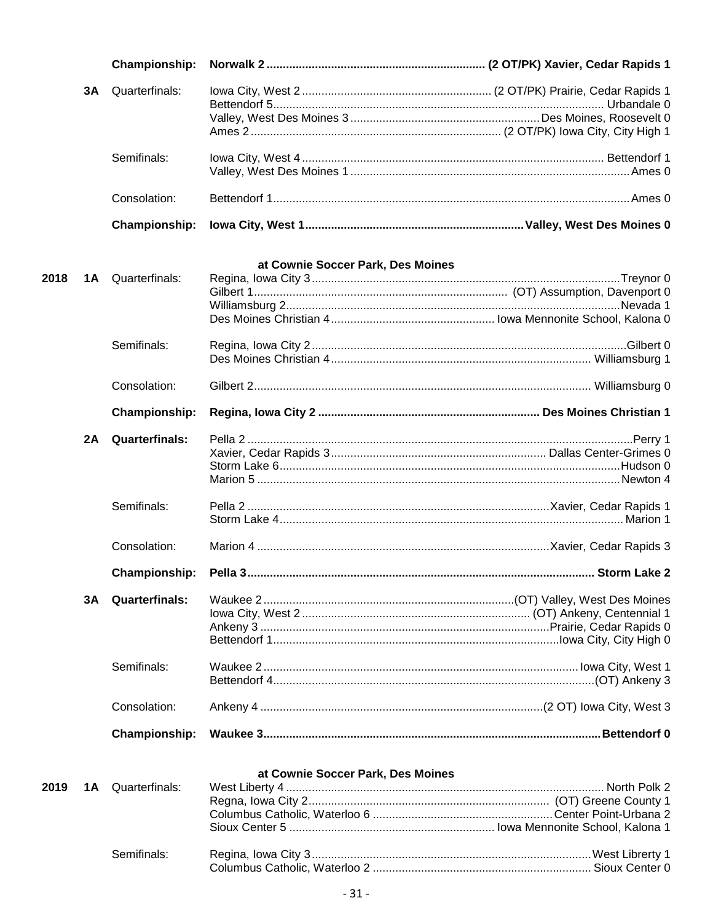| | | | |
|---|---|---|---|
| | | **Championship:** | **Norwalk 2 .................. (2 OT/PK) Xavier, Cedar Rapids 1** |
| | **3A** | Quarterfinals: | Iowa City, West 2 .................. (2 OT/PK) Prairie, Cedar Rapids 1 |
| | | | Bettendorf 5 .................. Urbandale 0 |
| | | | Valley, West Des Moines 3 .................. Des Moines, Roosevelt 0 |
| | | | Ames 2 .................. (2 OT/PK) Iowa City, City High 1 |
| | | Semifinals: | Iowa City, West 4 .................. Bettendorf 1 |
| | | | Valley, West Des Moines 1 .................. Ames 0 |
| | | Consolation: | Bettendorf 1 .................. Ames 0 |
| | | **Championship:** | **Iowa City, West 1 .................. Valley, West Des Moines 0** |

**at Cownie Soccer Park, Des Moines**

| | | | |
|---|---|---|---|
| **2018** | **1A** | Quarterfinals: | Regina, Iowa City 3 .................. Treynor 0 |
| | | | Gilbert 1 .................. (OT) Assumption, Davenport 0 |
| | | | Williamsburg 2 .................. Nevada 1 |
| | | | Des Moines Christian 4 .................. Iowa Mennonite School, Kalona 0 |
| | | Semifinals: | Regina, Iowa City 2 .................. Gilbert 0 |
| | | | Des Moines Christian 4 .................. Williamsburg 1 |
| | | Consolation: | Gilbert 2 .................. Williamsburg 0 |
| | | **Championship:** | **Regina, Iowa City 2 .................. Des Moines Christian 1** |
| | **2A** | **Quarterfinals:** | Pella 2 .................. Perry 1 |
| | | | Xavier, Cedar Rapids 3 .................. Dallas Center-Grimes 0 |
| | | | Storm Lake 6 .................. Hudson 0 |
| | | | Marion 5 .................. Newton 4 |
| | | Semifinals: | Pella 2 .................. Xavier, Cedar Rapids 1 |
| | | | Storm Lake 4 .................. Marion 1 |
| | | Consolation: | Marion 4 .................. Xavier, Cedar Rapids 3 |
| | | **Championship:** | **Pella 3 .................. Storm Lake 2** |
| | **3A** | **Quarterfinals:** | Waukee 2 .................. (OT) Valley, West Des Moines |
| | | | Iowa City, West 2 .................. (OT) Ankeny, Centennial 1 |
| | | | Ankeny 3 .................. Prairie, Cedar Rapids 0 |
| | | | Bettendorf 1 .................. Iowa City, City High 0 |
| | | Semifinals: | Waukee 2 .................. Iowa City, West 1 |
| | | | Bettendorf 4 .................. (OT) Ankeny 3 |
| | | Consolation: | Ankeny 4 .................. (2 OT) Iowa City, West 3 |
| | | **Championship:** | **Waukee 3 .................. Bettendorf 0** |

**at Cownie Soccer Park, Des Moines**

| | | | |
|---|---|---|---|
| **2019** | **1A** | Quarterfinals: | West Liberty 4 .................. North Polk 2 |
| | | | Regna, Iowa City 2 .................. (OT) Greene County 1 |
| | | | Columbus Catholic, Waterloo 6 .................. Center Point-Urbana 2 |
| | | | Sioux Center 5 .................. Iowa Mennonite School, Kalona 1 |
| | | Semifinals: | Regina, Iowa City 3 .................. West Librerty 1 |
| | | | Columbus Catholic, Waterloo 2 .................. Sioux Center 0 |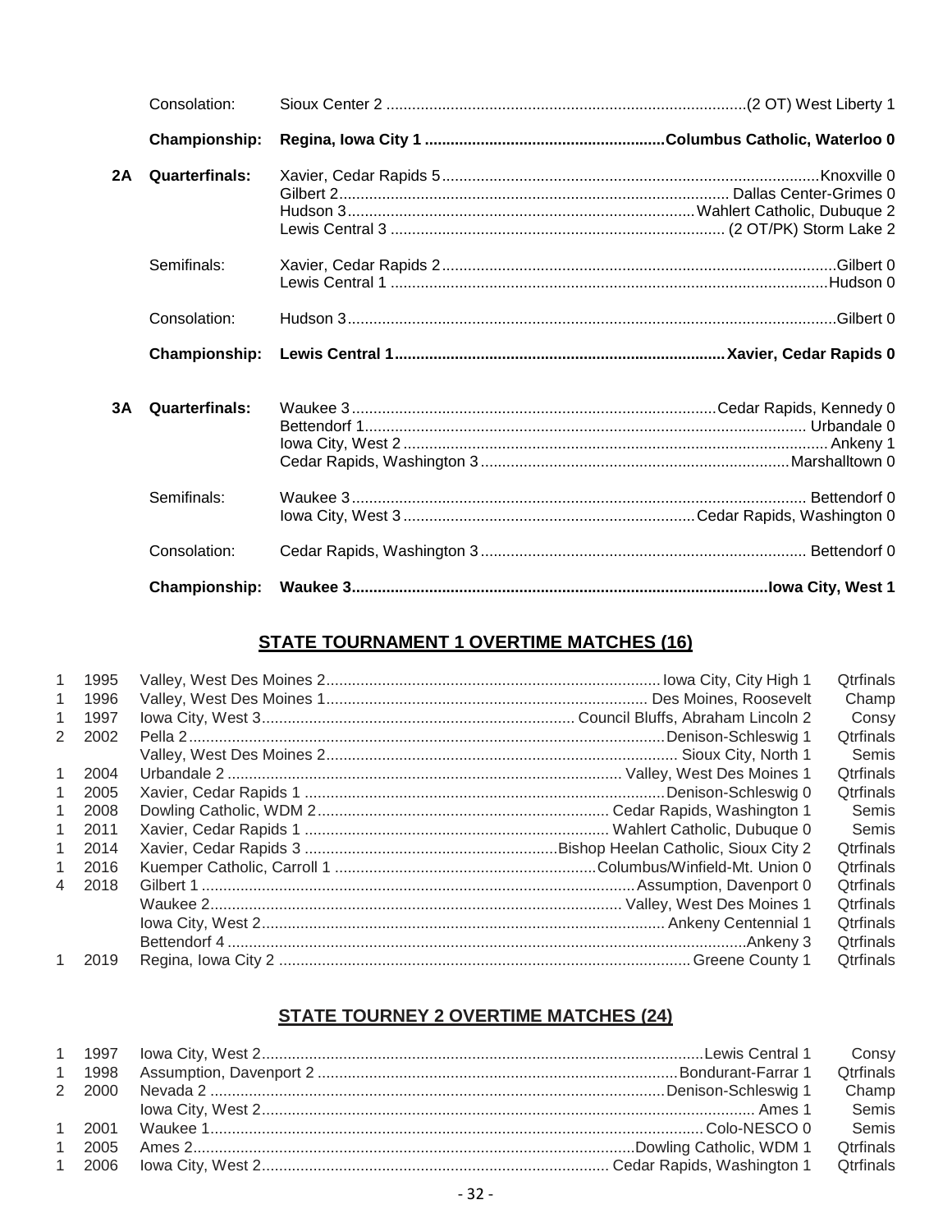| | | | |
|---|---|---|---|
| | Consolation: | Sioux Center 2 | (2 OT) West Liberty 1 |
| | **Championship:** | **Regina, Iowa City 1** | **Columbus Catholic, Waterloo 0** |
| **2A** | **Quarterfinals:** | Xavier, Cedar Rapids 5 | Knoxville 0 |
| | | Gilbert 2 | Dallas Center-Grimes 0 |
| | | Hudson 3 | Wahlert Catholic, Dubuque 2 |
| | | Lewis Central 3 | (2 OT/PK) Storm Lake 2 |
| | Semifinals: | Xavier, Cedar Rapids 2 | Gilbert 0 |
| | | Lewis Central 1 | Hudson 0 |
| | Consolation: | Hudson 3 | Gilbert 0 |
| | **Championship:** | **Lewis Central 1** | **Xavier, Cedar Rapids 0** |
| **3A** | **Quarterfinals:** | Waukee 3 | Cedar Rapids, Kennedy 0 |
| | | Bettendorf 1 | Urbandale 0 |
| | | Iowa City, West 2 | Ankeny 1 |
| | | Cedar Rapids, Washington 3 | Marshalltown 0 |
| | Semifinals: | Waukee 3 | Bettendorf 0 |
| | | Iowa City, West 3 | Cedar Rapids, Washington 0 |
| | Consolation: | Cedar Rapids, Washington 3 | Bettendorf 0 |
| | **Championship:** | **Waukee 3** | **Iowa City, West 1** |

## STATE TOURNAMENT 1 OVERTIME MATCHES (16)

| | | | | |
|---|---|---|---|---|
| 1 | 1995 | Valley, West Des Moines 2 | Iowa City, City High 1 | Qtrfinals |
| 1 | 1996 | Valley, West Des Moines 1 | Des Moines, Roosevelt | Champ |
| 1 | 1997 | Iowa City, West 3 | Council Bluffs, Abraham Lincoln 2 | Consy |
| 2 | 2002 | Pella 2 | Denison-Schleswig 1 | Qtrfinals |
| | | Valley, West Des Moines 2 | Sioux City, North 1 | Semis |
| 1 | 2004 | Urbandale 2 | Valley, West Des Moines 1 | Qtrfinals |
| 1 | 2005 | Xavier, Cedar Rapids 1 | Denison-Schleswig 0 | Qtrfinals |
| 1 | 2008 | Dowling Catholic, WDM 2 | Cedar Rapids, Washington 1 | Semis |
| 1 | 2011 | Xavier, Cedar Rapids 1 | Wahlert Catholic, Dubuque 0 | Semis |
| 1 | 2014 | Xavier, Cedar Rapids 3 | Bishop Heelan Catholic, Sioux City 2 | Qtrfinals |
| 1 | 2016 | Kuemper Catholic, Carroll 1 | Columbus/Winfield-Mt. Union 0 | Qtrfinals |
| 4 | 2018 | Gilbert 1 | Assumption, Davenport 0 | Qtrfinals |
| | | Waukee 2 | Valley, West Des Moines 1 | Qtrfinals |
| | | Iowa City, West 2 | Ankeny Centennial 1 | Qtrfinals |
| | | Bettendorf 4 | Ankeny 3 | Qtrfinals |
| 1 | 2019 | Regina, Iowa City 2 | Greene County 1 | Qtrfinals |

## STATE TOURNEY 2 OVERTIME MATCHES (24)

| | | | | |
|---|---|---|---|---|
| 1 | 1997 | Iowa City, West 2 | Lewis Central 1 | Consy |
| 1 | 1998 | Assumption, Davenport 2 | Bondurant-Farrar 1 | Qtrfinals |
| 2 | 2000 | Nevada 2 | Denison-Schleswig 1 | Champ |
| | | Iowa City, West 2 | Ames 1 | Semis |
| 1 | 2001 | Waukee 1 | Colo-NESCO 0 | Semis |
| 1 | 2005 | Ames 2 | Dowling Catholic, WDM 1 | Qtrfinals |
| 1 | 2006 | Iowa City, West 2 | Cedar Rapids, Washington 1 | Qtrfinals |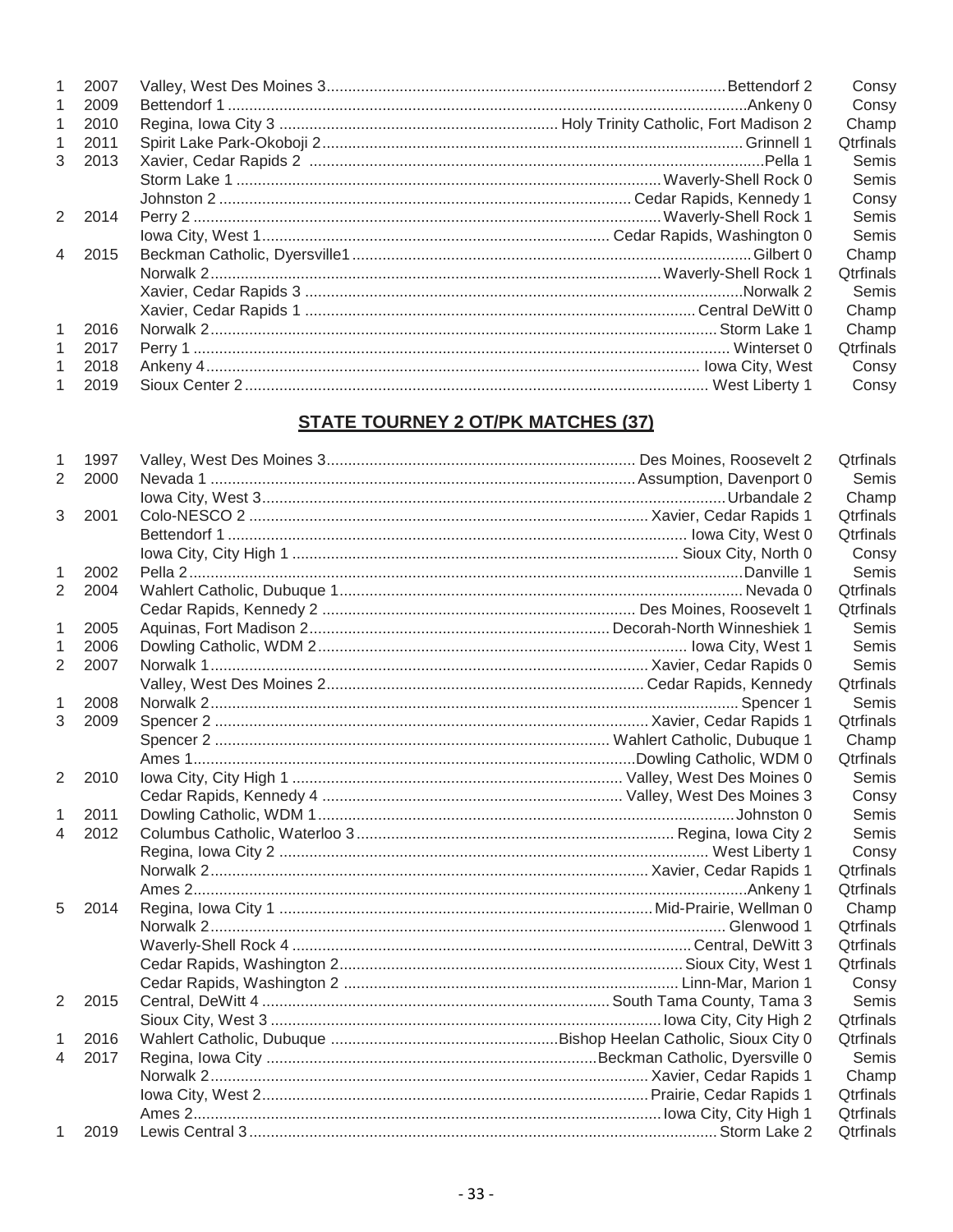| | | | | |
|---|---|---|---|---|
| 1 | 2007 | Valley, West Des Moines 3 | Bettendorf 2 | Consy |
| 1 | 2009 | Bettendorf 1 | Ankeny 0 | Consy |
| 1 | 2010 | Regina, Iowa City 3 | Holy Trinity Catholic, Fort Madison 2 | Champ |
| 1 | 2011 | Spirit Lake Park-Okoboji 2 | Grinnell 1 | Qtrfinals |
| 3 | 2013 | Xavier, Cedar Rapids 2 | Pella 1 | Semis |
| | | Storm Lake 1 | Waverly-Shell Rock 0 | Semis |
| | | Johnston 2 | Cedar Rapids, Kennedy 1 | Consy |
| 2 | 2014 | Perry 2 | Waverly-Shell Rock 1 | Semis |
| | | Iowa City, West 1 | Cedar Rapids, Washington 0 | Semis |
| 4 | 2015 | Beckman Catholic, Dyersville1 | Gilbert 0 | Champ |
| | | Norwalk 2 | Waverly-Shell Rock 1 | Qtrfinals |
| | | Xavier, Cedar Rapids 3 | Norwalk 2 | Semis |
| | | Xavier, Cedar Rapids 1 | Central DeWitt 0 | Champ |
| 1 | 2016 | Norwalk 2 | Storm Lake 1 | Champ |
| 1 | 2017 | Perry 1 | Winterset 0 | Qtrfinals |
| 1 | 2018 | Ankeny 4 | Iowa City, West | Consy |
| 1 | 2019 | Sioux Center 2 | West Liberty 1 | Consy |

## STATE TOURNEY 2 OT/PK MATCHES (37)

| | | | | |
|---|---|---|---|---|
| 1 | 1997 | Valley, West Des Moines 3 | Des Moines, Roosevelt 2 | Qtrfinals |
| 2 | 2000 | Nevada 1 | Assumption, Davenport 0 | Semis |
| | | Iowa City, West 3 | Urbandale 2 | Champ |
| 3 | 2001 | Colo-NESCO 2 | Xavier, Cedar Rapids 1 | Qtrfinals |
| | | Bettendorf 1 | Iowa City, West 0 | Qtrfinals |
| | | Iowa City, City High 1 | Sioux City, North 0 | Consy |
| 1 | 2002 | Pella 2 | Danville 1 | Semis |
| 2 | 2004 | Wahlert Catholic, Dubuque 1 | Nevada 0 | Qtrfinals |
| | | Cedar Rapids, Kennedy 2 | Des Moines, Roosevelt 1 | Qtrfinals |
| 1 | 2005 | Aquinas, Fort Madison 2 | Decorah-North Winneshiek 1 | Semis |
| 1 | 2006 | Dowling Catholic, WDM 2 | Iowa City, West 1 | Semis |
| 2 | 2007 | Norwalk 1 | Xavier, Cedar Rapids 0 | Semis |
| | | Valley, West Des Moines 2 | Cedar Rapids, Kennedy | Qtrfinals |
| 1 | 2008 | Norwalk 2 | Spencer 1 | Semis |
| 3 | 2009 | Spencer 2 | Xavier, Cedar Rapids 1 | Qtrfinals |
| | | Spencer 2 | Wahlert Catholic, Dubuque 1 | Champ |
| | | Ames 1 | Dowling Catholic, WDM 0 | Qtrfinals |
| 2 | 2010 | Iowa City, City High 1 | Valley, West Des Moines 0 | Semis |
| | | Cedar Rapids, Kennedy 4 | Valley, West Des Moines 3 | Consy |
| 1 | 2011 | Dowling Catholic, WDM 1 | Johnston 0 | Semis |
| 4 | 2012 | Columbus Catholic, Waterloo 3 | Regina, Iowa City 2 | Semis |
| | | Regina, Iowa City 2 | West Liberty 1 | Consy |
| | | Norwalk 2 | Xavier, Cedar Rapids 1 | Qtrfinals |
| | | Ames 2 | Ankeny 1 | Qtrfinals |
| 5 | 2014 | Regina, Iowa City 1 | Mid-Prairie, Wellman 0 | Champ |
| | | Norwalk 2 | Glenwood 1 | Qtrfinals |
| | | Waverly-Shell Rock 4 | Central, DeWitt 3 | Qtrfinals |
| | | Cedar Rapids, Washington 2 | Sioux City, West 1 | Qtrfinals |
| | | Cedar Rapids, Washington 2 | Linn-Mar, Marion 1 | Consy |
| 2 | 2015 | Central, DeWitt 4 | South Tama County, Tama 3 | Semis |
| | | Sioux City, West 3 | Iowa City, City High 2 | Qtrfinals |
| 1 | 2016 | Wahlert Catholic, Dubuque | Bishop Heelan Catholic, Sioux City 0 | Qtrfinals |
| 4 | 2017 | Regina, Iowa City | Beckman Catholic, Dyersville 0 | Semis |
| | | Norwalk 2 | Xavier, Cedar Rapids 1 | Champ |
| | | Iowa City, West 2 | Prairie, Cedar Rapids 1 | Qtrfinals |
| | | Ames 2 | Iowa City, City High 1 | Qtrfinals |
| 1 | 2019 | Lewis Central 3 | Storm Lake 2 | Qtrfinals |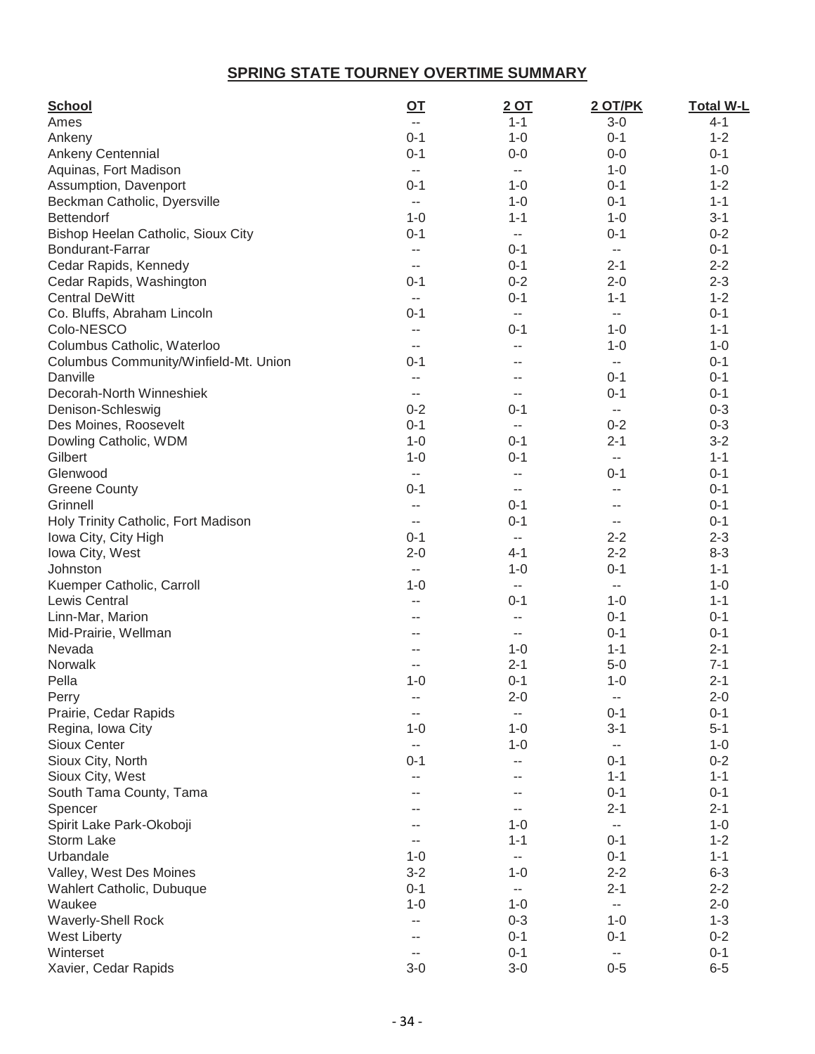## SPRING STATE TOURNEY OVERTIME SUMMARY

| School | OT | 2 OT | 2 OT/PK | Total W-L |
|---|---|---|---|---|
| Ames | -- | 1-1 | 3-0 | 4-1 |
| Ankeny | 0-1 | 1-0 | 0-1 | 1-2 |
| Ankeny Centennial | 0-1 | 0-0 | 0-0 | 0-1 |
| Aquinas, Fort Madison | -- | -- | 1-0 | 1-0 |
| Assumption, Davenport | 0-1 | 1-0 | 0-1 | 1-2 |
| Beckman Catholic, Dyersville | -- | 1-0 | 0-1 | 1-1 |
| Bettendorf | 1-0 | 1-1 | 1-0 | 3-1 |
| Bishop Heelan Catholic, Sioux City | 0-1 | -- | 0-1 | 0-2 |
| Bondurant-Farrar | -- | 0-1 | -- | 0-1 |
| Cedar Rapids, Kennedy | -- | 0-1 | 2-1 | 2-2 |
| Cedar Rapids, Washington | 0-1 | 0-2 | 2-0 | 2-3 |
| Central DeWitt | -- | 0-1 | 1-1 | 1-2 |
| Co. Bluffs, Abraham Lincoln | 0-1 | -- | -- | 0-1 |
| Colo-NESCO | -- | 0-1 | 1-0 | 1-1 |
| Columbus Catholic, Waterloo | -- | -- | 1-0 | 1-0 |
| Columbus Community/Winfield-Mt. Union | 0-1 | -- | -- | 0-1 |
| Danville | -- | -- | 0-1 | 0-1 |
| Decorah-North Winneshiek | -- | -- | 0-1 | 0-1 |
| Denison-Schleswig | 0-2 | 0-1 | -- | 0-3 |
| Des Moines, Roosevelt | 0-1 | -- | 0-2 | 0-3 |
| Dowling Catholic, WDM | 1-0 | 0-1 | 2-1 | 3-2 |
| Gilbert | 1-0 | 0-1 | -- | 1-1 |
| Glenwood | -- | -- | 0-1 | 0-1 |
| Greene County | 0-1 | -- | -- | 0-1 |
| Grinnell | -- | 0-1 | -- | 0-1 |
| Holy Trinity Catholic, Fort Madison | -- | 0-1 | -- | 0-1 |
| Iowa City, City High | 0-1 | -- | 2-2 | 2-3 |
| Iowa City, West | 2-0 | 4-1 | 2-2 | 8-3 |
| Johnston | -- | 1-0 | 0-1 | 1-1 |
| Kuemper Catholic, Carroll | 1-0 | -- | -- | 1-0 |
| Lewis Central | -- | 0-1 | 1-0 | 1-1 |
| Linn-Mar, Marion | -- | -- | 0-1 | 0-1 |
| Mid-Prairie, Wellman | -- | -- | 0-1 | 0-1 |
| Nevada | -- | 1-0 | 1-1 | 2-1 |
| Norwalk | -- | 2-1 | 5-0 | 7-1 |
| Pella | 1-0 | 0-1 | 1-0 | 2-1 |
| Perry | -- | 2-0 | -- | 2-0 |
| Prairie, Cedar Rapids | -- | -- | 0-1 | 0-1 |
| Regina, Iowa City | 1-0 | 1-0 | 3-1 | 5-1 |
| Sioux Center | -- | 1-0 | -- | 1-0 |
| Sioux City, North | 0-1 | -- | 0-1 | 0-2 |
| Sioux City, West | -- | -- | 1-1 | 1-1 |
| South Tama County, Tama | -- | -- | 0-1 | 0-1 |
| Spencer | -- | -- | 2-1 | 2-1 |
| Spirit Lake Park-Okoboji | -- | 1-0 | -- | 1-0 |
| Storm Lake | -- | 1-1 | 0-1 | 1-2 |
| Urbandale | 1-0 | -- | 0-1 | 1-1 |
| Valley, West Des Moines | 3-2 | 1-0 | 2-2 | 6-3 |
| Wahlert Catholic, Dubuque | 0-1 | -- | 2-1 | 2-2 |
| Waukee | 1-0 | 1-0 | -- | 2-0 |
| Waverly-Shell Rock | -- | 0-3 | 1-0 | 1-3 |
| West Liberty | -- | 0-1 | 0-1 | 0-2 |
| Winterset | -- | 0-1 | -- | 0-1 |
| Xavier, Cedar Rapids | 3-0 | 3-0 | 0-5 | 6-5 |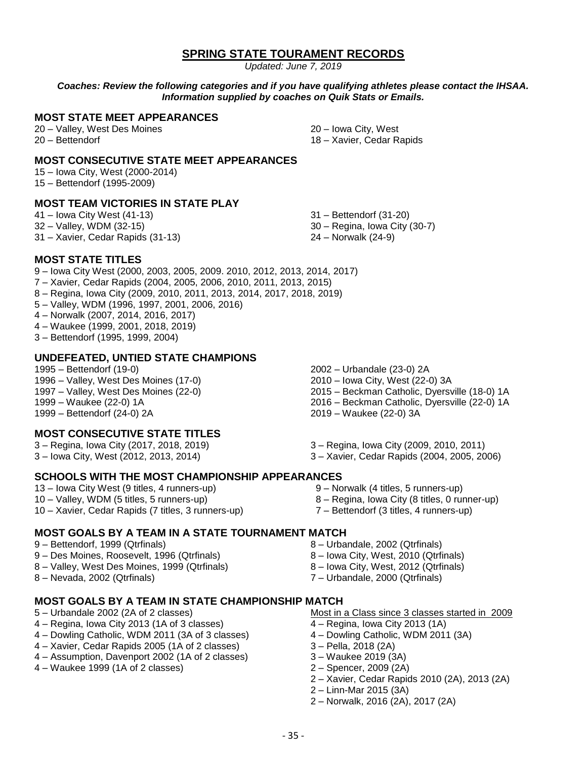## SPRING STATE TOURAMENT RECORDS

*Updated: June 7, 2019*

***Coaches: Review the following categories and if you have qualifying athletes please contact the IHSAA. Information supplied by coaches on Quik Stats or Emails.***

### MOST STATE MEET APPEARANCES

20 – Valley, West Des Moines
20 – Bettendorf
20 – Iowa City, West
18 – Xavier, Cedar Rapids

### MOST CONSECUTIVE STATE MEET APPEARANCES

15 – Iowa City, West (2000-2014)
15 – Bettendorf (1995-2009)

### MOST TEAM VICTORIES IN STATE PLAY

41 – Iowa City West (41-13)
32 – Valley, WDM (32-15)
31 – Xavier, Cedar Rapids (31-13)
31 – Bettendorf (31-20)
30 – Regina, Iowa City (30-7)
24 – Norwalk (24-9)

### MOST STATE TITLES

9 – Iowa City West (2000, 2003, 2005, 2009. 2010, 2012, 2013, 2014, 2017)
7 – Xavier, Cedar Rapids (2004, 2005, 2006, 2010, 2011, 2013, 2015)
8 – Regina, Iowa City (2009, 2010, 2011, 2013, 2014, 2017, 2018, 2019)
5 – Valley, WDM (1996, 1997, 2001, 2006, 2016)
4 – Norwalk (2007, 2014, 2016, 2017)
4 – Waukee (1999, 2001, 2018, 2019)
3 – Bettendorf (1995, 1999, 2004)

### UNDEFEATED, UNTIED STATE CHAMPIONS

1995 – Bettendorf (19-0)
1996 – Valley, West Des Moines (17-0)
1997 – Valley, West Des Moines (22-0)
1999 – Waukee (22-0) 1A
1999 – Bettendorf (24-0) 2A
2002 – Urbandale (23-0) 2A
2010 – Iowa City, West (22-0) 3A
2015 – Beckman Catholic, Dyersville (18-0) 1A
2016 – Beckman Catholic, Dyersville (22-0) 1A
2019 – Waukee (22-0) 3A

### MOST CONSECUTIVE STATE TITLES

3 – Regina, Iowa City (2017, 2018, 2019)
3 – Iowa City, West (2012, 2013, 2014)
3 – Regina, Iowa City (2009, 2010, 2011)
3 – Xavier, Cedar Rapids (2004, 2005, 2006)

### SCHOOLS WITH THE MOST CHAMPIONSHIP APPEARANCES

13 – Iowa City West (9 titles, 4 runners-up)
10 – Valley, WDM (5 titles, 5 runners-up)
10 – Xavier, Cedar Rapids (7 titles, 3 runners-up)
9 – Norwalk (4 titles, 5 runners-up)
8 – Regina, Iowa City (8 titles, 0 runner-up)
7 – Bettendorf (3 titles, 4 runners-up)

### MOST GOALS BY A TEAM IN A STATE TOURNAMENT MATCH

9 – Bettendorf, 1999 (Qtrfinals)
9 – Des Moines, Roosevelt, 1996 (Qtrfinals)
8 – Valley, West Des Moines, 1999 (Qtrfinals)
8 – Nevada, 2002 (Qtrfinals)
8 – Urbandale, 2002 (Qtrfinals)
8 – Iowa City, West, 2010 (Qtrfinals)
8 – Iowa City, West, 2012 (Qtrfinals)
7 – Urbandale, 2000 (Qtrfinals)

### MOST GOALS BY A TEAM IN STATE CHAMPIONSHIP MATCH

5 – Urbandale 2002 (2A of 2 classes)
4 – Regina, Iowa City 2013 (1A of 3 classes)
4 – Dowling Catholic, WDM 2011 (3A of 3 classes)
4 – Xavier, Cedar Rapids 2005 (1A of 2 classes)
4 – Assumption, Davenport 2002 (1A of 2 classes)
4 – Waukee 1999 (1A of 2 classes)

Most in a Class since 3 classes started in 2009

4 – Regina, Iowa City 2013 (1A)
4 – Dowling Catholic, WDM 2011 (3A)
3 – Pella, 2018 (2A)
3 – Waukee 2019 (3A)
2 – Spencer, 2009 (2A)
2 – Xavier, Cedar Rapids 2010 (2A), 2013 (2A)
2 – Linn-Mar 2015 (3A)
2 – Norwalk, 2016 (2A), 2017 (2A)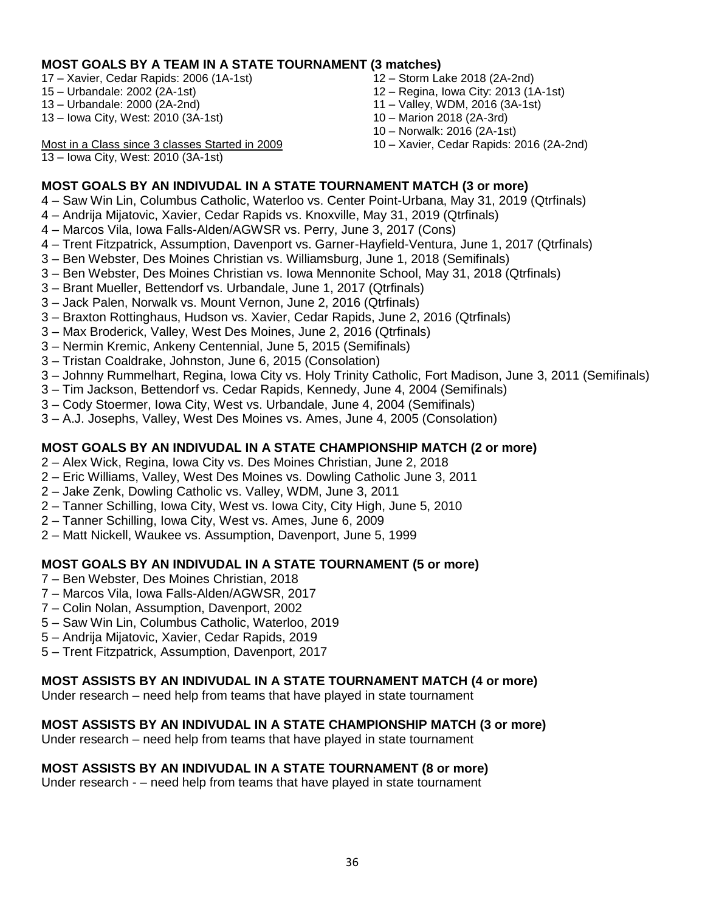**MOST GOALS BY A TEAM IN A STATE TOURNAMENT (3 matches)**

17 – Xavier, Cedar Rapids: 2006 (1A-1st)
15 – Urbandale: 2002 (2A-1st)
13 – Urbandale: 2000 (2A-2nd)
13 – Iowa City, West: 2010 (3A-1st)

<u>Most in a Class since 3 classes Started in 2009</u>
13 – Iowa City, West: 2010 (3A-1st)

12 – Storm Lake 2018 (2A-2nd)
12 – Regina, Iowa City: 2013 (1A-1st)
11 – Valley, WDM, 2016 (3A-1st)
10 – Marion 2018 (2A-3rd)
10 – Norwalk: 2016 (2A-1st)
10 – Xavier, Cedar Rapids: 2016 (2A-2nd)

**MOST GOALS BY AN INDIVUDAL IN A STATE TOURNAMENT MATCH (3 or more)**

4 – Saw Win Lin, Columbus Catholic, Waterloo vs. Center Point-Urbana, May 31, 2019 (Qtrfinals)
4 – Andrija Mijatovic, Xavier, Cedar Rapids vs. Knoxville, May 31, 2019 (Qtrfinals)
4 – Marcos Vila, Iowa Falls-Alden/AGWSR vs. Perry, June 3, 2017 (Cons)
4 – Trent Fitzpatrick, Assumption, Davenport vs. Garner-Hayfield-Ventura, June 1, 2017 (Qtrfinals)
3 – Ben Webster, Des Moines Christian vs. Williamsburg, June 1, 2018 (Semifinals)
3 – Ben Webster, Des Moines Christian vs. Iowa Mennonite School, May 31, 2018 (Qtrfinals)
3 – Brant Mueller, Bettendorf vs. Urbandale, June 1, 2017 (Qtrfinals)
3 – Jack Palen, Norwalk vs. Mount Vernon, June 2, 2016 (Qtrfinals)
3 – Braxton Rottinghaus, Hudson vs. Xavier, Cedar Rapids, June 2, 2016 (Qtrfinals)
3 – Max Broderick, Valley, West Des Moines, June 2, 2016 (Qtrfinals)
3 – Nermin Kremic, Ankeny Centennial, June 5, 2015 (Semifinals)
3 – Tristan Coaldrake, Johnston, June 6, 2015 (Consolation)
3 – Johnny Rummelhart, Regina, Iowa City vs. Holy Trinity Catholic, Fort Madison, June 3, 2011 (Semifinals)
3 – Tim Jackson, Bettendorf vs. Cedar Rapids, Kennedy, June 4, 2004 (Semifinals)
3 – Cody Stoermer, Iowa City, West vs. Urbandale, June 4, 2004 (Semifinals)
3 – A.J. Josephs, Valley, West Des Moines vs. Ames, June 4, 2005 (Consolation)

**MOST GOALS BY AN INDIVUDAL IN A STATE CHAMPIONSHIP MATCH (2 or more)**

2 – Alex Wick, Regina, Iowa City vs. Des Moines Christian, June 2, 2018
2 – Eric Williams, Valley, West Des Moines vs. Dowling Catholic June 3, 2011
2 – Jake Zenk, Dowling Catholic vs. Valley, WDM, June 3, 2011
2 – Tanner Schilling, Iowa City, West vs. Iowa City, City High, June 5, 2010
2 – Tanner Schilling, Iowa City, West vs. Ames, June 6, 2009
2 – Matt Nickell, Waukee vs. Assumption, Davenport, June 5, 1999

**MOST GOALS BY AN INDIVUDAL IN A STATE TOURNAMENT (5 or more)**

7 – Ben Webster, Des Moines Christian, 2018
7 – Marcos Vila, Iowa Falls-Alden/AGWSR, 2017
7 – Colin Nolan, Assumption, Davenport, 2002
5 – Saw Win Lin, Columbus Catholic, Waterloo, 2019
5 – Andrija Mijatovic, Xavier, Cedar Rapids, 2019
5 – Trent Fitzpatrick, Assumption, Davenport, 2017

**MOST ASSISTS BY AN INDIVUDAL IN A STATE TOURNAMENT MATCH (4 or more)**

Under research – need help from teams that have played in state tournament

**MOST ASSISTS BY AN INDIVUDAL IN A STATE CHAMPIONSHIP MATCH (3 or more)**

Under research – need help from teams that have played in state tournament

**MOST ASSISTS BY AN INDIVUDAL IN A STATE TOURNAMENT (8 or more)**

Under research - – need help from teams that have played in state tournament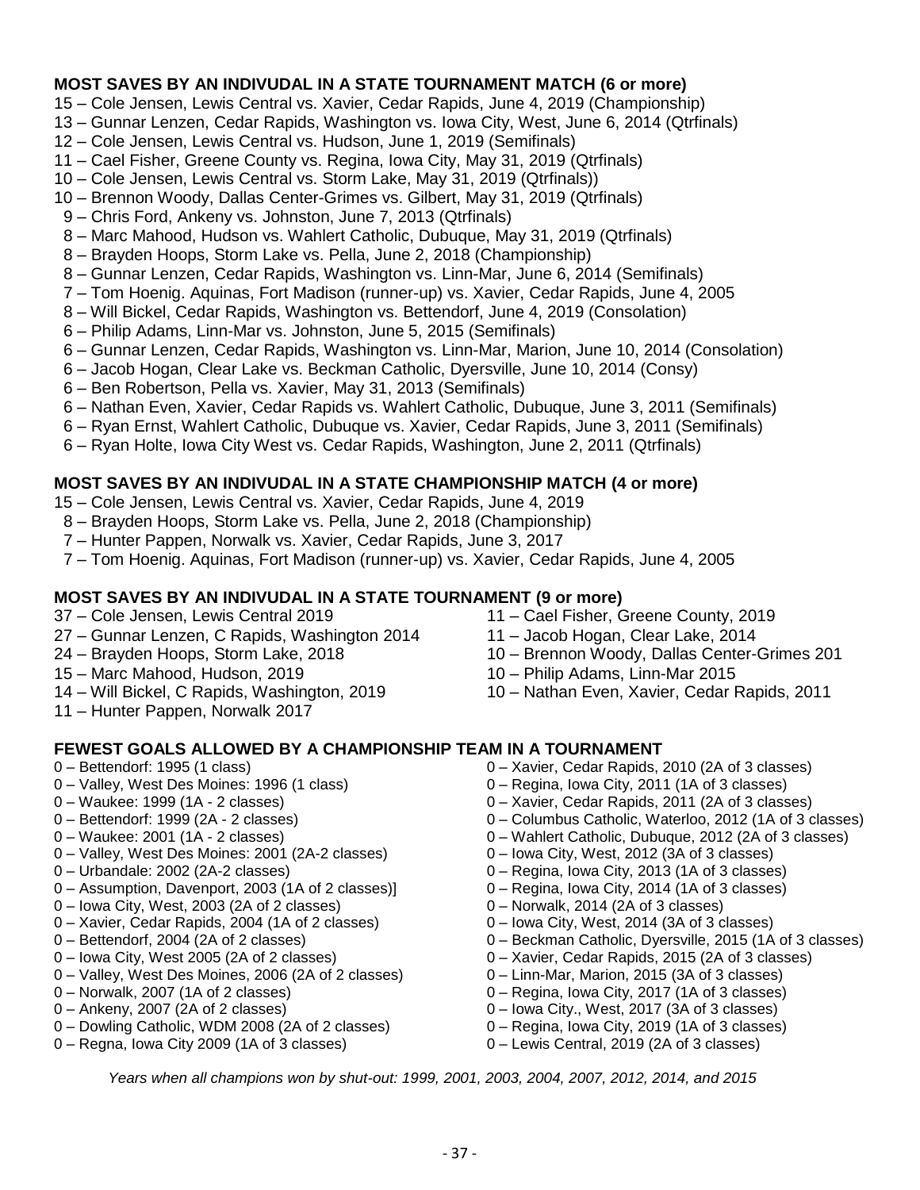## MOST SAVES BY AN INDIVUDAL IN A STATE TOURNAMENT MATCH (6 or more)

15 – Cole Jensen, Lewis Central vs. Xavier, Cedar Rapids, June 4, 2019 (Championship)
13 – Gunnar Lenzen, Cedar Rapids, Washington vs. Iowa City, West, June 6, 2014 (Qtrfinals)
12 – Cole Jensen, Lewis Central vs. Hudson, June 1, 2019 (Semifinals)
11 – Cael Fisher, Greene County vs. Regina, Iowa City, May 31, 2019 (Qtrfinals)
10 – Cole Jensen, Lewis Central vs. Storm Lake, May 31, 2019 (Qtrfinals))
10 – Brennon Woody, Dallas Center-Grimes vs. Gilbert, May 31, 2019 (Qtrfinals)
9 – Chris Ford, Ankeny vs. Johnston, June 7, 2013 (Qtrfinals)
8 – Marc Mahood, Hudson vs. Wahlert Catholic, Dubuque, May 31, 2019 (Qtrfinals)
8 – Brayden Hoops, Storm Lake vs. Pella, June 2, 2018 (Championship)
8 – Gunnar Lenzen, Cedar Rapids, Washington vs. Linn-Mar, June 6, 2014 (Semifinals)
7 – Tom Hoenig. Aquinas, Fort Madison (runner-up) vs. Xavier, Cedar Rapids, June 4, 2005
8 – Will Bickel, Cedar Rapids, Washington vs. Bettendorf, June 4, 2019 (Consolation)
6 – Philip Adams, Linn-Mar vs. Johnston, June 5, 2015 (Semifinals)
6 – Gunnar Lenzen, Cedar Rapids, Washington vs. Linn-Mar, Marion, June 10, 2014 (Consolation)
6 – Jacob Hogan, Clear Lake vs. Beckman Catholic, Dyersville, June 10, 2014 (Consy)
6 – Ben Robertson, Pella vs. Xavier, May 31, 2013 (Semifinals)
6 – Nathan Even, Xavier, Cedar Rapids vs. Wahlert Catholic, Dubuque, June 3, 2011 (Semifinals)
6 – Ryan Ernst, Wahlert Catholic, Dubuque vs. Xavier, Cedar Rapids, June 3, 2011 (Semifinals)
6 – Ryan Holte, Iowa City West vs. Cedar Rapids, Washington, June 2, 2011 (Qtrfinals)

## MOST SAVES BY AN INDIVUDAL IN A STATE CHAMPIONSHIP MATCH (4 or more)

15 – Cole Jensen, Lewis Central vs. Xavier, Cedar Rapids, June 4, 2019
8 – Brayden Hoops, Storm Lake vs. Pella, June 2, 2018 (Championship)
7 – Hunter Pappen, Norwalk vs. Xavier, Cedar Rapids, June 3, 2017
7 – Tom Hoenig. Aquinas, Fort Madison (runner-up) vs. Xavier, Cedar Rapids, June 4, 2005

## MOST SAVES BY AN INDIVUDAL IN A STATE TOURNAMENT (9 or more)

37 – Cole Jensen, Lewis Central 2019
27 – Gunnar Lenzen, C Rapids, Washington 2014
24 – Brayden Hoops, Storm Lake, 2018
15 – Marc Mahood, Hudson, 2019
14 – Will Bickel, C Rapids, Washington, 2019
11 – Hunter Pappen, Norwalk 2017
11 – Cael Fisher, Greene County, 2019
11 – Jacob Hogan, Clear Lake, 2014
10 – Brennon Woody, Dallas Center-Grimes 201
10 – Philip Adams, Linn-Mar 2015
10 – Nathan Even, Xavier, Cedar Rapids, 2011

## FEWEST GOALS ALLOWED BY A CHAMPIONSHIP TEAM IN A TOURNAMENT

0 – Bettendorf: 1995 (1 class)
0 – Valley, West Des Moines: 1996 (1 class)
0 – Waukee: 1999 (1A - 2 classes)
0 – Bettendorf: 1999 (2A - 2 classes)
0 – Waukee: 2001 (1A - 2 classes)
0 – Valley, West Des Moines: 2001 (2A-2 classes)
0 – Urbandale: 2002 (2A-2 classes)
0 – Assumption, Davenport, 2003 (1A of 2 classes)]
0 – Iowa City, West, 2003 (2A of 2 classes)
0 – Xavier, Cedar Rapids, 2004 (1A of 2 classes)
0 – Bettendorf, 2004 (2A of 2 classes)
0 – Iowa City, West 2005 (2A of 2 classes)
0 – Valley, West Des Moines, 2006 (2A of 2 classes)
0 – Norwalk, 2007 (1A of 2 classes)
0 – Ankeny, 2007 (2A of 2 classes)
0 – Dowling Catholic, WDM 2008 (2A of 2 classes)
0 – Regna, Iowa City 2009 (1A of 3 classes)
0 – Xavier, Cedar Rapids, 2010 (2A of 3 classes)
0 – Regina, Iowa City, 2011 (1A of 3 classes)
0 – Xavier, Cedar Rapids, 2011 (2A of 3 classes)
0 – Columbus Catholic, Waterloo, 2012 (1A of 3 classes)
0 – Wahlert Catholic, Dubuque, 2012 (2A of 3 classes)
0 – Iowa City, West, 2012 (3A of 3 classes)
0 – Regina, Iowa City, 2013 (1A of 3 classes)
0 – Regina, Iowa City, 2014 (1A of 3 classes)
0 – Norwalk, 2014 (2A of 3 classes)
0 – Iowa City, West, 2014 (3A of 3 classes)
0 – Beckman Catholic, Dyersville, 2015 (1A of 3 classes)
0 – Xavier, Cedar Rapids, 2015 (2A of 3 classes)
0 – Linn-Mar, Marion, 2015 (3A of 3 classes)
0 – Regina, Iowa City, 2017 (1A of 3 classes)
0 – Iowa City., West, 2017 (3A of 3 classes)
0 – Regina, Iowa City, 2019 (1A of 3 classes)
0 – Lewis Central, 2019 (2A of 3 classes)

*Years when all champions won by shut-out: 1999, 2001, 2003, 2004, 2007, 2012, 2014, and 2015*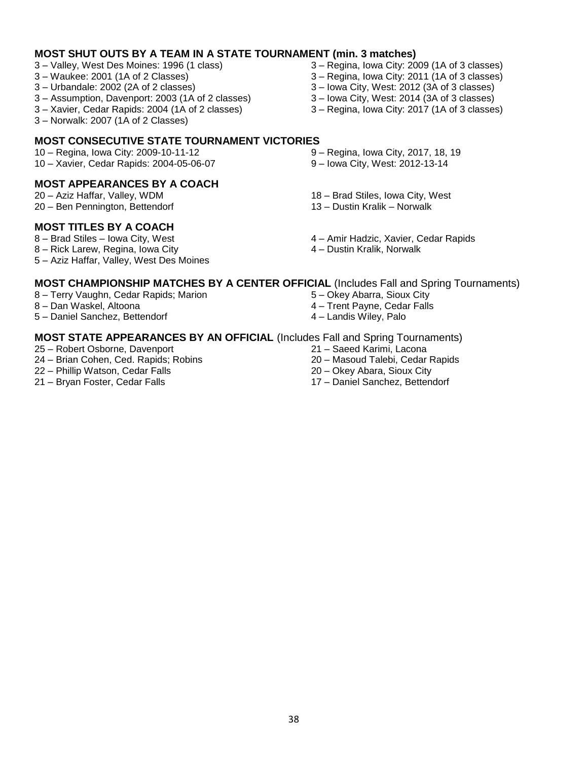**MOST SHUT OUTS BY A TEAM IN A STATE TOURNAMENT (min. 3 matches)**

3 – Valley, West Des Moines: 1996 (1 class)
3 – Waukee: 2001 (1A of 2 Classes)
3 – Urbandale: 2002 (2A of 2 classes)
3 – Assumption, Davenport: 2003 (1A of 2 classes)
3 – Xavier, Cedar Rapids: 2004 (1A of 2 classes)
3 – Norwalk: 2007 (1A of 2 Classes)
3 – Regina, Iowa City: 2009 (1A of 3 classes)
3 – Regina, Iowa City: 2011 (1A of 3 classes)
3 – Iowa City, West: 2012 (3A of 3 classes)
3 – Iowa City, West: 2014 (3A of 3 classes)
3 – Regina, Iowa City: 2017 (1A of 3 classes)

**MOST CONSECUTIVE STATE TOURNAMENT VICTORIES**

10 – Regina, Iowa City: 2009-10-11-12
10 – Xavier, Cedar Rapids: 2004-05-06-07
9 – Regina, Iowa City, 2017, 18, 19
9 – Iowa City, West: 2012-13-14

**MOST APPEARANCES BY A COACH**

20 – Aziz Haffar, Valley, WDM
20 – Ben Pennington, Bettendorf
18 – Brad Stiles, Iowa City, West
13 – Dustin Kralik – Norwalk

**MOST TITLES BY A COACH**

8 – Brad Stiles – Iowa City, West
8 – Rick Larew, Regina, Iowa City
5 – Aziz Haffar, Valley, West Des Moines
4 – Amir Hadzic, Xavier, Cedar Rapids
4 – Dustin Kralik, Norwalk

**MOST CHAMPIONSHIP MATCHES BY A CENTER OFFICIAL** (Includes Fall and Spring Tournaments)

8 – Terry Vaughn, Cedar Rapids; Marion
8 – Dan Waskel, Altoona
5 – Daniel Sanchez, Bettendorf
5 – Okey Abarra, Sioux City
4 – Trent Payne, Cedar Falls
4 – Landis Wiley, Palo

**MOST STATE APPEARANCES BY AN OFFICIAL** (Includes Fall and Spring Tournaments)

25 – Robert Osborne, Davenport
24 – Brian Cohen, Ced. Rapids; Robins
22 – Phillip Watson, Cedar Falls
21 – Bryan Foster, Cedar Falls
21 – Saeed Karimi, Lacona
20 – Masoud Talebi, Cedar Rapids
20 – Okey Abara, Sioux City
17 – Daniel Sanchez, Bettendorf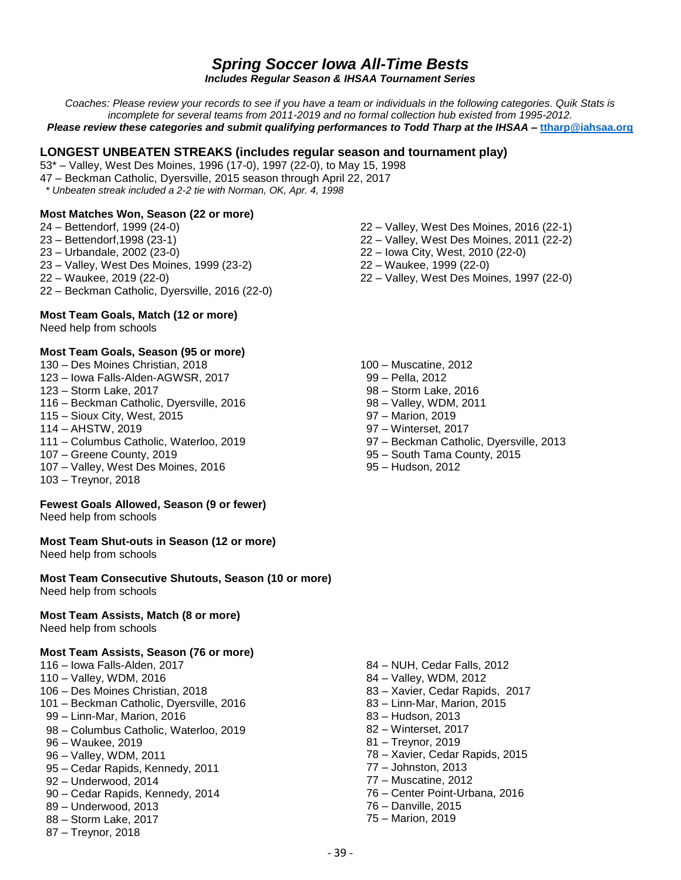# *Spring Soccer Iowa All-Time Bests*

***Includes Regular Season & IHSAA Tournament Series***

*Coaches: Please review your records to see if you have a team or individuals in the following categories. Quik Stats is incomplete for several teams from 2011-2019 and no formal collection hub existed from 1995-2012.*
***Please review these categories and submit qualifying performances to Todd Tharp at the IHSAA – [ttharp@iahsaa.org](mailto:ttharp@iahsaa.org)***

## LONGEST UNBEATEN STREAKS (includes regular season and tournament play)

53* – Valley, West Des Moines, 1996 (17-0), 1997 (22-0), to May 15, 1998
47 – Beckman Catholic, Dyersville, 2015 season through April 22, 2017
*\* Unbeaten streak included a 2-2 tie with Norman, OK, Apr. 4, 1998*

### Most Matches Won, Season (22 or more)

24 – Bettendorf, 1999 (24-0)
23 – Bettendorf,1998 (23-1)
23 – Urbandale, 2002 (23-0)
23 – Valley, West Des Moines, 1999 (23-2)
22 – Waukee, 2019 (22-0)
22 – Beckman Catholic, Dyersville, 2016 (22-0)
22 – Valley, West Des Moines, 2016 (22-1)
22 – Valley, West Des Moines, 2011 (22-2)
22 – Iowa City, West, 2010 (22-0)
22 – Waukee, 1999 (22-0)
22 – Valley, West Des Moines, 1997 (22-0)

### Most Team Goals, Match (12 or more)

Need help from schools

### Most Team Goals, Season (95 or more)

130 – Des Moines Christian, 2018
123 – Iowa Falls-Alden-AGWSR, 2017
123 – Storm Lake, 2017
116 – Beckman Catholic, Dyersville, 2016
115 – Sioux City, West, 2015
114 – AHSTW, 2019
111 – Columbus Catholic, Waterloo, 2019
107 – Greene County, 2019
107 – Valley, West Des Moines, 2016
103 – Treynor, 2018
100 – Muscatine, 2012
99 – Pella, 2012
98 – Storm Lake, 2016
98 – Valley, WDM, 2011
97 – Marion, 2019
97 – Winterset, 2017
97 – Beckman Catholic, Dyersville, 2013
95 – South Tama County, 2015
95 – Hudson, 2012

### Fewest Goals Allowed, Season (9 or fewer)

Need help from schools

### Most Team Shut-outs in Season (12 or more)

Need help from schools

### Most Team Consecutive Shutouts, Season (10 or more)

Need help from schools

### Most Team Assists, Match (8 or more)

Need help from schools

### Most Team Assists, Season (76 or more)

116 – Iowa Falls-Alden, 2017
110 – Valley, WDM, 2016
106 – Des Moines Christian, 2018
101 – Beckman Catholic, Dyersville, 2016
99 – Linn-Mar, Marion, 2016
98 – Columbus Catholic, Waterloo, 2019
96 – Waukee, 2019
96 – Valley, WDM, 2011
95 – Cedar Rapids, Kennedy, 2011
92 – Underwood, 2014
90 – Cedar Rapids, Kennedy, 2014
89 – Underwood, 2013
88 – Storm Lake, 2017
87 – Treynor, 2018
84 – NUH, Cedar Falls, 2012
84 – Valley, WDM, 2012
83 – Xavier, Cedar Rapids, 2017
83 – Linn-Mar, Marion, 2015
83 – Hudson, 2013
82 – Winterset, 2017
81 – Treynor, 2019
78 – Xavier, Cedar Rapids, 2015
77 – Johnston, 2013
77 – Muscatine, 2012
76 – Center Point-Urbana, 2016
76 – Danville, 2015
75 – Marion, 2019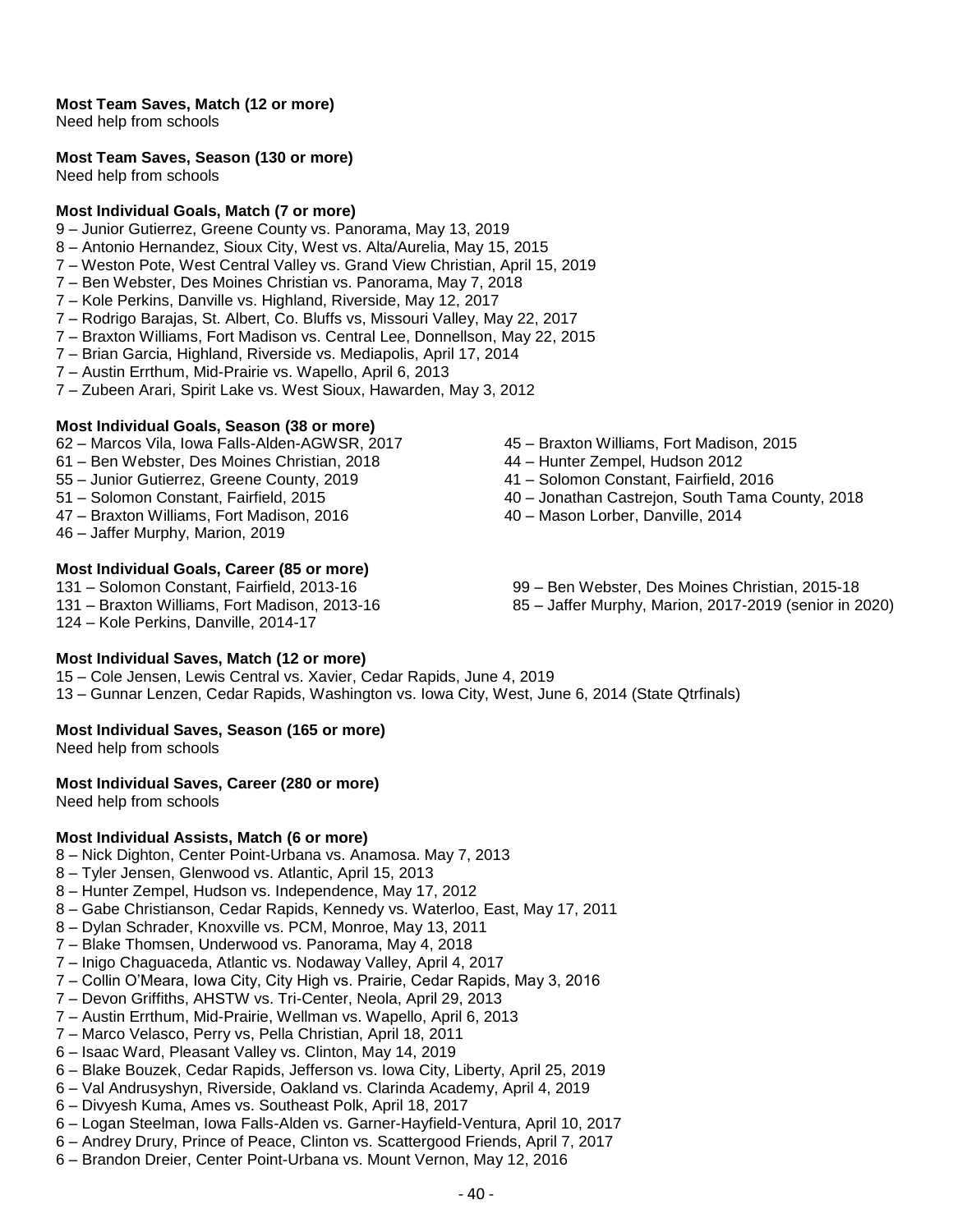**Most Team Saves, Match (12 or more)**
Need help from schools

**Most Team Saves, Season (130 or more)**
Need help from schools

**Most Individual Goals, Match (7 or more)**
9 – Junior Gutierrez, Greene County vs. Panorama, May 13, 2019
8 – Antonio Hernandez, Sioux City, West vs. Alta/Aurelia, May 15, 2015
7 – Weston Pote, West Central Valley vs. Grand View Christian, April 15, 2019
7 – Ben Webster, Des Moines Christian vs. Panorama, May 7, 2018
7 – Kole Perkins, Danville vs. Highland, Riverside, May 12, 2017
7 – Rodrigo Barajas, St. Albert, Co. Bluffs vs, Missouri Valley, May 22, 2017
7 – Braxton Williams, Fort Madison vs. Central Lee, Donnellson, May 22, 2015
7 – Brian Garcia, Highland, Riverside vs. Mediapolis, April 17, 2014
7 – Austin Errthum, Mid-Prairie vs. Wapello, April 6, 2013
7 – Zubeen Arari, Spirit Lake vs. West Sioux, Hawarden, May 3, 2012

**Most Individual Goals, Season (38 or more)**
62 – Marcos Vila, Iowa Falls-Alden-AGWSR, 2017
61 – Ben Webster, Des Moines Christian, 2018
55 – Junior Gutierrez, Greene County, 2019
51 – Solomon Constant, Fairfield, 2015
47 – Braxton Williams, Fort Madison, 2016
46 – Jaffer Murphy, Marion, 2019
45 – Braxton Williams, Fort Madison, 2015
44 – Hunter Zempel, Hudson 2012
41 – Solomon Constant, Fairfield, 2016
40 – Jonathan Castrejon, South Tama County, 2018
40 – Mason Lorber, Danville, 2014

**Most Individual Goals, Career (85 or more)**
131 – Solomon Constant, Fairfield, 2013-16
131 – Braxton Williams, Fort Madison, 2013-16
124 – Kole Perkins, Danville, 2014-17
99 – Ben Webster, Des Moines Christian, 2015-18
85 – Jaffer Murphy, Marion, 2017-2019 (senior in 2020)

**Most Individual Saves, Match (12 or more)**
15 – Cole Jensen, Lewis Central vs. Xavier, Cedar Rapids, June 4, 2019
13 – Gunnar Lenzen, Cedar Rapids, Washington vs. Iowa City, West, June 6, 2014 (State Qtrfinals)

**Most Individual Saves, Season (165 or more)**
Need help from schools

**Most Individual Saves, Career (280 or more)**
Need help from schools

**Most Individual Assists, Match (6 or more)**
8 – Nick Dighton, Center Point-Urbana vs. Anamosa. May 7, 2013
8 – Tyler Jensen, Glenwood vs. Atlantic, April 15, 2013
8 – Hunter Zempel, Hudson vs. Independence, May 17, 2012
8 – Gabe Christianson, Cedar Rapids, Kennedy vs. Waterloo, East, May 17, 2011
8 – Dylan Schrader, Knoxville vs. PCM, Monroe, May 13, 2011
7 – Blake Thomsen, Underwood vs. Panorama, May 4, 2018
7 – Inigo Chaguaceda, Atlantic vs. Nodaway Valley, April 4, 2017
7 – Collin O'Meara, Iowa City, City High vs. Prairie, Cedar Rapids, May 3, 2016
7 – Devon Griffiths, AHSTW vs. Tri-Center, Neola, April 29, 2013
7 – Austin Errthum, Mid-Prairie, Wellman vs. Wapello, April 6, 2013
7 – Marco Velasco, Perry vs, Pella Christian, April 18, 2011
6 – Isaac Ward, Pleasant Valley vs. Clinton, May 14, 2019
6 – Blake Bouzek, Cedar Rapids, Jefferson vs. Iowa City, Liberty, April 25, 2019
6 – Val Andrusyshyn, Riverside, Oakland vs. Clarinda Academy, April 4, 2019
6 – Divyesh Kuma, Ames vs. Southeast Polk, April 18, 2017
6 – Logan Steelman, Iowa Falls-Alden vs. Garner-Hayfield-Ventura, April 10, 2017
6 – Andrey Drury, Prince of Peace, Clinton vs. Scattergood Friends, April 7, 2017
6 – Brandon Dreier, Center Point-Urbana vs. Mount Vernon, May 12, 2016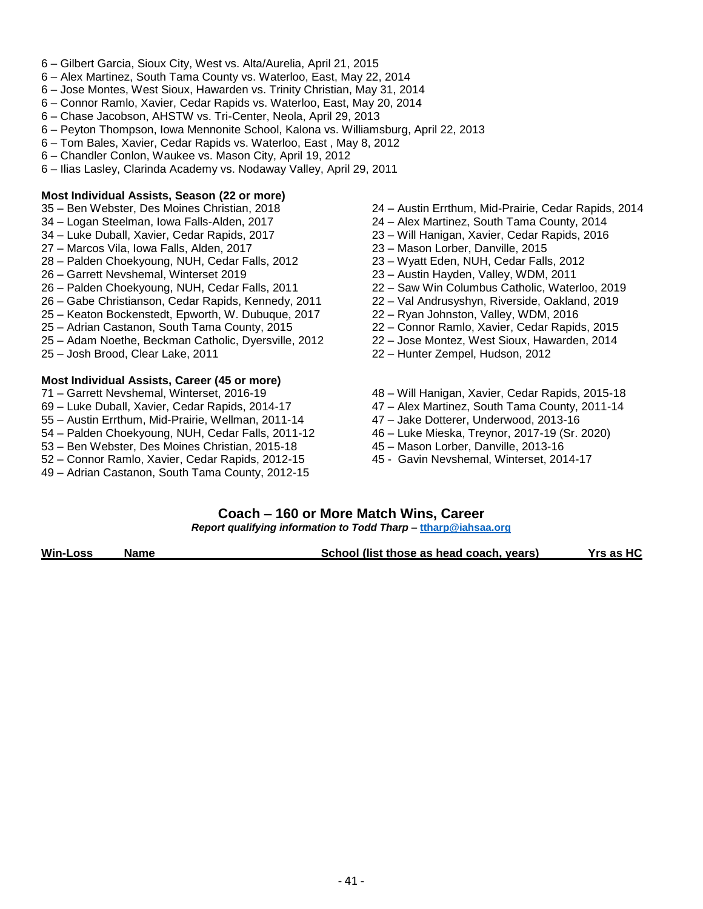6 – Gilbert Garcia, Sioux City, West vs. Alta/Aurelia, April 21, 2015
6 – Alex Martinez, South Tama County vs. Waterloo, East, May 22, 2014
6 – Jose Montes, West Sioux, Hawarden vs. Trinity Christian, May 31, 2014
6 – Connor Ramlo, Xavier, Cedar Rapids vs. Waterloo, East, May 20, 2014
6 – Chase Jacobson, AHSTW vs. Tri-Center, Neola, April 29, 2013
6 – Peyton Thompson, Iowa Mennonite School, Kalona vs. Williamsburg, April 22, 2013
6 – Tom Bales, Xavier, Cedar Rapids vs. Waterloo, East , May 8, 2012
6 – Chandler Conlon, Waukee vs. Mason City, April 19, 2012
6 – Ilias Lasley, Clarinda Academy vs. Nodaway Valley, April 29, 2011

**Most Individual Assists, Season (22 or more)**

35 – Ben Webster, Des Moines Christian, 2018
34 – Logan Steelman, Iowa Falls-Alden, 2017
34 – Luke Duball, Xavier, Cedar Rapids, 2017
27 – Marcos Vila, Iowa Falls, Alden, 2017
28 – Palden Choekyoung, NUH, Cedar Falls, 2012
26 – Garrett Nevshemal, Winterset 2019
26 – Palden Choekyoung, NUH, Cedar Falls, 2011
26 – Gabe Christianson, Cedar Rapids, Kennedy, 2011
25 – Keaton Bockenstedt, Epworth, W. Dubuque, 2017
25 – Adrian Castanon, South Tama County, 2015
25 – Adam Noethe, Beckman Catholic, Dyersville, 2012
25 – Josh Brood, Clear Lake, 2011
24 – Austin Errthum, Mid-Prairie, Cedar Rapids, 2014
24 – Alex Martinez, South Tama County, 2014
23 – Will Hanigan, Xavier, Cedar Rapids, 2016
23 – Mason Lorber, Danville, 2015
23 – Wyatt Eden, NUH, Cedar Falls, 2012
23 – Austin Hayden, Valley, WDM, 2011
22 – Saw Win Columbus Catholic, Waterloo, 2019
22 – Val Andrusyshyn, Riverside, Oakland, 2019
22 – Ryan Johnston, Valley, WDM, 2016
22 – Connor Ramlo, Xavier, Cedar Rapids, 2015
22 – Jose Montez, West Sioux, Hawarden, 2014
22 – Hunter Zempel, Hudson, 2012

**Most Individual Assists, Career (45 or more)**

71 – Garrett Nevshemal, Winterset, 2016-19
69 – Luke Duball, Xavier, Cedar Rapids, 2014-17
55 – Austin Errthum, Mid-Prairie, Wellman, 2011-14
54 – Palden Choekyoung, NUH, Cedar Falls, 2011-12
53 – Ben Webster, Des Moines Christian, 2015-18
52 – Connor Ramlo, Xavier, Cedar Rapids, 2012-15
49 – Adrian Castanon, South Tama County, 2012-15
48 – Will Hanigan, Xavier, Cedar Rapids, 2015-18
47 – Alex Martinez, South Tama County, 2011-14
47 – Jake Dotterer, Underwood, 2013-16
46 – Luke Mieska, Treynor, 2017-19 (Sr. 2020)
45 – Mason Lorber, Danville, 2013-16
45 - Gavin Nevshemal, Winterset, 2014-17

## Coach – 160 or More Match Wins, Career

***Report qualifying information to Todd Tharp – ttharp@iahsaa.org***

| Win-Loss | Name | School (list those as head coach, years) | Yrs as HC |
|---|---|---|---|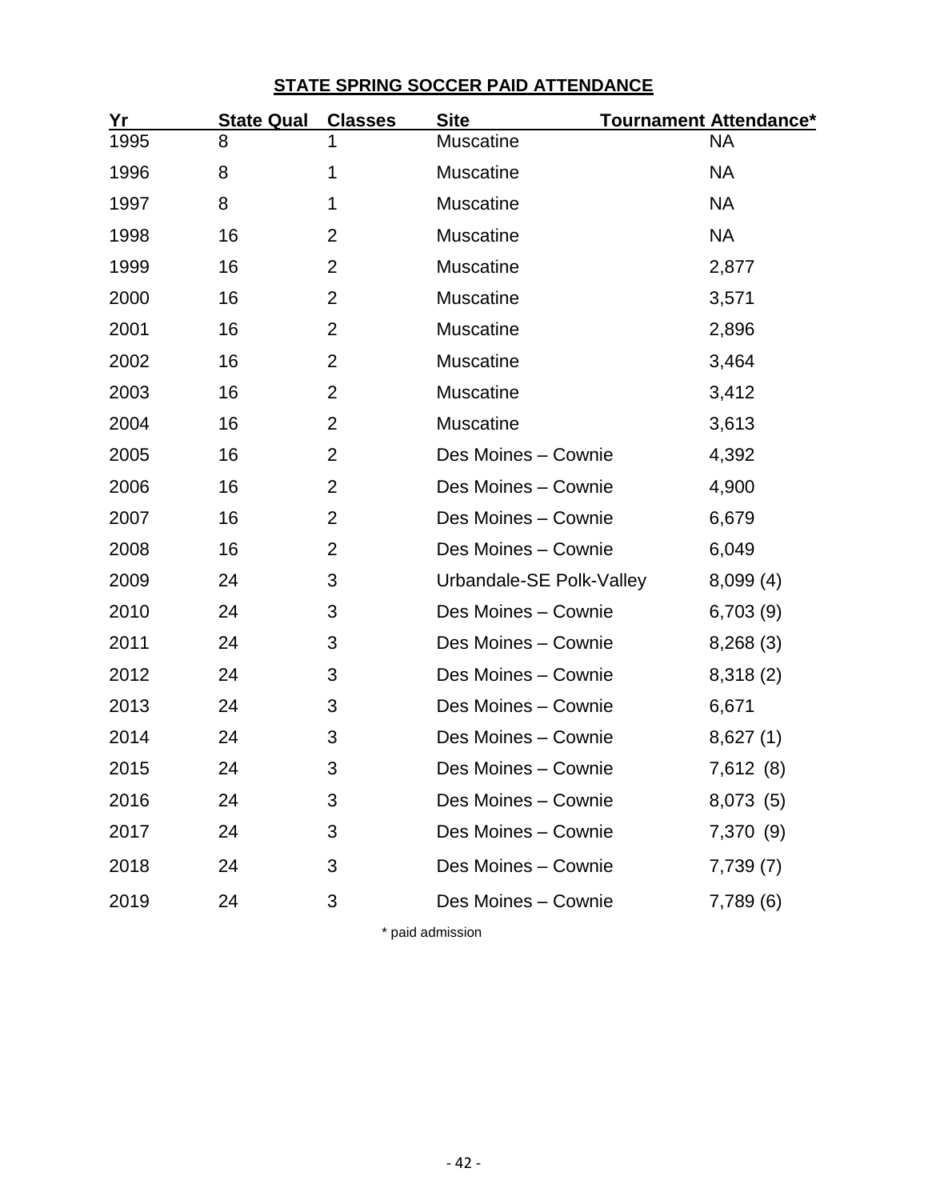## STATE SPRING SOCCER PAID ATTENDANCE

| Yr | State Qual | Classes | Site | Tournament Attendance* |
|---|---|---|---|---|
| 1995 | 8 | 1 | Muscatine | NA |
| 1996 | 8 | 1 | Muscatine | NA |
| 1997 | 8 | 1 | Muscatine | NA |
| 1998 | 16 | 2 | Muscatine | NA |
| 1999 | 16 | 2 | Muscatine | 2,877 |
| 2000 | 16 | 2 | Muscatine | 3,571 |
| 2001 | 16 | 2 | Muscatine | 2,896 |
| 2002 | 16 | 2 | Muscatine | 3,464 |
| 2003 | 16 | 2 | Muscatine | 3,412 |
| 2004 | 16 | 2 | Muscatine | 3,613 |
| 2005 | 16 | 2 | Des Moines – Cownie | 4,392 |
| 2006 | 16 | 2 | Des Moines – Cownie | 4,900 |
| 2007 | 16 | 2 | Des Moines – Cownie | 6,679 |
| 2008 | 16 | 2 | Des Moines – Cownie | 6,049 |
| 2009 | 24 | 3 | Urbandale-SE Polk-Valley | 8,099 (4) |
| 2010 | 24 | 3 | Des Moines – Cownie | 6,703 (9) |
| 2011 | 24 | 3 | Des Moines – Cownie | 8,268 (3) |
| 2012 | 24 | 3 | Des Moines – Cownie | 8,318 (2) |
| 2013 | 24 | 3 | Des Moines – Cownie | 6,671 |
| 2014 | 24 | 3 | Des Moines – Cownie | 8,627 (1) |
| 2015 | 24 | 3 | Des Moines – Cownie | 7,612 (8) |
| 2016 | 24 | 3 | Des Moines – Cownie | 8,073 (5) |
| 2017 | 24 | 3 | Des Moines – Cownie | 7,370 (9) |
| 2018 | 24 | 3 | Des Moines – Cownie | 7,739 (7) |
| 2019 | 24 | 3 | Des Moines – Cownie | 7,789 (6) |

* paid admission